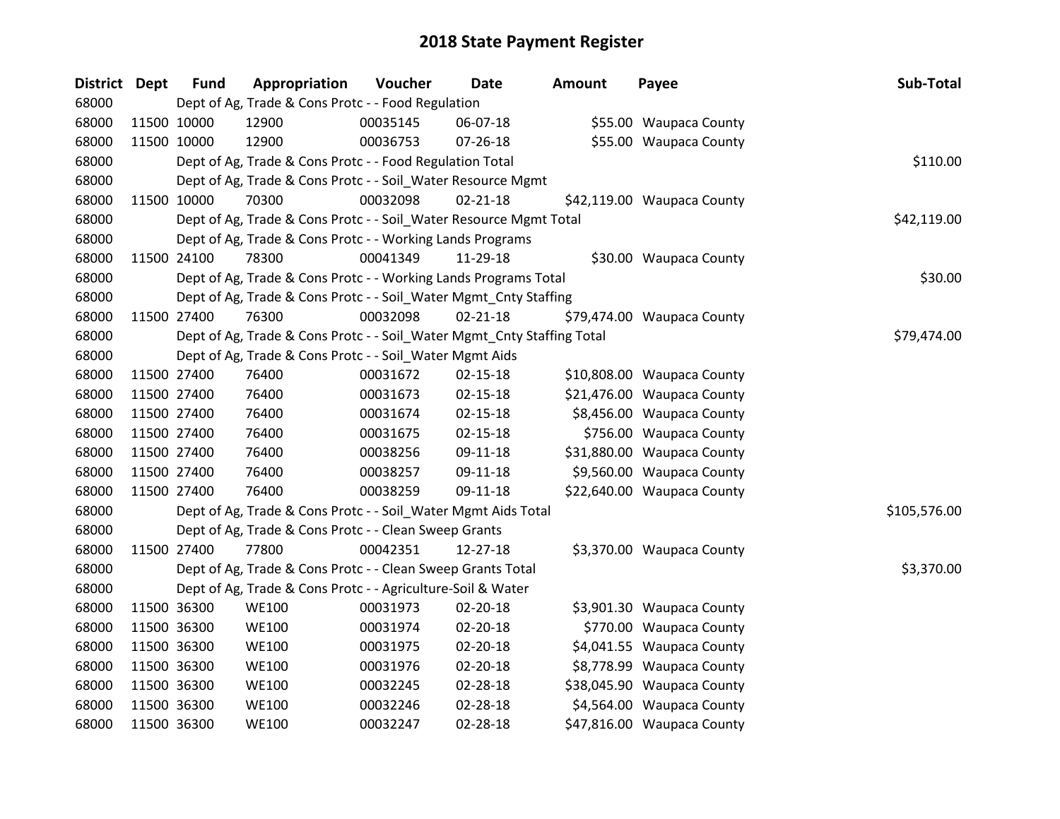# 2018 State Payment Register

| District | Dept | Fund | Appropriation | Voucher | Date | Amount | Payee | Sub-Total |
|---|---|---|---|---|---|---|---|---|
| 68000 | | Dept of Ag, Trade & Cons Protc - - Food Regulation | | | | | | |
| 68000 | 11500 | 10000 | 12900 | 00035145 | 06-07-18 | $55.00 | Waupaca County | |
| 68000 | 11500 | 10000 | 12900 | 00036753 | 07-26-18 | $55.00 | Waupaca County | |
| 68000 | | Dept of Ag, Trade & Cons Protc - - Food Regulation Total | | | | | | $110.00 |
| 68000 | | Dept of Ag, Trade & Cons Protc - - Soil_Water Resource Mgmt | | | | | | |
| 68000 | 11500 | 10000 | 70300 | 00032098 | 02-21-18 | $42,119.00 | Waupaca County | |
| 68000 | | Dept of Ag, Trade & Cons Protc - - Soil_Water Resource Mgmt Total | | | | | | $42,119.00 |
| 68000 | | Dept of Ag, Trade & Cons Protc - - Working Lands Programs | | | | | | |
| 68000 | 11500 | 24100 | 78300 | 00041349 | 11-29-18 | $30.00 | Waupaca County | |
| 68000 | | Dept of Ag, Trade & Cons Protc - - Working Lands Programs Total | | | | | | $30.00 |
| 68000 | | Dept of Ag, Trade & Cons Protc - - Soil_Water Mgmt_Cnty Staffing | | | | | | |
| 68000 | 11500 | 27400 | 76300 | 00032098 | 02-21-18 | $79,474.00 | Waupaca County | |
| 68000 | | Dept of Ag, Trade & Cons Protc - - Soil_Water Mgmt_Cnty Staffing Total | | | | | | $79,474.00 |
| 68000 | | Dept of Ag, Trade & Cons Protc - - Soil_Water Mgmt Aids | | | | | | |
| 68000 | 11500 | 27400 | 76400 | 00031672 | 02-15-18 | $10,808.00 | Waupaca County | |
| 68000 | 11500 | 27400 | 76400 | 00031673 | 02-15-18 | $21,476.00 | Waupaca County | |
| 68000 | 11500 | 27400 | 76400 | 00031674 | 02-15-18 | $8,456.00 | Waupaca County | |
| 68000 | 11500 | 27400 | 76400 | 00031675 | 02-15-18 | $756.00 | Waupaca County | |
| 68000 | 11500 | 27400 | 76400 | 00038256 | 09-11-18 | $31,880.00 | Waupaca County | |
| 68000 | 11500 | 27400 | 76400 | 00038257 | 09-11-18 | $9,560.00 | Waupaca County | |
| 68000 | 11500 | 27400 | 76400 | 00038259 | 09-11-18 | $22,640.00 | Waupaca County | |
| 68000 | | Dept of Ag, Trade & Cons Protc - - Soil_Water Mgmt Aids Total | | | | | | $105,576.00 |
| 68000 | | Dept of Ag, Trade & Cons Protc - - Clean Sweep Grants | | | | | | |
| 68000 | 11500 | 27400 | 77800 | 00042351 | 12-27-18 | $3,370.00 | Waupaca County | |
| 68000 | | Dept of Ag, Trade & Cons Protc - - Clean Sweep Grants Total | | | | | | $3,370.00 |
| 68000 | | Dept of Ag, Trade & Cons Protc - - Agriculture-Soil & Water | | | | | | |
| 68000 | 11500 | 36300 | WE100 | 00031973 | 02-20-18 | $3,901.30 | Waupaca County | |
| 68000 | 11500 | 36300 | WE100 | 00031974 | 02-20-18 | $770.00 | Waupaca County | |
| 68000 | 11500 | 36300 | WE100 | 00031975 | 02-20-18 | $4,041.55 | Waupaca County | |
| 68000 | 11500 | 36300 | WE100 | 00031976 | 02-20-18 | $8,778.99 | Waupaca County | |
| 68000 | 11500 | 36300 | WE100 | 00032245 | 02-28-18 | $38,045.90 | Waupaca County | |
| 68000 | 11500 | 36300 | WE100 | 00032246 | 02-28-18 | $4,564.00 | Waupaca County | |
| 68000 | 11500 | 36300 | WE100 | 00032247 | 02-28-18 | $47,816.00 | Waupaca County | |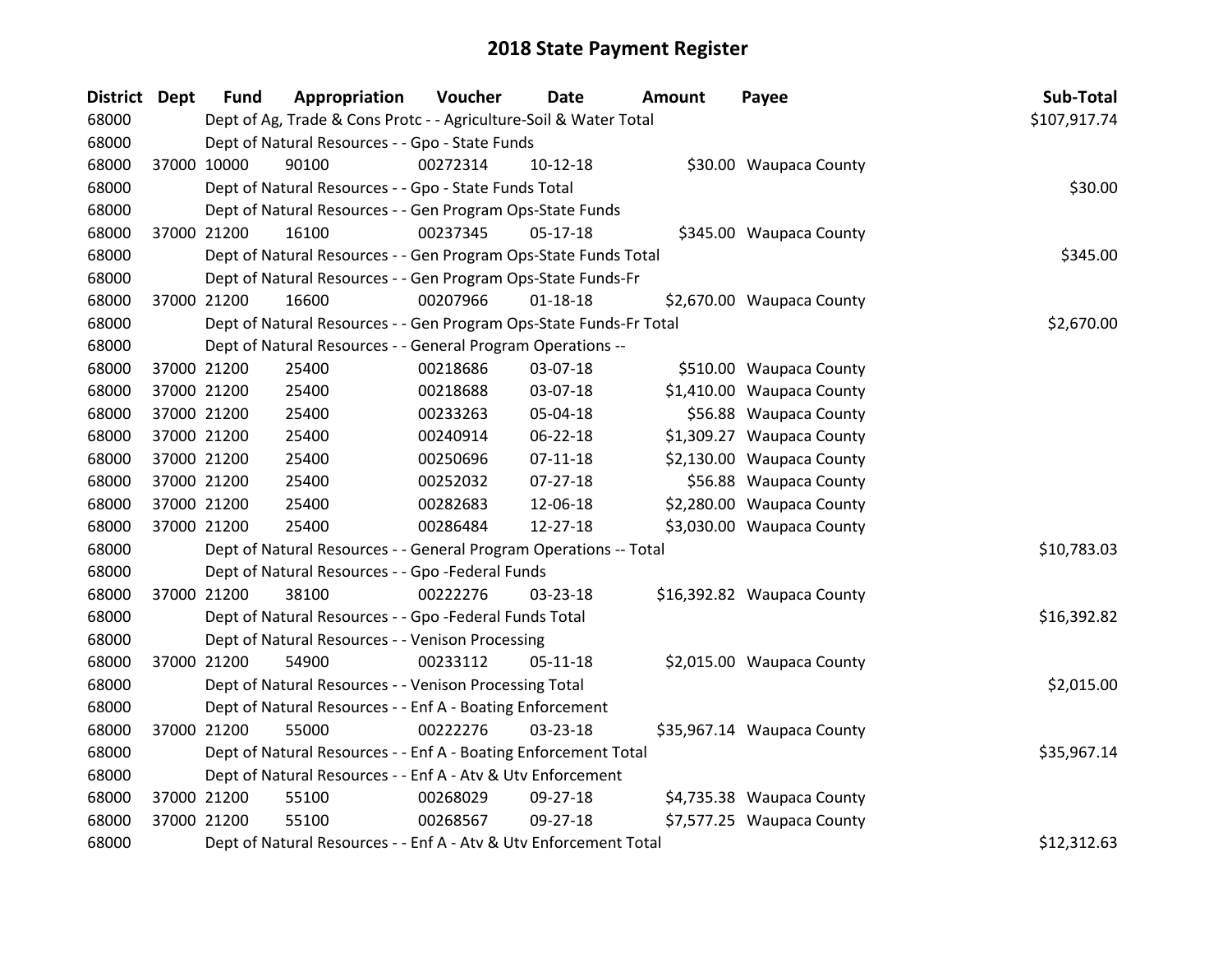# 2018 State Payment Register

| District | Dept | Fund | Appropriation | Voucher | Date | Amount | Payee | Sub-Total |
|---|---|---|---|---|---|---|---|---|
| 68000 | | Dept of Ag, Trade & Cons Protc - - Agriculture-Soil & Water Total | | | | | | $107,917.74 |
| 68000 | | Dept of Natural Resources - - Gpo - State Funds | | | | | | |
| 68000 | 37000 | 10000 | 90100 | 00272314 | 10-12-18 | $30.00 | Waupaca County | |
| 68000 | | Dept of Natural Resources - - Gpo - State Funds Total | | | | | | $30.00 |
| 68000 | | Dept of Natural Resources - - Gen Program Ops-State Funds | | | | | | |
| 68000 | 37000 | 21200 | 16100 | 00237345 | 05-17-18 | $345.00 | Waupaca County | |
| 68000 | | Dept of Natural Resources - - Gen Program Ops-State Funds Total | | | | | | $345.00 |
| 68000 | | Dept of Natural Resources - - Gen Program Ops-State Funds-Fr | | | | | | |
| 68000 | 37000 | 21200 | 16600 | 00207966 | 01-18-18 | $2,670.00 | Waupaca County | |
| 68000 | | Dept of Natural Resources - - Gen Program Ops-State Funds-Fr Total | | | | | | $2,670.00 |
| 68000 | | Dept of Natural Resources - - General Program Operations -- | | | | | | |
| 68000 | 37000 | 21200 | 25400 | 00218686 | 03-07-18 | $510.00 | Waupaca County | |
| 68000 | 37000 | 21200 | 25400 | 00218688 | 03-07-18 | $1,410.00 | Waupaca County | |
| 68000 | 37000 | 21200 | 25400 | 00233263 | 05-04-18 | $56.88 | Waupaca County | |
| 68000 | 37000 | 21200 | 25400 | 00240914 | 06-22-18 | $1,309.27 | Waupaca County | |
| 68000 | 37000 | 21200 | 25400 | 00250696 | 07-11-18 | $2,130.00 | Waupaca County | |
| 68000 | 37000 | 21200 | 25400 | 00252032 | 07-27-18 | $56.88 | Waupaca County | |
| 68000 | 37000 | 21200 | 25400 | 00282683 | 12-06-18 | $2,280.00 | Waupaca County | |
| 68000 | 37000 | 21200 | 25400 | 00286484 | 12-27-18 | $3,030.00 | Waupaca County | |
| 68000 | | Dept of Natural Resources - - General Program Operations -- Total | | | | | | $10,783.03 |
| 68000 | | Dept of Natural Resources - - Gpo -Federal Funds | | | | | | |
| 68000 | 37000 | 21200 | 38100 | 00222276 | 03-23-18 | $16,392.82 | Waupaca County | |
| 68000 | | Dept of Natural Resources - - Gpo -Federal Funds Total | | | | | | $16,392.82 |
| 68000 | | Dept of Natural Resources - - Venison Processing | | | | | | |
| 68000 | 37000 | 21200 | 54900 | 00233112 | 05-11-18 | $2,015.00 | Waupaca County | |
| 68000 | | Dept of Natural Resources - - Venison Processing Total | | | | | | $2,015.00 |
| 68000 | | Dept of Natural Resources - - Enf A - Boating Enforcement | | | | | | |
| 68000 | 37000 | 21200 | 55000 | 00222276 | 03-23-18 | $35,967.14 | Waupaca County | |
| 68000 | | Dept of Natural Resources - - Enf A - Boating Enforcement Total | | | | | | $35,967.14 |
| 68000 | | Dept of Natural Resources - - Enf A - Atv & Utv Enforcement | | | | | | |
| 68000 | 37000 | 21200 | 55100 | 00268029 | 09-27-18 | $4,735.38 | Waupaca County | |
| 68000 | 37000 | 21200 | 55100 | 00268567 | 09-27-18 | $7,577.25 | Waupaca County | |
| 68000 | | Dept of Natural Resources - - Enf A - Atv & Utv Enforcement Total | | | | | | $12,312.63 |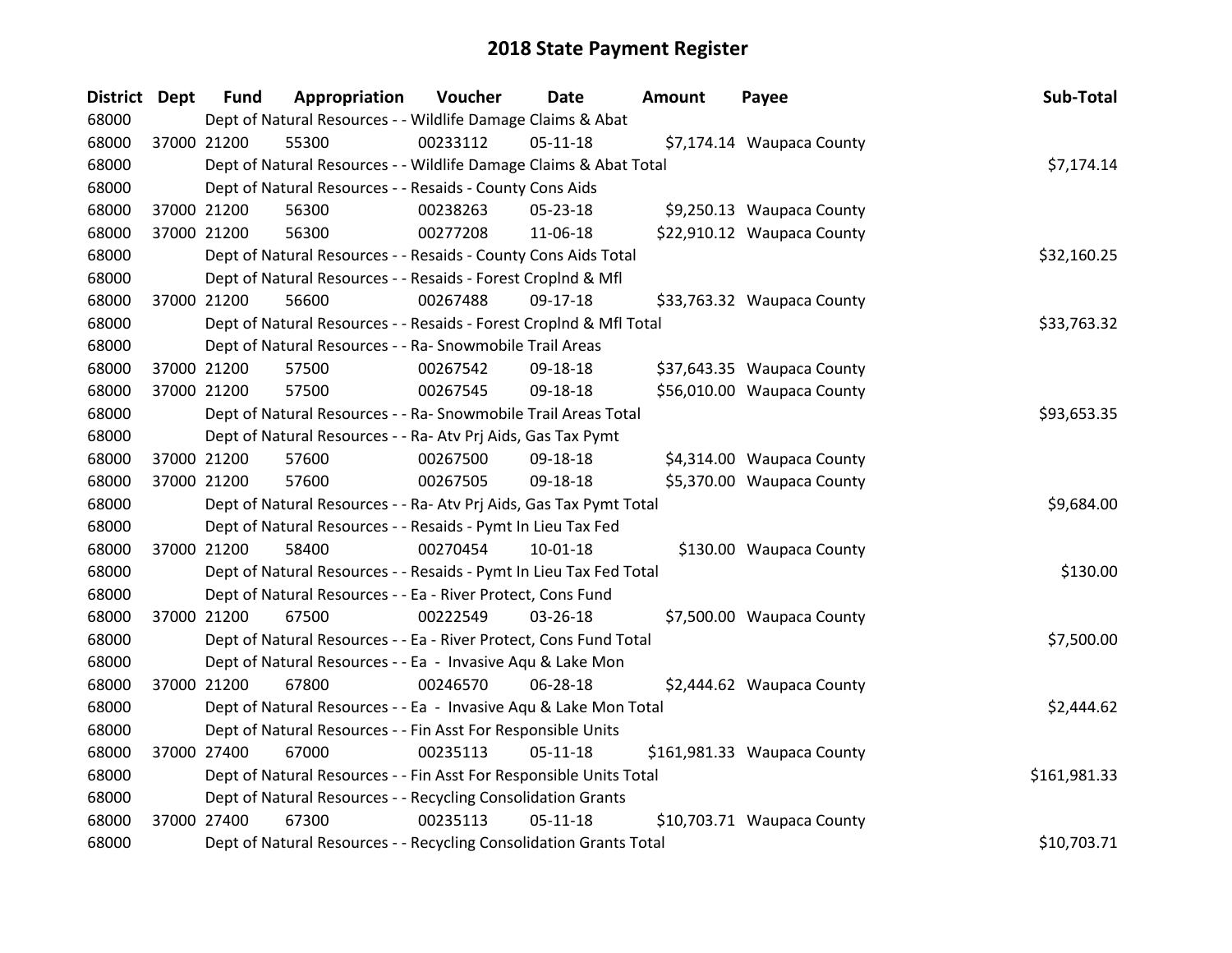# 2018 State Payment Register

| District | Dept | Fund | Appropriation | Voucher | Date | Amount | Payee | Sub-Total |
|---|---|---|---|---|---|---|---|---|
| 68000 | | Dept of Natural Resources - - Wildlife Damage Claims & Abat | | | | | | |
| 68000 | 37000 | 21200 | 55300 | 00233112 | 05-11-18 | $7,174.14 | Waupaca County | |
| 68000 | | Dept of Natural Resources - - Wildlife Damage Claims & Abat Total | | | | | | $7,174.14 |
| 68000 | | Dept of Natural Resources - - Resaids - County Cons Aids | | | | | | |
| 68000 | 37000 | 21200 | 56300 | 00238263 | 05-23-18 | $9,250.13 | Waupaca County | |
| 68000 | 37000 | 21200 | 56300 | 00277208 | 11-06-18 | $22,910.12 | Waupaca County | |
| 68000 | | Dept of Natural Resources - - Resaids - County Cons Aids Total | | | | | | $32,160.25 |
| 68000 | | Dept of Natural Resources - - Resaids - Forest Croplnd & Mfl | | | | | | |
| 68000 | 37000 | 21200 | 56600 | 00267488 | 09-17-18 | $33,763.32 | Waupaca County | |
| 68000 | | Dept of Natural Resources - - Resaids - Forest Croplnd & Mfl Total | | | | | | $33,763.32 |
| 68000 | | Dept of Natural Resources - - Ra- Snowmobile Trail Areas | | | | | | |
| 68000 | 37000 | 21200 | 57500 | 00267542 | 09-18-18 | $37,643.35 | Waupaca County | |
| 68000 | 37000 | 21200 | 57500 | 00267545 | 09-18-18 | $56,010.00 | Waupaca County | |
| 68000 | | Dept of Natural Resources - - Ra- Snowmobile Trail Areas Total | | | | | | $93,653.35 |
| 68000 | | Dept of Natural Resources - - Ra- Atv Prj Aids, Gas Tax Pymt | | | | | | |
| 68000 | 37000 | 21200 | 57600 | 00267500 | 09-18-18 | $4,314.00 | Waupaca County | |
| 68000 | 37000 | 21200 | 57600 | 00267505 | 09-18-18 | $5,370.00 | Waupaca County | |
| 68000 | | Dept of Natural Resources - - Ra- Atv Prj Aids, Gas Tax Pymt Total | | | | | | $9,684.00 |
| 68000 | | Dept of Natural Resources - - Resaids - Pymt In Lieu Tax Fed | | | | | | |
| 68000 | 37000 | 21200 | 58400 | 00270454 | 10-01-18 | $130.00 | Waupaca County | |
| 68000 | | Dept of Natural Resources - - Resaids - Pymt In Lieu Tax Fed Total | | | | | | $130.00 |
| 68000 | | Dept of Natural Resources - - Ea - River Protect, Cons Fund | | | | | | |
| 68000 | 37000 | 21200 | 67500 | 00222549 | 03-26-18 | $7,500.00 | Waupaca County | |
| 68000 | | Dept of Natural Resources - - Ea - River Protect, Cons Fund Total | | | | | | $7,500.00 |
| 68000 | | Dept of Natural Resources - - Ea - Invasive Aqu & Lake Mon | | | | | | |
| 68000 | 37000 | 21200 | 67800 | 00246570 | 06-28-18 | $2,444.62 | Waupaca County | |
| 68000 | | Dept of Natural Resources - - Ea - Invasive Aqu & Lake Mon Total | | | | | | $2,444.62 |
| 68000 | | Dept of Natural Resources - - Fin Asst For Responsible Units | | | | | | |
| 68000 | 37000 | 27400 | 67000 | 00235113 | 05-11-18 | $161,981.33 | Waupaca County | |
| 68000 | | Dept of Natural Resources - - Fin Asst For Responsible Units Total | | | | | | $161,981.33 |
| 68000 | | Dept of Natural Resources - - Recycling Consolidation Grants | | | | | | |
| 68000 | 37000 | 27400 | 67300 | 00235113 | 05-11-18 | $10,703.71 | Waupaca County | |
| 68000 | | Dept of Natural Resources - - Recycling Consolidation Grants Total | | | | | | $10,703.71 |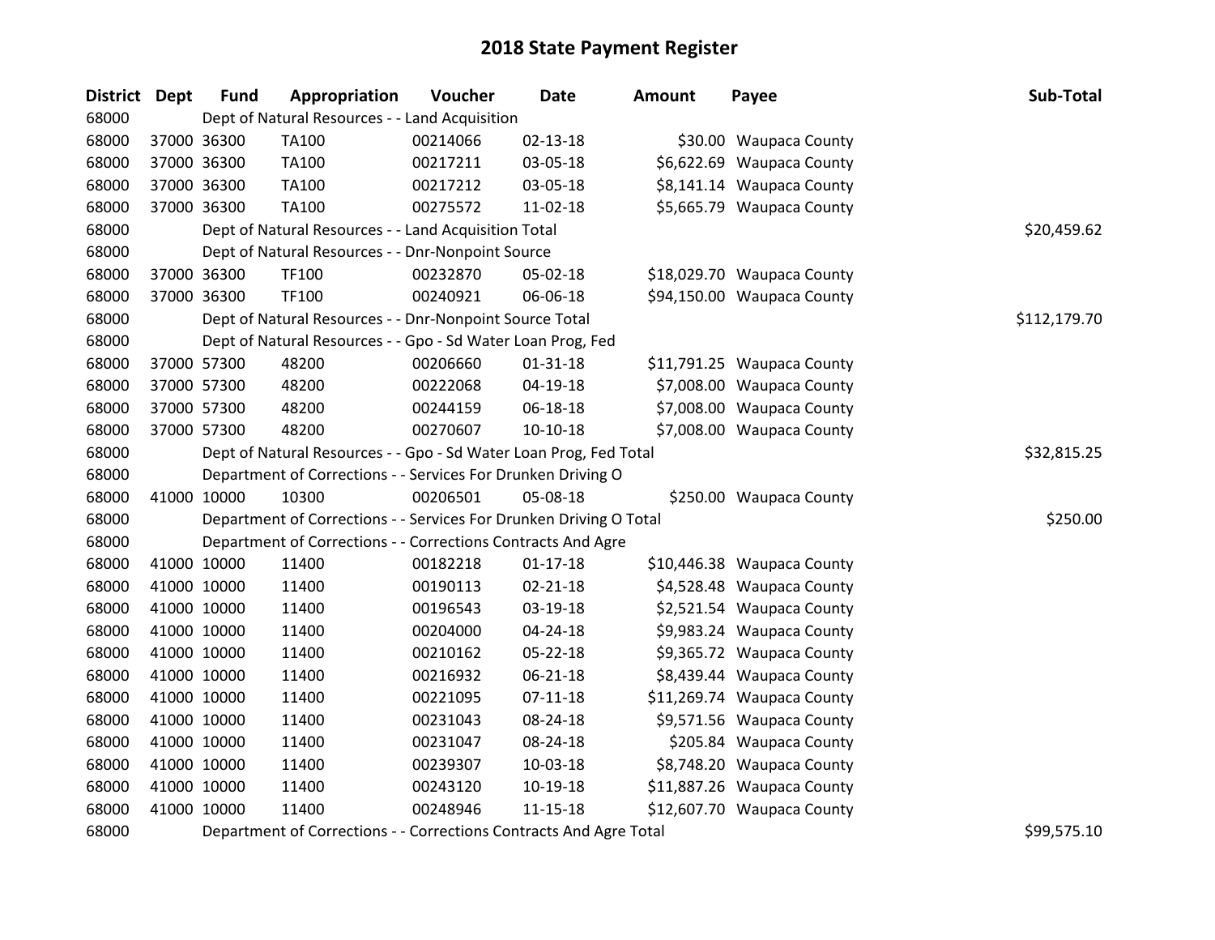# 2018 State Payment Register

| District | Dept | Fund | Appropriation | Voucher | Date | Amount | Payee | Sub-Total |
|---|---|---|---|---|---|---|---|---|
| 68000 | | Dept of Natural Resources - - Land Acquisition | | | | | | |
| 68000 | 37000 | 36300 | TA100 | 00214066 | 02-13-18 | $30.00 | Waupaca County | |
| 68000 | 37000 | 36300 | TA100 | 00217211 | 03-05-18 | $6,622.69 | Waupaca County | |
| 68000 | 37000 | 36300 | TA100 | 00217212 | 03-05-18 | $8,141.14 | Waupaca County | |
| 68000 | 37000 | 36300 | TA100 | 00275572 | 11-02-18 | $5,665.79 | Waupaca County | |
| 68000 | | Dept of Natural Resources - - Land Acquisition Total | | | | | | $20,459.62 |
| 68000 | | Dept of Natural Resources - - Dnr-Nonpoint Source | | | | | | |
| 68000 | 37000 | 36300 | TF100 | 00232870 | 05-02-18 | $18,029.70 | Waupaca County | |
| 68000 | 37000 | 36300 | TF100 | 00240921 | 06-06-18 | $94,150.00 | Waupaca County | |
| 68000 | | Dept of Natural Resources - - Dnr-Nonpoint Source Total | | | | | | $112,179.70 |
| 68000 | | Dept of Natural Resources - - Gpo - Sd Water Loan Prog, Fed | | | | | | |
| 68000 | 37000 | 57300 | 48200 | 00206660 | 01-31-18 | $11,791.25 | Waupaca County | |
| 68000 | 37000 | 57300 | 48200 | 00222068 | 04-19-18 | $7,008.00 | Waupaca County | |
| 68000 | 37000 | 57300 | 48200 | 00244159 | 06-18-18 | $7,008.00 | Waupaca County | |
| 68000 | 37000 | 57300 | 48200 | 00270607 | 10-10-18 | $7,008.00 | Waupaca County | |
| 68000 | | Dept of Natural Resources - - Gpo - Sd Water Loan Prog, Fed Total | | | | | | $32,815.25 |
| 68000 | | Department of Corrections - - Services For Drunken Driving O | | | | | | |
| 68000 | 41000 | 10000 | 10300 | 00206501 | 05-08-18 | $250.00 | Waupaca County | |
| 68000 | | Department of Corrections - - Services For Drunken Driving O Total | | | | | | $250.00 |
| 68000 | | Department of Corrections - - Corrections Contracts And Agre | | | | | | |
| 68000 | 41000 | 10000 | 11400 | 00182218 | 01-17-18 | $10,446.38 | Waupaca County | |
| 68000 | 41000 | 10000 | 11400 | 00190113 | 02-21-18 | $4,528.48 | Waupaca County | |
| 68000 | 41000 | 10000 | 11400 | 00196543 | 03-19-18 | $2,521.54 | Waupaca County | |
| 68000 | 41000 | 10000 | 11400 | 00204000 | 04-24-18 | $9,983.24 | Waupaca County | |
| 68000 | 41000 | 10000 | 11400 | 00210162 | 05-22-18 | $9,365.72 | Waupaca County | |
| 68000 | 41000 | 10000 | 11400 | 00216932 | 06-21-18 | $8,439.44 | Waupaca County | |
| 68000 | 41000 | 10000 | 11400 | 00221095 | 07-11-18 | $11,269.74 | Waupaca County | |
| 68000 | 41000 | 10000 | 11400 | 00231043 | 08-24-18 | $9,571.56 | Waupaca County | |
| 68000 | 41000 | 10000 | 11400 | 00231047 | 08-24-18 | $205.84 | Waupaca County | |
| 68000 | 41000 | 10000 | 11400 | 00239307 | 10-03-18 | $8,748.20 | Waupaca County | |
| 68000 | 41000 | 10000 | 11400 | 00243120 | 10-19-18 | $11,887.26 | Waupaca County | |
| 68000 | 41000 | 10000 | 11400 | 00248946 | 11-15-18 | $12,607.70 | Waupaca County | |
| 68000 | | Department of Corrections - - Corrections Contracts And Agre Total | | | | | | $99,575.10 |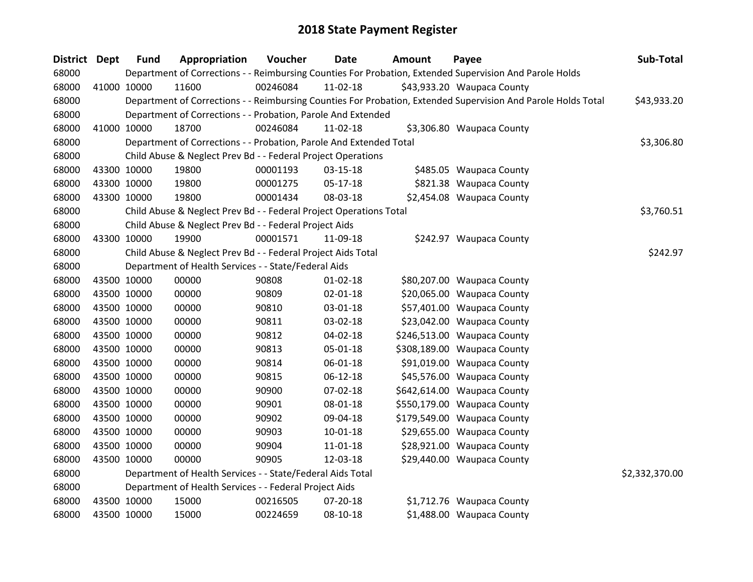# 2018 State Payment Register

| District | Dept | Fund | Appropriation | Voucher | Date | Amount | Payee | Sub-Total |
|---|---|---|---|---|---|---|---|---|
| 68000 | | | Department of Corrections - - Reimbursing Counties For Probation, Extended Supervision And Parole Holds | | | | | |
| 68000 | 41000 | 10000 | 11600 | 00246084 | 11-02-18 | $43,933.20 | Waupaca County | |
| 68000 | | | Department of Corrections - - Reimbursing Counties For Probation, Extended Supervision And Parole Holds Total | | | | | $43,933.20 |
| 68000 | | | Department of Corrections - - Probation, Parole And Extended | | | | | |
| 68000 | 41000 | 10000 | 18700 | 00246084 | 11-02-18 | $3,306.80 | Waupaca County | |
| 68000 | | | Department of Corrections - - Probation, Parole And Extended Total | | | | | $3,306.80 |
| 68000 | | | Child Abuse & Neglect Prev Bd - - Federal Project Operations | | | | | |
| 68000 | 43300 | 10000 | 19800 | 00001193 | 03-15-18 | $485.05 | Waupaca County | |
| 68000 | 43300 | 10000 | 19800 | 00001275 | 05-17-18 | $821.38 | Waupaca County | |
| 68000 | 43300 | 10000 | 19800 | 00001434 | 08-03-18 | $2,454.08 | Waupaca County | |
| 68000 | | | Child Abuse & Neglect Prev Bd - - Federal Project Operations Total | | | | | $3,760.51 |
| 68000 | | | Child Abuse & Neglect Prev Bd - - Federal Project Aids | | | | | |
| 68000 | 43300 | 10000 | 19900 | 00001571 | 11-09-18 | $242.97 | Waupaca County | |
| 68000 | | | Child Abuse & Neglect Prev Bd - - Federal Project Aids Total | | | | | $242.97 |
| 68000 | | | Department of Health Services - - State/Federal Aids | | | | | |
| 68000 | 43500 | 10000 | 00000 | 90808 | 01-02-18 | $80,207.00 | Waupaca County | |
| 68000 | 43500 | 10000 | 00000 | 90809 | 02-01-18 | $20,065.00 | Waupaca County | |
| 68000 | 43500 | 10000 | 00000 | 90810 | 03-01-18 | $57,401.00 | Waupaca County | |
| 68000 | 43500 | 10000 | 00000 | 90811 | 03-02-18 | $23,042.00 | Waupaca County | |
| 68000 | 43500 | 10000 | 00000 | 90812 | 04-02-18 | $246,513.00 | Waupaca County | |
| 68000 | 43500 | 10000 | 00000 | 90813 | 05-01-18 | $308,189.00 | Waupaca County | |
| 68000 | 43500 | 10000 | 00000 | 90814 | 06-01-18 | $91,019.00 | Waupaca County | |
| 68000 | 43500 | 10000 | 00000 | 90815 | 06-12-18 | $45,576.00 | Waupaca County | |
| 68000 | 43500 | 10000 | 00000 | 90900 | 07-02-18 | $642,614.00 | Waupaca County | |
| 68000 | 43500 | 10000 | 00000 | 90901 | 08-01-18 | $550,179.00 | Waupaca County | |
| 68000 | 43500 | 10000 | 00000 | 90902 | 09-04-18 | $179,549.00 | Waupaca County | |
| 68000 | 43500 | 10000 | 00000 | 90903 | 10-01-18 | $29,655.00 | Waupaca County | |
| 68000 | 43500 | 10000 | 00000 | 90904 | 11-01-18 | $28,921.00 | Waupaca County | |
| 68000 | 43500 | 10000 | 00000 | 90905 | 12-03-18 | $29,440.00 | Waupaca County | |
| 68000 | | | Department of Health Services - - State/Federal Aids Total | | | | | $2,332,370.00 |
| 68000 | | | Department of Health Services - - Federal Project Aids | | | | | |
| 68000 | 43500 | 10000 | 15000 | 00216505 | 07-20-18 | $1,712.76 | Waupaca County | |
| 68000 | 43500 | 10000 | 15000 | 00224659 | 08-10-18 | $1,488.00 | Waupaca County | |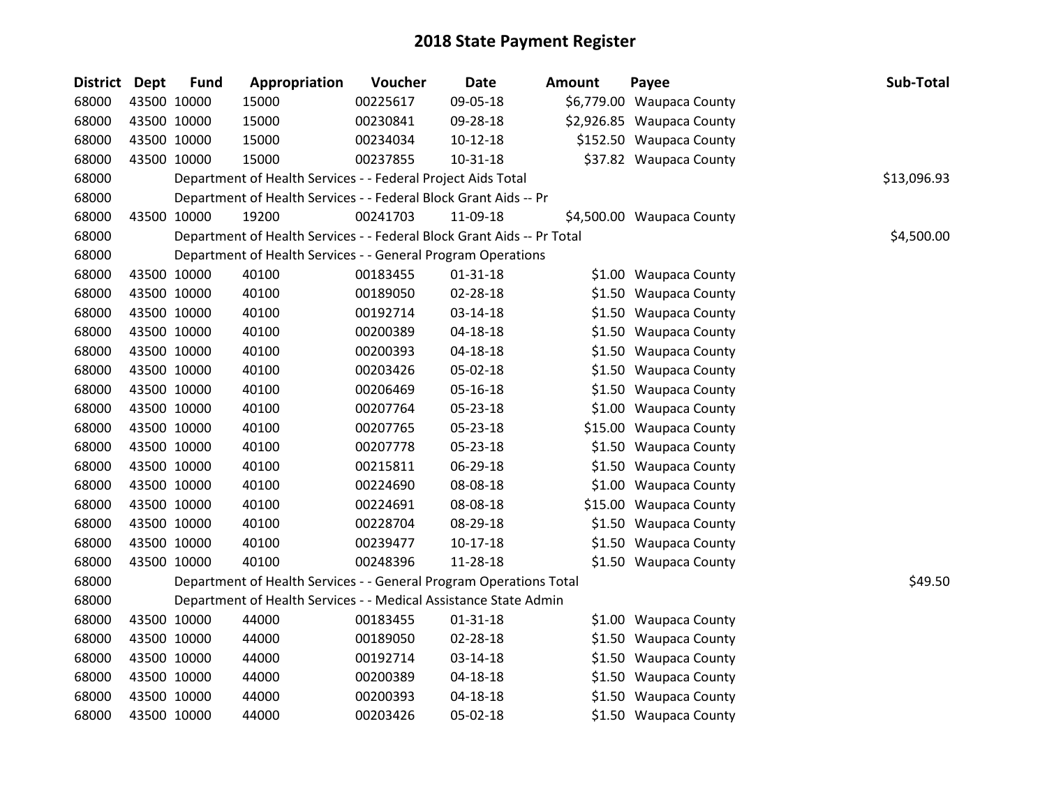# 2018 State Payment Register

| District | Dept | Fund | Appropriation | Voucher | Date | Amount | Payee | Sub-Total |
|---|---|---|---|---|---|---|---|---|
| 68000 | 43500 | 10000 | 15000 | 00225617 | 09-05-18 | $6,779.00 | Waupaca County | |
| 68000 | 43500 | 10000 | 15000 | 00230841 | 09-28-18 | $2,926.85 | Waupaca County | |
| 68000 | 43500 | 10000 | 15000 | 00234034 | 10-12-18 | $152.50 | Waupaca County | |
| 68000 | 43500 | 10000 | 15000 | 00237855 | 10-31-18 | $37.82 | Waupaca County | |
| 68000 | | Department of Health Services - - Federal Project Aids Total | | | | | | $13,096.93 |
| 68000 | | Department of Health Services - - Federal Block Grant Aids -- Pr | | | | | | |
| 68000 | 43500 | 10000 | 19200 | 00241703 | 11-09-18 | $4,500.00 | Waupaca County | |
| 68000 | | Department of Health Services - - Federal Block Grant Aids -- Pr Total | | | | | | $4,500.00 |
| 68000 | | Department of Health Services - - General Program Operations | | | | | | |
| 68000 | 43500 | 10000 | 40100 | 00183455 | 01-31-18 | $1.00 | Waupaca County | |
| 68000 | 43500 | 10000 | 40100 | 00189050 | 02-28-18 | $1.50 | Waupaca County | |
| 68000 | 43500 | 10000 | 40100 | 00192714 | 03-14-18 | $1.50 | Waupaca County | |
| 68000 | 43500 | 10000 | 40100 | 00200389 | 04-18-18 | $1.50 | Waupaca County | |
| 68000 | 43500 | 10000 | 40100 | 00200393 | 04-18-18 | $1.50 | Waupaca County | |
| 68000 | 43500 | 10000 | 40100 | 00203426 | 05-02-18 | $1.50 | Waupaca County | |
| 68000 | 43500 | 10000 | 40100 | 00206469 | 05-16-18 | $1.50 | Waupaca County | |
| 68000 | 43500 | 10000 | 40100 | 00207764 | 05-23-18 | $1.00 | Waupaca County | |
| 68000 | 43500 | 10000 | 40100 | 00207765 | 05-23-18 | $15.00 | Waupaca County | |
| 68000 | 43500 | 10000 | 40100 | 00207778 | 05-23-18 | $1.50 | Waupaca County | |
| 68000 | 43500 | 10000 | 40100 | 00215811 | 06-29-18 | $1.50 | Waupaca County | |
| 68000 | 43500 | 10000 | 40100 | 00224690 | 08-08-18 | $1.00 | Waupaca County | |
| 68000 | 43500 | 10000 | 40100 | 00224691 | 08-08-18 | $15.00 | Waupaca County | |
| 68000 | 43500 | 10000 | 40100 | 00228704 | 08-29-18 | $1.50 | Waupaca County | |
| 68000 | 43500 | 10000 | 40100 | 00239477 | 10-17-18 | $1.50 | Waupaca County | |
| 68000 | 43500 | 10000 | 40100 | 00248396 | 11-28-18 | $1.50 | Waupaca County | |
| 68000 | | Department of Health Services - - General Program Operations Total | | | | | | $49.50 |
| 68000 | | Department of Health Services - - Medical Assistance State Admin | | | | | | |
| 68000 | 43500 | 10000 | 44000 | 00183455 | 01-31-18 | $1.00 | Waupaca County | |
| 68000 | 43500 | 10000 | 44000 | 00189050 | 02-28-18 | $1.50 | Waupaca County | |
| 68000 | 43500 | 10000 | 44000 | 00192714 | 03-14-18 | $1.50 | Waupaca County | |
| 68000 | 43500 | 10000 | 44000 | 00200389 | 04-18-18 | $1.50 | Waupaca County | |
| 68000 | 43500 | 10000 | 44000 | 00200393 | 04-18-18 | $1.50 | Waupaca County | |
| 68000 | 43500 | 10000 | 44000 | 00203426 | 05-02-18 | $1.50 | Waupaca County | |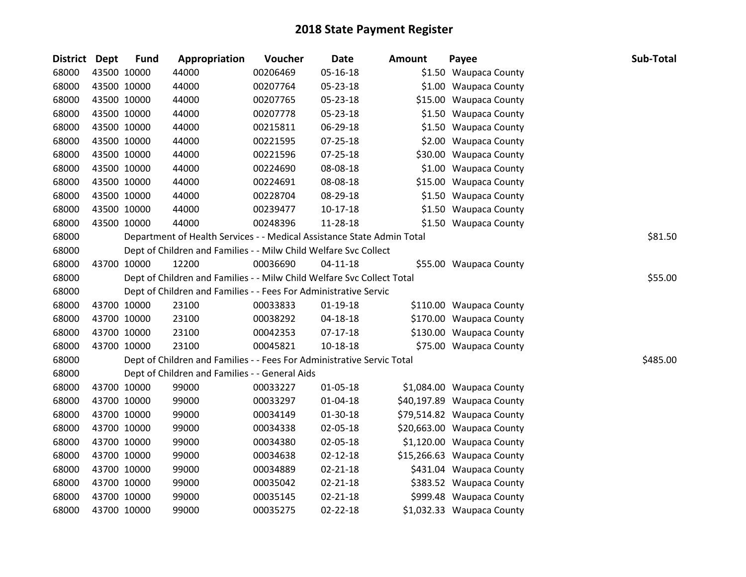# 2018 State Payment Register

| District | Dept | Fund | Appropriation | Voucher | Date | Amount | Payee | Sub-Total |
|---|---|---|---|---|---|---|---|---|
| 68000 | 43500 | 10000 | 44000 | 00206469 | 05-16-18 | $1.50 | Waupaca County | |
| 68000 | 43500 | 10000 | 44000 | 00207764 | 05-23-18 | $1.00 | Waupaca County | |
| 68000 | 43500 | 10000 | 44000 | 00207765 | 05-23-18 | $15.00 | Waupaca County | |
| 68000 | 43500 | 10000 | 44000 | 00207778 | 05-23-18 | $1.50 | Waupaca County | |
| 68000 | 43500 | 10000 | 44000 | 00215811 | 06-29-18 | $1.50 | Waupaca County | |
| 68000 | 43500 | 10000 | 44000 | 00221595 | 07-25-18 | $2.00 | Waupaca County | |
| 68000 | 43500 | 10000 | 44000 | 00221596 | 07-25-18 | $30.00 | Waupaca County | |
| 68000 | 43500 | 10000 | 44000 | 00224690 | 08-08-18 | $1.00 | Waupaca County | |
| 68000 | 43500 | 10000 | 44000 | 00224691 | 08-08-18 | $15.00 | Waupaca County | |
| 68000 | 43500 | 10000 | 44000 | 00228704 | 08-29-18 | $1.50 | Waupaca County | |
| 68000 | 43500 | 10000 | 44000 | 00239477 | 10-17-18 | $1.50 | Waupaca County | |
| 68000 | 43500 | 10000 | 44000 | 00248396 | 11-28-18 | $1.50 | Waupaca County | |
| 68000 | | Department of Health Services - - Medical Assistance State Admin Total | | | | | | $81.50 |
| 68000 | | Dept of Children and Families - - Milw Child Welfare Svc Collect | | | | | | |
| 68000 | 43700 | 10000 | 12200 | 00036690 | 04-11-18 | $55.00 | Waupaca County | |
| 68000 | | Dept of Children and Families - - Milw Child Welfare Svc Collect Total | | | | | | $55.00 |
| 68000 | | Dept of Children and Families - - Fees For Administrative Servic | | | | | | |
| 68000 | 43700 | 10000 | 23100 | 00033833 | 01-19-18 | $110.00 | Waupaca County | |
| 68000 | 43700 | 10000 | 23100 | 00038292 | 04-18-18 | $170.00 | Waupaca County | |
| 68000 | 43700 | 10000 | 23100 | 00042353 | 07-17-18 | $130.00 | Waupaca County | |
| 68000 | 43700 | 10000 | 23100 | 00045821 | 10-18-18 | $75.00 | Waupaca County | |
| 68000 | | Dept of Children and Families - - Fees For Administrative Servic Total | | | | | | $485.00 |
| 68000 | | Dept of Children and Families - - General Aids | | | | | | |
| 68000 | 43700 | 10000 | 99000 | 00033227 | 01-05-18 | $1,084.00 | Waupaca County | |
| 68000 | 43700 | 10000 | 99000 | 00033297 | 01-04-18 | $40,197.89 | Waupaca County | |
| 68000 | 43700 | 10000 | 99000 | 00034149 | 01-30-18 | $79,514.82 | Waupaca County | |
| 68000 | 43700 | 10000 | 99000 | 00034338 | 02-05-18 | $20,663.00 | Waupaca County | |
| 68000 | 43700 | 10000 | 99000 | 00034380 | 02-05-18 | $1,120.00 | Waupaca County | |
| 68000 | 43700 | 10000 | 99000 | 00034638 | 02-12-18 | $15,266.63 | Waupaca County | |
| 68000 | 43700 | 10000 | 99000 | 00034889 | 02-21-18 | $431.04 | Waupaca County | |
| 68000 | 43700 | 10000 | 99000 | 00035042 | 02-21-18 | $383.52 | Waupaca County | |
| 68000 | 43700 | 10000 | 99000 | 00035145 | 02-21-18 | $999.48 | Waupaca County | |
| 68000 | 43700 | 10000 | 99000 | 00035275 | 02-22-18 | $1,032.33 | Waupaca County | |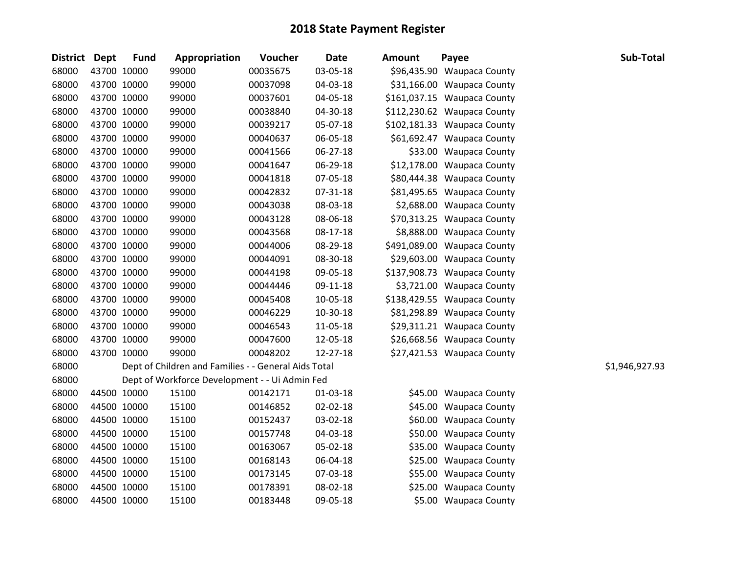# 2018 State Payment Register

| District | Dept | Fund | Appropriation | Voucher | Date | Amount | Payee | Sub-Total |
|---|---|---|---|---|---|---|---|---|
| 68000 | 43700 | 10000 | 99000 | 00035675 | 03-05-18 | $96,435.90 | Waupaca County | |
| 68000 | 43700 | 10000 | 99000 | 00037098 | 04-03-18 | $31,166.00 | Waupaca County | |
| 68000 | 43700 | 10000 | 99000 | 00037601 | 04-05-18 | $161,037.15 | Waupaca County | |
| 68000 | 43700 | 10000 | 99000 | 00038840 | 04-30-18 | $112,230.62 | Waupaca County | |
| 68000 | 43700 | 10000 | 99000 | 00039217 | 05-07-18 | $102,181.33 | Waupaca County | |
| 68000 | 43700 | 10000 | 99000 | 00040637 | 06-05-18 | $61,692.47 | Waupaca County | |
| 68000 | 43700 | 10000 | 99000 | 00041566 | 06-27-18 | $33.00 | Waupaca County | |
| 68000 | 43700 | 10000 | 99000 | 00041647 | 06-29-18 | $12,178.00 | Waupaca County | |
| 68000 | 43700 | 10000 | 99000 | 00041818 | 07-05-18 | $80,444.38 | Waupaca County | |
| 68000 | 43700 | 10000 | 99000 | 00042832 | 07-31-18 | $81,495.65 | Waupaca County | |
| 68000 | 43700 | 10000 | 99000 | 00043038 | 08-03-18 | $2,688.00 | Waupaca County | |
| 68000 | 43700 | 10000 | 99000 | 00043128 | 08-06-18 | $70,313.25 | Waupaca County | |
| 68000 | 43700 | 10000 | 99000 | 00043568 | 08-17-18 | $8,888.00 | Waupaca County | |
| 68000 | 43700 | 10000 | 99000 | 00044006 | 08-29-18 | $491,089.00 | Waupaca County | |
| 68000 | 43700 | 10000 | 99000 | 00044091 | 08-30-18 | $29,603.00 | Waupaca County | |
| 68000 | 43700 | 10000 | 99000 | 00044198 | 09-05-18 | $137,908.73 | Waupaca County | |
| 68000 | 43700 | 10000 | 99000 | 00044446 | 09-11-18 | $3,721.00 | Waupaca County | |
| 68000 | 43700 | 10000 | 99000 | 00045408 | 10-05-18 | $138,429.55 | Waupaca County | |
| 68000 | 43700 | 10000 | 99000 | 00046229 | 10-30-18 | $81,298.89 | Waupaca County | |
| 68000 | 43700 | 10000 | 99000 | 00046543 | 11-05-18 | $29,311.21 | Waupaca County | |
| 68000 | 43700 | 10000 | 99000 | 00047600 | 12-05-18 | $26,668.56 | Waupaca County | |
| 68000 | 43700 | 10000 | 99000 | 00048202 | 12-27-18 | $27,421.53 | Waupaca County | |
| 68000 | | Dept of Children and Families - - General Aids Total | | | | | | $1,946,927.93 |
| 68000 | | Dept of Workforce Development - - Ui Admin Fed | | | | | | |
| 68000 | 44500 | 10000 | 15100 | 00142171 | 01-03-18 | $45.00 | Waupaca County | |
| 68000 | 44500 | 10000 | 15100 | 00146852 | 02-02-18 | $45.00 | Waupaca County | |
| 68000 | 44500 | 10000 | 15100 | 00152437 | 03-02-18 | $60.00 | Waupaca County | |
| 68000 | 44500 | 10000 | 15100 | 00157748 | 04-03-18 | $50.00 | Waupaca County | |
| 68000 | 44500 | 10000 | 15100 | 00163067 | 05-02-18 | $35.00 | Waupaca County | |
| 68000 | 44500 | 10000 | 15100 | 00168143 | 06-04-18 | $25.00 | Waupaca County | |
| 68000 | 44500 | 10000 | 15100 | 00173145 | 07-03-18 | $55.00 | Waupaca County | |
| 68000 | 44500 | 10000 | 15100 | 00178391 | 08-02-18 | $25.00 | Waupaca County | |
| 68000 | 44500 | 10000 | 15100 | 00183448 | 09-05-18 | $5.00 | Waupaca County | |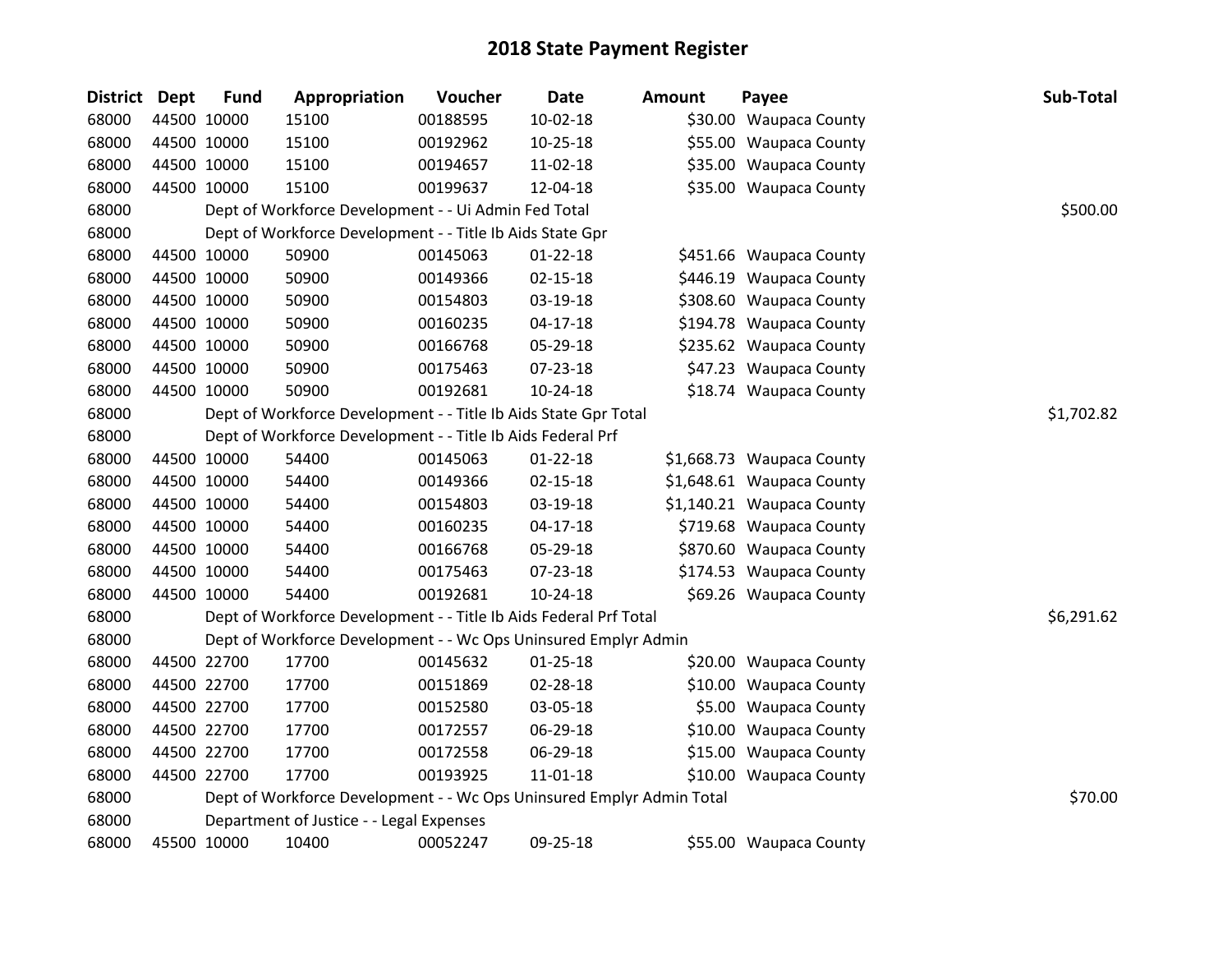# 2018 State Payment Register

| District | Dept | Fund | Appropriation | Voucher | Date | Amount | Payee | Sub-Total |
|---|---|---|---|---|---|---|---|---|
| 68000 | 44500 | 10000 | 15100 | 00188595 | 10-02-18 | $30.00 | Waupaca County | |
| 68000 | 44500 | 10000 | 15100 | 00192962 | 10-25-18 | $55.00 | Waupaca County | |
| 68000 | 44500 | 10000 | 15100 | 00194657 | 11-02-18 | $35.00 | Waupaca County | |
| 68000 | 44500 | 10000 | 15100 | 00199637 | 12-04-18 | $35.00 | Waupaca County | |
| 68000 | | Dept of Workforce Development - - Ui Admin Fed Total | | | | | | $500.00 |
| 68000 | | Dept of Workforce Development - - Title Ib Aids State Gpr | | | | | | |
| 68000 | 44500 | 10000 | 50900 | 00145063 | 01-22-18 | $451.66 | Waupaca County | |
| 68000 | 44500 | 10000 | 50900 | 00149366 | 02-15-18 | $446.19 | Waupaca County | |
| 68000 | 44500 | 10000 | 50900 | 00154803 | 03-19-18 | $308.60 | Waupaca County | |
| 68000 | 44500 | 10000 | 50900 | 00160235 | 04-17-18 | $194.78 | Waupaca County | |
| 68000 | 44500 | 10000 | 50900 | 00166768 | 05-29-18 | $235.62 | Waupaca County | |
| 68000 | 44500 | 10000 | 50900 | 00175463 | 07-23-18 | $47.23 | Waupaca County | |
| 68000 | 44500 | 10000 | 50900 | 00192681 | 10-24-18 | $18.74 | Waupaca County | |
| 68000 | | Dept of Workforce Development - - Title Ib Aids State Gpr Total | | | | | | $1,702.82 |
| 68000 | | Dept of Workforce Development - - Title Ib Aids Federal Prf | | | | | | |
| 68000 | 44500 | 10000 | 54400 | 00145063 | 01-22-18 | $1,668.73 | Waupaca County | |
| 68000 | 44500 | 10000 | 54400 | 00149366 | 02-15-18 | $1,648.61 | Waupaca County | |
| 68000 | 44500 | 10000 | 54400 | 00154803 | 03-19-18 | $1,140.21 | Waupaca County | |
| 68000 | 44500 | 10000 | 54400 | 00160235 | 04-17-18 | $719.68 | Waupaca County | |
| 68000 | 44500 | 10000 | 54400 | 00166768 | 05-29-18 | $870.60 | Waupaca County | |
| 68000 | 44500 | 10000 | 54400 | 00175463 | 07-23-18 | $174.53 | Waupaca County | |
| 68000 | 44500 | 10000 | 54400 | 00192681 | 10-24-18 | $69.26 | Waupaca County | |
| 68000 | | Dept of Workforce Development - - Title Ib Aids Federal Prf Total | | | | | | $6,291.62 |
| 68000 | | Dept of Workforce Development - - Wc Ops Uninsured Emplyr Admin | | | | | | |
| 68000 | 44500 | 22700 | 17700 | 00145632 | 01-25-18 | $20.00 | Waupaca County | |
| 68000 | 44500 | 22700 | 17700 | 00151869 | 02-28-18 | $10.00 | Waupaca County | |
| 68000 | 44500 | 22700 | 17700 | 00152580 | 03-05-18 | $5.00 | Waupaca County | |
| 68000 | 44500 | 22700 | 17700 | 00172557 | 06-29-18 | $10.00 | Waupaca County | |
| 68000 | 44500 | 22700 | 17700 | 00172558 | 06-29-18 | $15.00 | Waupaca County | |
| 68000 | 44500 | 22700 | 17700 | 00193925 | 11-01-18 | $10.00 | Waupaca County | |
| 68000 | | Dept of Workforce Development - - Wc Ops Uninsured Emplyr Admin Total | | | | | | $70.00 |
| 68000 | | Department of Justice - - Legal Expenses | | | | | | |
| 68000 | 45500 | 10000 | 10400 | 00052247 | 09-25-18 | $55.00 | Waupaca County | |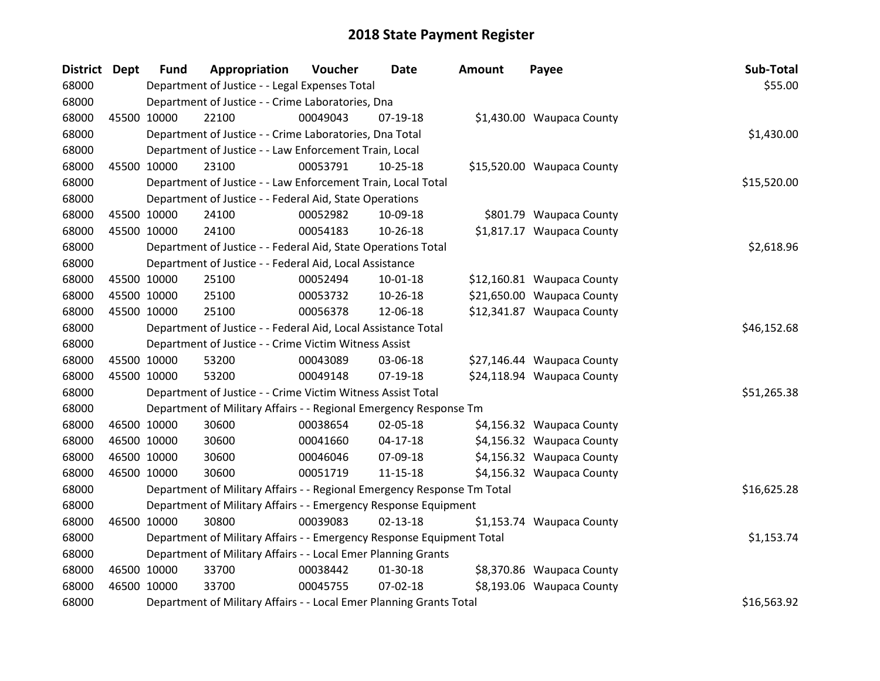# 2018 State Payment Register

| District | Dept | Fund | Appropriation | Voucher | Date | Amount | Payee | Sub-Total |
|---|---|---|---|---|---|---|---|---|
| 68000 | | Department of Justice - - Legal Expenses Total | | | | | | $55.00 |
| 68000 | | Department of Justice - - Crime Laboratories, Dna | | | | | | |
| 68000 | 45500 | 10000 | 22100 | 00049043 | 07-19-18 | $1,430.00 | Waupaca County | |
| 68000 | | Department of Justice - - Crime Laboratories, Dna Total | | | | | | $1,430.00 |
| 68000 | | Department of Justice - - Law Enforcement Train, Local | | | | | | |
| 68000 | 45500 | 10000 | 23100 | 00053791 | 10-25-18 | $15,520.00 | Waupaca County | |
| 68000 | | Department of Justice - - Law Enforcement Train, Local Total | | | | | | $15,520.00 |
| 68000 | | Department of Justice - - Federal Aid, State Operations | | | | | | |
| 68000 | 45500 | 10000 | 24100 | 00052982 | 10-09-18 | $801.79 | Waupaca County | |
| 68000 | 45500 | 10000 | 24100 | 00054183 | 10-26-18 | $1,817.17 | Waupaca County | |
| 68000 | | Department of Justice - - Federal Aid, State Operations Total | | | | | | $2,618.96 |
| 68000 | | Department of Justice - - Federal Aid, Local Assistance | | | | | | |
| 68000 | 45500 | 10000 | 25100 | 00052494 | 10-01-18 | $12,160.81 | Waupaca County | |
| 68000 | 45500 | 10000 | 25100 | 00053732 | 10-26-18 | $21,650.00 | Waupaca County | |
| 68000 | 45500 | 10000 | 25100 | 00056378 | 12-06-18 | $12,341.87 | Waupaca County | |
| 68000 | | Department of Justice - - Federal Aid, Local Assistance Total | | | | | | $46,152.68 |
| 68000 | | Department of Justice - - Crime Victim Witness Assist | | | | | | |
| 68000 | 45500 | 10000 | 53200 | 00043089 | 03-06-18 | $27,146.44 | Waupaca County | |
| 68000 | 45500 | 10000 | 53200 | 00049148 | 07-19-18 | $24,118.94 | Waupaca County | |
| 68000 | | Department of Justice - - Crime Victim Witness Assist Total | | | | | | $51,265.38 |
| 68000 | | Department of Military Affairs - - Regional Emergency Response Tm | | | | | | |
| 68000 | 46500 | 10000 | 30600 | 00038654 | 02-05-18 | $4,156.32 | Waupaca County | |
| 68000 | 46500 | 10000 | 30600 | 00041660 | 04-17-18 | $4,156.32 | Waupaca County | |
| 68000 | 46500 | 10000 | 30600 | 00046046 | 07-09-18 | $4,156.32 | Waupaca County | |
| 68000 | 46500 | 10000 | 30600 | 00051719 | 11-15-18 | $4,156.32 | Waupaca County | |
| 68000 | | Department of Military Affairs - - Regional Emergency Response Tm Total | | | | | | $16,625.28 |
| 68000 | | Department of Military Affairs - - Emergency Response Equipment | | | | | | |
| 68000 | 46500 | 10000 | 30800 | 00039083 | 02-13-18 | $1,153.74 | Waupaca County | |
| 68000 | | Department of Military Affairs - - Emergency Response Equipment Total | | | | | | $1,153.74 |
| 68000 | | Department of Military Affairs - - Local Emer Planning Grants | | | | | | |
| 68000 | 46500 | 10000 | 33700 | 00038442 | 01-30-18 | $8,370.86 | Waupaca County | |
| 68000 | 46500 | 10000 | 33700 | 00045755 | 07-02-18 | $8,193.06 | Waupaca County | |
| 68000 | | Department of Military Affairs - - Local Emer Planning Grants Total | | | | | | $16,563.92 |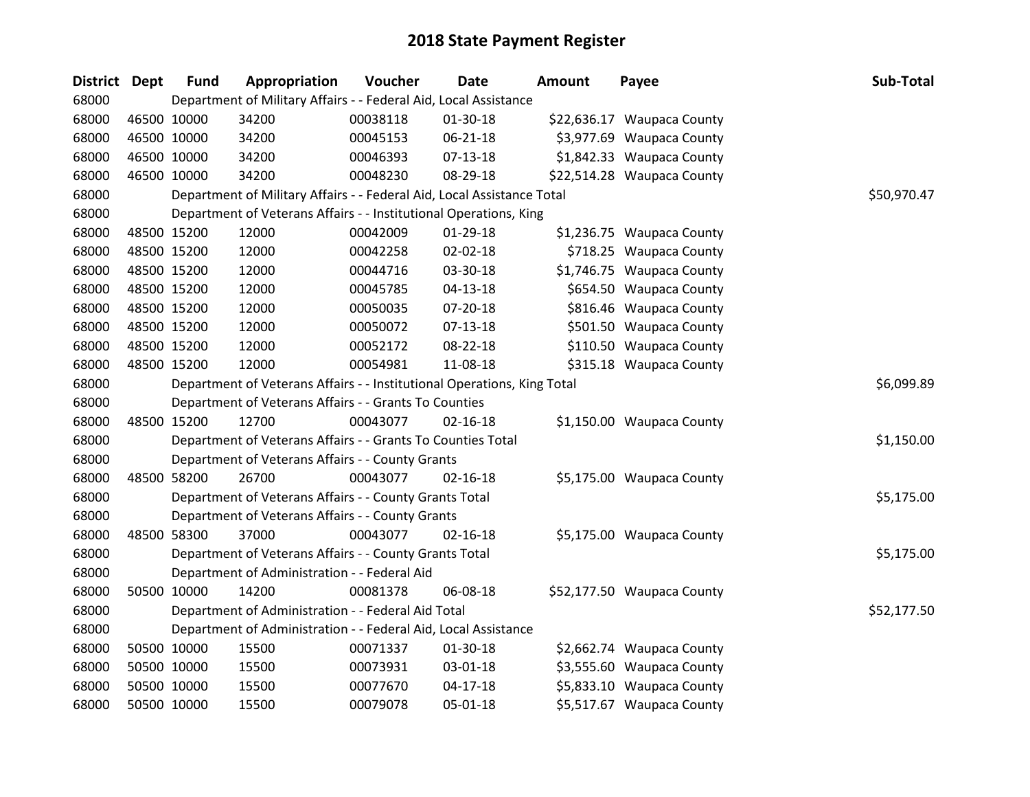# 2018 State Payment Register

| District | Dept | Fund | Appropriation | Voucher | Date | Amount | Payee | Sub-Total |
|---|---|---|---|---|---|---|---|---|
| 68000 | | Department of Military Affairs - - Federal Aid, Local Assistance | | | | | | |
| 68000 | 46500 | 10000 | 34200 | 00038118 | 01-30-18 | $22,636.17 | Waupaca County | |
| 68000 | 46500 | 10000 | 34200 | 00045153 | 06-21-18 | $3,977.69 | Waupaca County | |
| 68000 | 46500 | 10000 | 34200 | 00046393 | 07-13-18 | $1,842.33 | Waupaca County | |
| 68000 | 46500 | 10000 | 34200 | 00048230 | 08-29-18 | $22,514.28 | Waupaca County | |
| 68000 | | Department of Military Affairs - - Federal Aid, Local Assistance Total | | | | | | $50,970.47 |
| 68000 | | Department of Veterans Affairs - - Institutional Operations, King | | | | | | |
| 68000 | 48500 | 15200 | 12000 | 00042009 | 01-29-18 | $1,236.75 | Waupaca County | |
| 68000 | 48500 | 15200 | 12000 | 00042258 | 02-02-18 | $718.25 | Waupaca County | |
| 68000 | 48500 | 15200 | 12000 | 00044716 | 03-30-18 | $1,746.75 | Waupaca County | |
| 68000 | 48500 | 15200 | 12000 | 00045785 | 04-13-18 | $654.50 | Waupaca County | |
| 68000 | 48500 | 15200 | 12000 | 00050035 | 07-20-18 | $816.46 | Waupaca County | |
| 68000 | 48500 | 15200 | 12000 | 00050072 | 07-13-18 | $501.50 | Waupaca County | |
| 68000 | 48500 | 15200 | 12000 | 00052172 | 08-22-18 | $110.50 | Waupaca County | |
| 68000 | 48500 | 15200 | 12000 | 00054981 | 11-08-18 | $315.18 | Waupaca County | |
| 68000 | | Department of Veterans Affairs - - Institutional Operations, King Total | | | | | | $6,099.89 |
| 68000 | | Department of Veterans Affairs - - Grants To Counties | | | | | | |
| 68000 | 48500 | 15200 | 12700 | 00043077 | 02-16-18 | $1,150.00 | Waupaca County | |
| 68000 | | Department of Veterans Affairs - - Grants To Counties Total | | | | | | $1,150.00 |
| 68000 | | Department of Veterans Affairs - - County Grants | | | | | | |
| 68000 | 48500 | 58200 | 26700 | 00043077 | 02-16-18 | $5,175.00 | Waupaca County | |
| 68000 | | Department of Veterans Affairs - - County Grants Total | | | | | | $5,175.00 |
| 68000 | | Department of Veterans Affairs - - County Grants | | | | | | |
| 68000 | 48500 | 58300 | 37000 | 00043077 | 02-16-18 | $5,175.00 | Waupaca County | |
| 68000 | | Department of Veterans Affairs - - County Grants Total | | | | | | $5,175.00 |
| 68000 | | Department of Administration - - Federal Aid | | | | | | |
| 68000 | 50500 | 10000 | 14200 | 00081378 | 06-08-18 | $52,177.50 | Waupaca County | |
| 68000 | | Department of Administration - - Federal Aid Total | | | | | | $52,177.50 |
| 68000 | | Department of Administration - - Federal Aid, Local Assistance | | | | | | |
| 68000 | 50500 | 10000 | 15500 | 00071337 | 01-30-18 | $2,662.74 | Waupaca County | |
| 68000 | 50500 | 10000 | 15500 | 00073931 | 03-01-18 | $3,555.60 | Waupaca County | |
| 68000 | 50500 | 10000 | 15500 | 00077670 | 04-17-18 | $5,833.10 | Waupaca County | |
| 68000 | 50500 | 10000 | 15500 | 00079078 | 05-01-18 | $5,517.67 | Waupaca County | |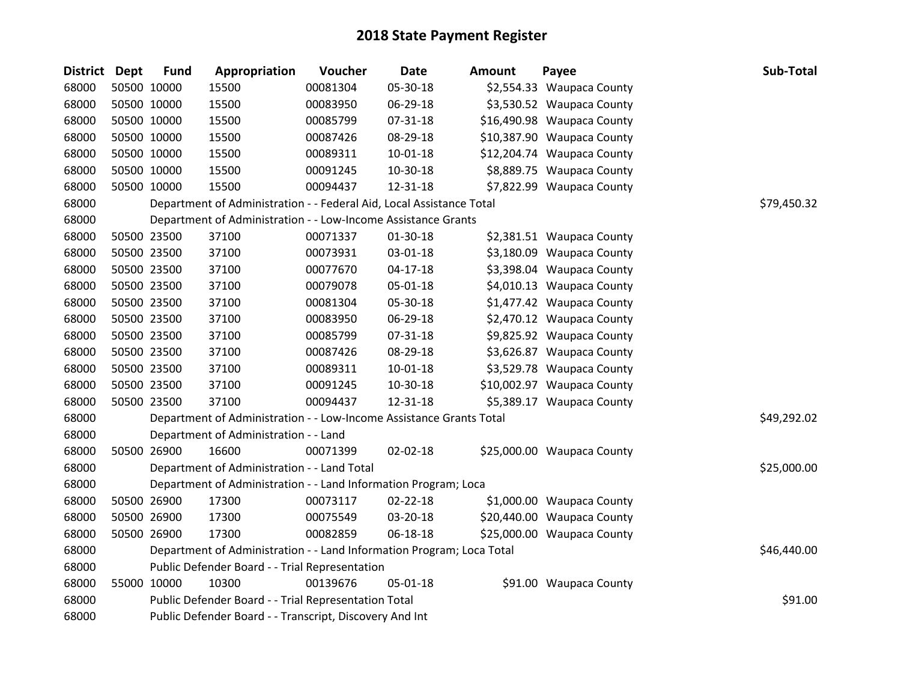# 2018 State Payment Register

| District | Dept | Fund | Appropriation | Voucher | Date | Amount | Payee | Sub-Total |
|---|---|---|---|---|---|---|---|---|
| 68000 | 50500 | 10000 | 15500 | 00081304 | 05-30-18 | $2,554.33 | Waupaca County | |
| 68000 | 50500 | 10000 | 15500 | 00083950 | 06-29-18 | $3,530.52 | Waupaca County | |
| 68000 | 50500 | 10000 | 15500 | 00085799 | 07-31-18 | $16,490.98 | Waupaca County | |
| 68000 | 50500 | 10000 | 15500 | 00087426 | 08-29-18 | $10,387.90 | Waupaca County | |
| 68000 | 50500 | 10000 | 15500 | 00089311 | 10-01-18 | $12,204.74 | Waupaca County | |
| 68000 | 50500 | 10000 | 15500 | 00091245 | 10-30-18 | $8,889.75 | Waupaca County | |
| 68000 | 50500 | 10000 | 15500 | 00094437 | 12-31-18 | $7,822.99 | Waupaca County | |
| 68000 | | | Department of Administration - - Federal Aid, Local Assistance Total | | | | | $79,450.32 |
| 68000 | | | Department of Administration - - Low-Income Assistance Grants | | | | | |
| 68000 | 50500 | 23500 | 37100 | 00071337 | 01-30-18 | $2,381.51 | Waupaca County | |
| 68000 | 50500 | 23500 | 37100 | 00073931 | 03-01-18 | $3,180.09 | Waupaca County | |
| 68000 | 50500 | 23500 | 37100 | 00077670 | 04-17-18 | $3,398.04 | Waupaca County | |
| 68000 | 50500 | 23500 | 37100 | 00079078 | 05-01-18 | $4,010.13 | Waupaca County | |
| 68000 | 50500 | 23500 | 37100 | 00081304 | 05-30-18 | $1,477.42 | Waupaca County | |
| 68000 | 50500 | 23500 | 37100 | 00083950 | 06-29-18 | $2,470.12 | Waupaca County | |
| 68000 | 50500 | 23500 | 37100 | 00085799 | 07-31-18 | $9,825.92 | Waupaca County | |
| 68000 | 50500 | 23500 | 37100 | 00087426 | 08-29-18 | $3,626.87 | Waupaca County | |
| 68000 | 50500 | 23500 | 37100 | 00089311 | 10-01-18 | $3,529.78 | Waupaca County | |
| 68000 | 50500 | 23500 | 37100 | 00091245 | 10-30-18 | $10,002.97 | Waupaca County | |
| 68000 | 50500 | 23500 | 37100 | 00094437 | 12-31-18 | $5,389.17 | Waupaca County | |
| 68000 | | | Department of Administration - - Low-Income Assistance Grants Total | | | | | $49,292.02 |
| 68000 | | | Department of Administration - - Land | | | | | |
| 68000 | 50500 | 26900 | 16600 | 00071399 | 02-02-18 | $25,000.00 | Waupaca County | |
| 68000 | | | Department of Administration - - Land Total | | | | | $25,000.00 |
| 68000 | | | Department of Administration - - Land Information Program; Loca | | | | | |
| 68000 | 50500 | 26900 | 17300 | 00073117 | 02-22-18 | $1,000.00 | Waupaca County | |
| 68000 | 50500 | 26900 | 17300 | 00075549 | 03-20-18 | $20,440.00 | Waupaca County | |
| 68000 | 50500 | 26900 | 17300 | 00082859 | 06-18-18 | $25,000.00 | Waupaca County | |
| 68000 | | | Department of Administration - - Land Information Program; Loca Total | | | | | $46,440.00 |
| 68000 | | | Public Defender Board - - Trial Representation | | | | | |
| 68000 | 55000 | 10000 | 10300 | 00139676 | 05-01-18 | $91.00 | Waupaca County | |
| 68000 | | | Public Defender Board - - Trial Representation Total | | | | | $91.00 |
| 68000 | | | Public Defender Board - - Transcript, Discovery And Int | | | | | |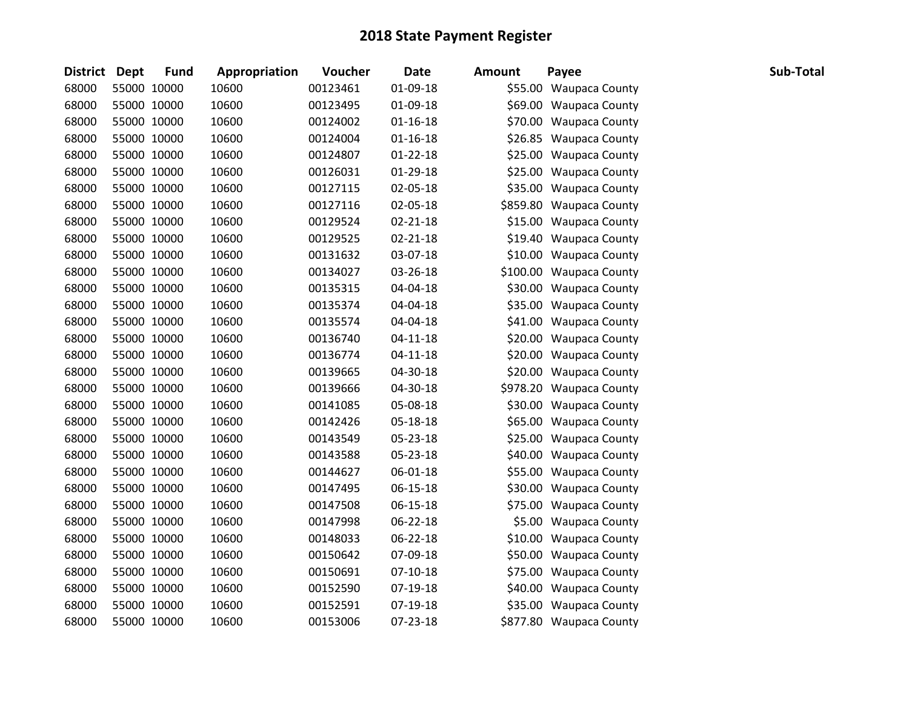# 2018 State Payment Register

| District | Dept | Fund | Appropriation | Voucher | Date | Amount | Payee | Sub-Total |
|---|---|---|---|---|---|---|---|---|
| 68000 | 55000 | 10000 | 10600 | 00123461 | 01-09-18 | $55.00 | Waupaca County | |
| 68000 | 55000 | 10000 | 10600 | 00123495 | 01-09-18 | $69.00 | Waupaca County | |
| 68000 | 55000 | 10000 | 10600 | 00124002 | 01-16-18 | $70.00 | Waupaca County | |
| 68000 | 55000 | 10000 | 10600 | 00124004 | 01-16-18 | $26.85 | Waupaca County | |
| 68000 | 55000 | 10000 | 10600 | 00124807 | 01-22-18 | $25.00 | Waupaca County | |
| 68000 | 55000 | 10000 | 10600 | 00126031 | 01-29-18 | $25.00 | Waupaca County | |
| 68000 | 55000 | 10000 | 10600 | 00127115 | 02-05-18 | $35.00 | Waupaca County | |
| 68000 | 55000 | 10000 | 10600 | 00127116 | 02-05-18 | $859.80 | Waupaca County | |
| 68000 | 55000 | 10000 | 10600 | 00129524 | 02-21-18 | $15.00 | Waupaca County | |
| 68000 | 55000 | 10000 | 10600 | 00129525 | 02-21-18 | $19.40 | Waupaca County | |
| 68000 | 55000 | 10000 | 10600 | 00131632 | 03-07-18 | $10.00 | Waupaca County | |
| 68000 | 55000 | 10000 | 10600 | 00134027 | 03-26-18 | $100.00 | Waupaca County | |
| 68000 | 55000 | 10000 | 10600 | 00135315 | 04-04-18 | $30.00 | Waupaca County | |
| 68000 | 55000 | 10000 | 10600 | 00135374 | 04-04-18 | $35.00 | Waupaca County | |
| 68000 | 55000 | 10000 | 10600 | 00135574 | 04-04-18 | $41.00 | Waupaca County | |
| 68000 | 55000 | 10000 | 10600 | 00136740 | 04-11-18 | $20.00 | Waupaca County | |
| 68000 | 55000 | 10000 | 10600 | 00136774 | 04-11-18 | $20.00 | Waupaca County | |
| 68000 | 55000 | 10000 | 10600 | 00139665 | 04-30-18 | $20.00 | Waupaca County | |
| 68000 | 55000 | 10000 | 10600 | 00139666 | 04-30-18 | $978.20 | Waupaca County | |
| 68000 | 55000 | 10000 | 10600 | 00141085 | 05-08-18 | $30.00 | Waupaca County | |
| 68000 | 55000 | 10000 | 10600 | 00142426 | 05-18-18 | $65.00 | Waupaca County | |
| 68000 | 55000 | 10000 | 10600 | 00143549 | 05-23-18 | $25.00 | Waupaca County | |
| 68000 | 55000 | 10000 | 10600 | 00143588 | 05-23-18 | $40.00 | Waupaca County | |
| 68000 | 55000 | 10000 | 10600 | 00144627 | 06-01-18 | $55.00 | Waupaca County | |
| 68000 | 55000 | 10000 | 10600 | 00147495 | 06-15-18 | $30.00 | Waupaca County | |
| 68000 | 55000 | 10000 | 10600 | 00147508 | 06-15-18 | $75.00 | Waupaca County | |
| 68000 | 55000 | 10000 | 10600 | 00147998 | 06-22-18 | $5.00 | Waupaca County | |
| 68000 | 55000 | 10000 | 10600 | 00148033 | 06-22-18 | $10.00 | Waupaca County | |
| 68000 | 55000 | 10000 | 10600 | 00150642 | 07-09-18 | $50.00 | Waupaca County | |
| 68000 | 55000 | 10000 | 10600 | 00150691 | 07-10-18 | $75.00 | Waupaca County | |
| 68000 | 55000 | 10000 | 10600 | 00152590 | 07-19-18 | $40.00 | Waupaca County | |
| 68000 | 55000 | 10000 | 10600 | 00152591 | 07-19-18 | $35.00 | Waupaca County | |
| 68000 | 55000 | 10000 | 10600 | 00153006 | 07-23-18 | $877.80 | Waupaca County | |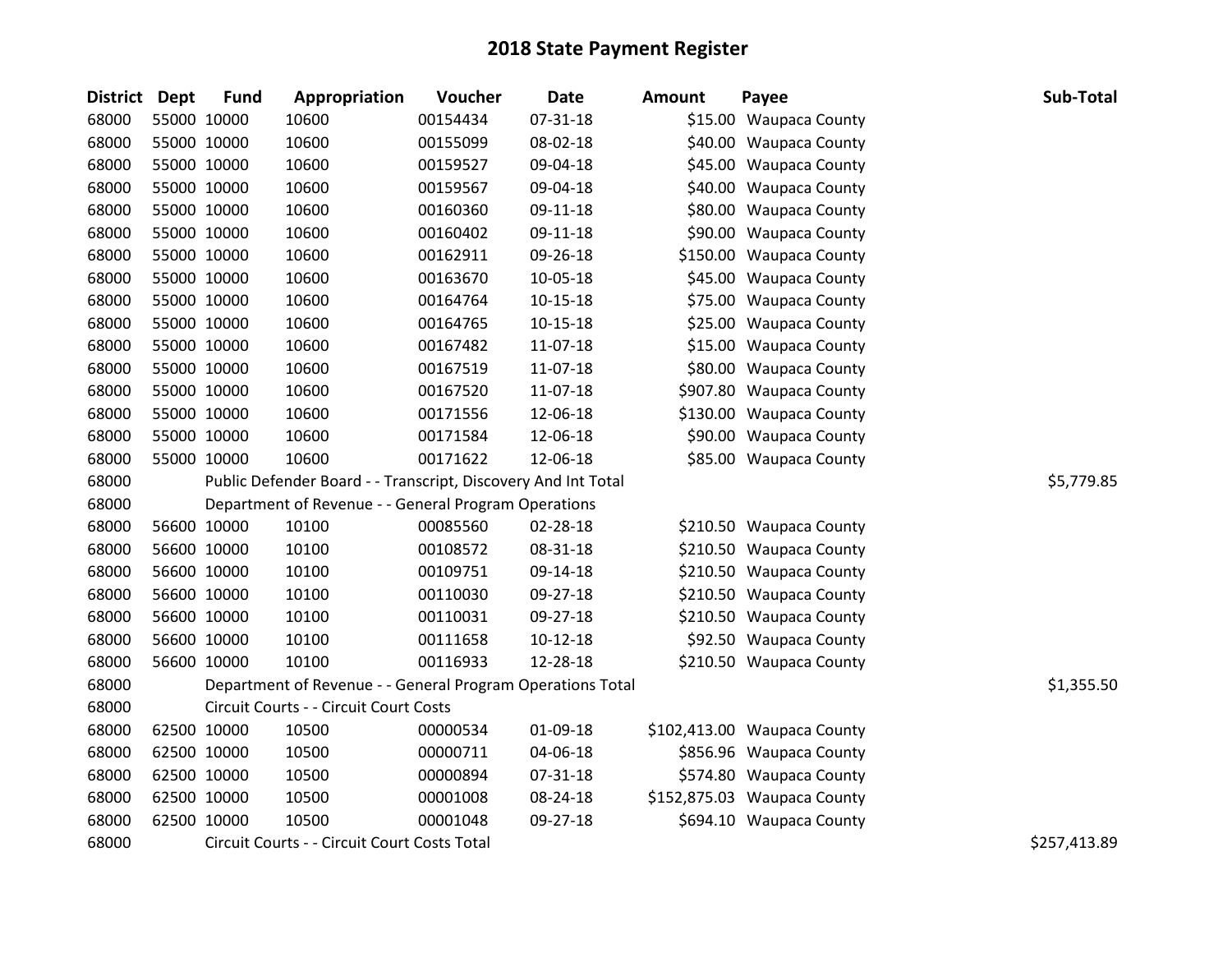# 2018 State Payment Register

| District | Dept | Fund | Appropriation | Voucher | Date | Amount | Payee | Sub-Total |
|---|---|---|---|---|---|---|---|---|
| 68000 | 55000 | 10000 | 10600 | 00154434 | 07-31-18 | $15.00 | Waupaca County | |
| 68000 | 55000 | 10000 | 10600 | 00155099 | 08-02-18 | $40.00 | Waupaca County | |
| 68000 | 55000 | 10000 | 10600 | 00159527 | 09-04-18 | $45.00 | Waupaca County | |
| 68000 | 55000 | 10000 | 10600 | 00159567 | 09-04-18 | $40.00 | Waupaca County | |
| 68000 | 55000 | 10000 | 10600 | 00160360 | 09-11-18 | $80.00 | Waupaca County | |
| 68000 | 55000 | 10000 | 10600 | 00160402 | 09-11-18 | $90.00 | Waupaca County | |
| 68000 | 55000 | 10000 | 10600 | 00162911 | 09-26-18 | $150.00 | Waupaca County | |
| 68000 | 55000 | 10000 | 10600 | 00163670 | 10-05-18 | $45.00 | Waupaca County | |
| 68000 | 55000 | 10000 | 10600 | 00164764 | 10-15-18 | $75.00 | Waupaca County | |
| 68000 | 55000 | 10000 | 10600 | 00164765 | 10-15-18 | $25.00 | Waupaca County | |
| 68000 | 55000 | 10000 | 10600 | 00167482 | 11-07-18 | $15.00 | Waupaca County | |
| 68000 | 55000 | 10000 | 10600 | 00167519 | 11-07-18 | $80.00 | Waupaca County | |
| 68000 | 55000 | 10000 | 10600 | 00167520 | 11-07-18 | $907.80 | Waupaca County | |
| 68000 | 55000 | 10000 | 10600 | 00171556 | 12-06-18 | $130.00 | Waupaca County | |
| 68000 | 55000 | 10000 | 10600 | 00171584 | 12-06-18 | $90.00 | Waupaca County | |
| 68000 | 55000 | 10000 | 10600 | 00171622 | 12-06-18 | $85.00 | Waupaca County | |
| 68000 | | Public Defender Board - - Transcript, Discovery And Int Total | | | | | | $5,779.85 |
| 68000 | | Department of Revenue - - General Program Operations | | | | | | |
| 68000 | 56600 | 10000 | 10100 | 00085560 | 02-28-18 | $210.50 | Waupaca County | |
| 68000 | 56600 | 10000 | 10100 | 00108572 | 08-31-18 | $210.50 | Waupaca County | |
| 68000 | 56600 | 10000 | 10100 | 00109751 | 09-14-18 | $210.50 | Waupaca County | |
| 68000 | 56600 | 10000 | 10100 | 00110030 | 09-27-18 | $210.50 | Waupaca County | |
| 68000 | 56600 | 10000 | 10100 | 00110031 | 09-27-18 | $210.50 | Waupaca County | |
| 68000 | 56600 | 10000 | 10100 | 00111658 | 10-12-18 | $92.50 | Waupaca County | |
| 68000 | 56600 | 10000 | 10100 | 00116933 | 12-28-18 | $210.50 | Waupaca County | |
| 68000 | | Department of Revenue - - General Program Operations Total | | | | | | $1,355.50 |
| 68000 | | Circuit Courts - - Circuit Court Costs | | | | | | |
| 68000 | 62500 | 10000 | 10500 | 00000534 | 01-09-18 | $102,413.00 | Waupaca County | |
| 68000 | 62500 | 10000 | 10500 | 00000711 | 04-06-18 | $856.96 | Waupaca County | |
| 68000 | 62500 | 10000 | 10500 | 00000894 | 07-31-18 | $574.80 | Waupaca County | |
| 68000 | 62500 | 10000 | 10500 | 00001008 | 08-24-18 | $152,875.03 | Waupaca County | |
| 68000 | 62500 | 10000 | 10500 | 00001048 | 09-27-18 | $694.10 | Waupaca County | |
| 68000 | | Circuit Courts - - Circuit Court Costs Total | | | | | | $257,413.89 |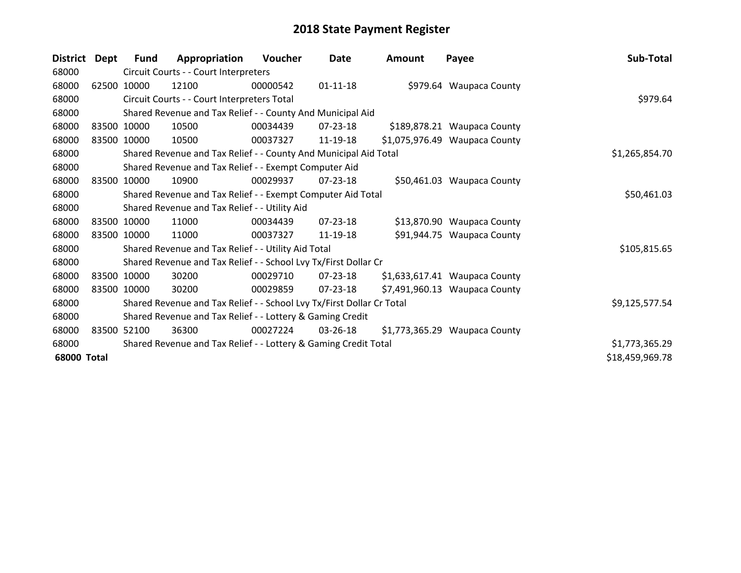# 2018 State Payment Register

| District | Dept | Fund | Appropriation | Voucher | Date | Amount | Payee | Sub-Total |
|---|---|---|---|---|---|---|---|---|
| 68000 | | Circuit Courts - - Court Interpreters | | | | | | |
| 68000 | 62500 | 10000 | 12100 | 00000542 | 01-11-18 | $979.64 | Waupaca County | |
| 68000 | | Circuit Courts - - Court Interpreters Total | | | | | | $979.64 |
| 68000 | | Shared Revenue and Tax Relief - - County And Municipal Aid | | | | | | |
| 68000 | 83500 | 10000 | 10500 | 00034439 | 07-23-18 | $189,878.21 | Waupaca County | |
| 68000 | 83500 | 10000 | 10500 | 00037327 | 11-19-18 | $1,075,976.49 | Waupaca County | |
| 68000 | | Shared Revenue and Tax Relief - - County And Municipal Aid Total | | | | | | $1,265,854.70 |
| 68000 | | Shared Revenue and Tax Relief - - Exempt Computer Aid | | | | | | |
| 68000 | 83500 | 10000 | 10900 | 00029937 | 07-23-18 | $50,461.03 | Waupaca County | |
| 68000 | | Shared Revenue and Tax Relief - - Exempt Computer Aid Total | | | | | | $50,461.03 |
| 68000 | | Shared Revenue and Tax Relief - - Utility Aid | | | | | | |
| 68000 | 83500 | 10000 | 11000 | 00034439 | 07-23-18 | $13,870.90 | Waupaca County | |
| 68000 | 83500 | 10000 | 11000 | 00037327 | 11-19-18 | $91,944.75 | Waupaca County | |
| 68000 | | Shared Revenue and Tax Relief - - Utility Aid Total | | | | | | $105,815.65 |
| 68000 | | Shared Revenue and Tax Relief - - School Lvy Tx/First Dollar Cr | | | | | | |
| 68000 | 83500 | 10000 | 30200 | 00029710 | 07-23-18 | $1,633,617.41 | Waupaca County | |
| 68000 | 83500 | 10000 | 30200 | 00029859 | 07-23-18 | $7,491,960.13 | Waupaca County | |
| 68000 | | Shared Revenue and Tax Relief - - School Lvy Tx/First Dollar Cr Total | | | | | | $9,125,577.54 |
| 68000 | | Shared Revenue and Tax Relief - - Lottery & Gaming Credit | | | | | | |
| 68000 | 83500 | 52100 | 36300 | 00027224 | 03-26-18 | $1,773,365.29 | Waupaca County | |
| 68000 | | Shared Revenue and Tax Relief - - Lottery & Gaming Credit Total | | | | | | $1,773,365.29 |
| **68000 Total** | | | | | | | | $18,459,969.78 |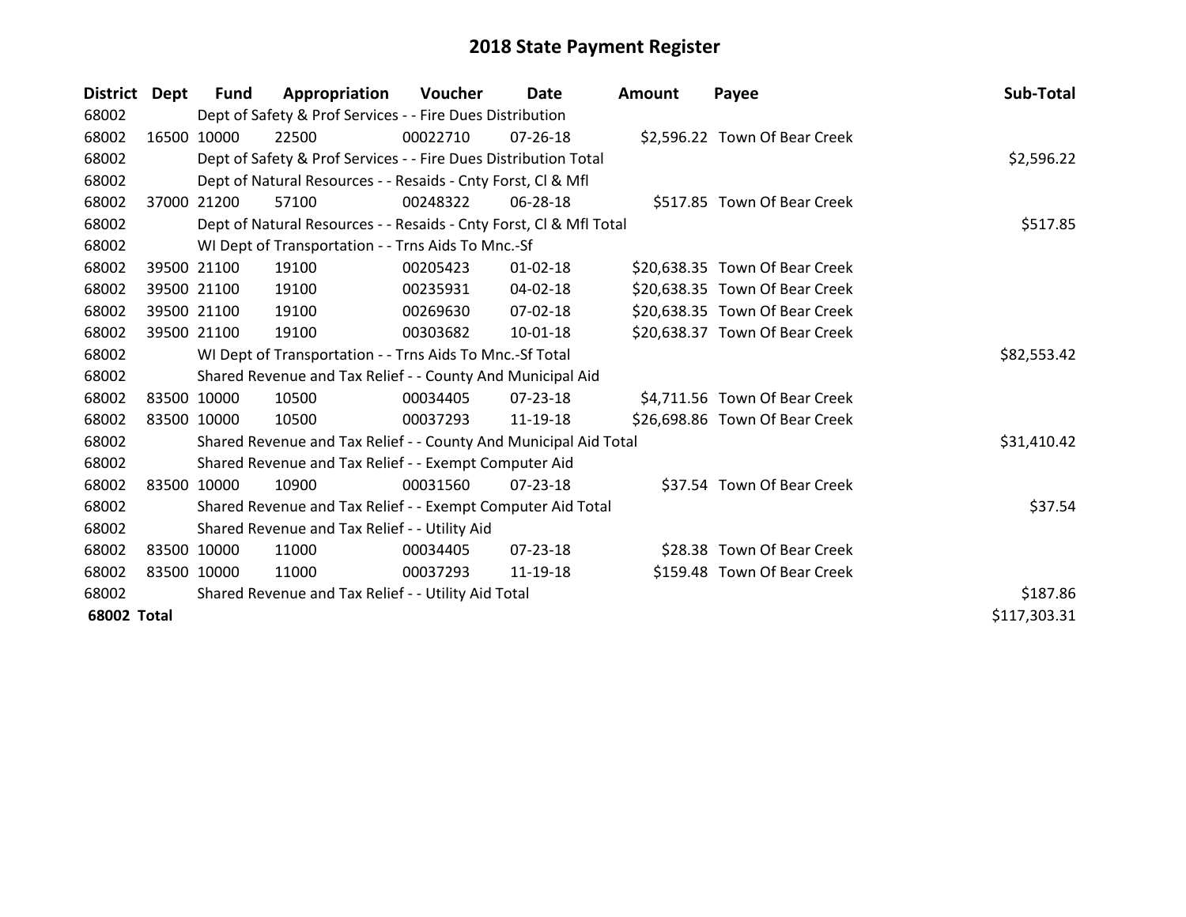# 2018 State Payment Register

| District | Dept | Fund | Appropriation | Voucher | Date | Amount | Payee | Sub-Total |
|---|---|---|---|---|---|---|---|---|
| 68002 | | Dept of Safety & Prof Services - - Fire Dues Distribution | | | | | | |
| 68002 | 16500 | 10000 | 22500 | 00022710 | 07-26-18 | $2,596.22 | Town Of Bear Creek | |
| 68002 | | Dept of Safety & Prof Services - - Fire Dues Distribution Total | | | | | | $2,596.22 |
| 68002 | | Dept of Natural Resources - - Resaids - Cnty Forst, Cl & Mfl | | | | | | |
| 68002 | 37000 | 21200 | 57100 | 00248322 | 06-28-18 | $517.85 | Town Of Bear Creek | |
| 68002 | | Dept of Natural Resources - - Resaids - Cnty Forst, Cl & Mfl Total | | | | | | $517.85 |
| 68002 | | WI Dept of Transportation - - Trns Aids To Mnc.-Sf | | | | | | |
| 68002 | 39500 | 21100 | 19100 | 00205423 | 01-02-18 | $20,638.35 | Town Of Bear Creek | |
| 68002 | 39500 | 21100 | 19100 | 00235931 | 04-02-18 | $20,638.35 | Town Of Bear Creek | |
| 68002 | 39500 | 21100 | 19100 | 00269630 | 07-02-18 | $20,638.35 | Town Of Bear Creek | |
| 68002 | 39500 | 21100 | 19100 | 00303682 | 10-01-18 | $20,638.37 | Town Of Bear Creek | |
| 68002 | | WI Dept of Transportation - - Trns Aids To Mnc.-Sf Total | | | | | | $82,553.42 |
| 68002 | | Shared Revenue and Tax Relief - - County And Municipal Aid | | | | | | |
| 68002 | 83500 | 10000 | 10500 | 00034405 | 07-23-18 | $4,711.56 | Town Of Bear Creek | |
| 68002 | 83500 | 10000 | 10500 | 00037293 | 11-19-18 | $26,698.86 | Town Of Bear Creek | |
| 68002 | | Shared Revenue and Tax Relief - - County And Municipal Aid Total | | | | | | $31,410.42 |
| 68002 | | Shared Revenue and Tax Relief - - Exempt Computer Aid | | | | | | |
| 68002 | 83500 | 10000 | 10900 | 00031560 | 07-23-18 | $37.54 | Town Of Bear Creek | |
| 68002 | | Shared Revenue and Tax Relief - - Exempt Computer Aid Total | | | | | | $37.54 |
| 68002 | | Shared Revenue and Tax Relief - - Utility Aid | | | | | | |
| 68002 | 83500 | 10000 | 11000 | 00034405 | 07-23-18 | $28.38 | Town Of Bear Creek | |
| 68002 | 83500 | 10000 | 11000 | 00037293 | 11-19-18 | $159.48 | Town Of Bear Creek | |
| 68002 | | Shared Revenue and Tax Relief - - Utility Aid Total | | | | | | $187.86 |
| **68002 Total** | | | | | | | | $117,303.31 |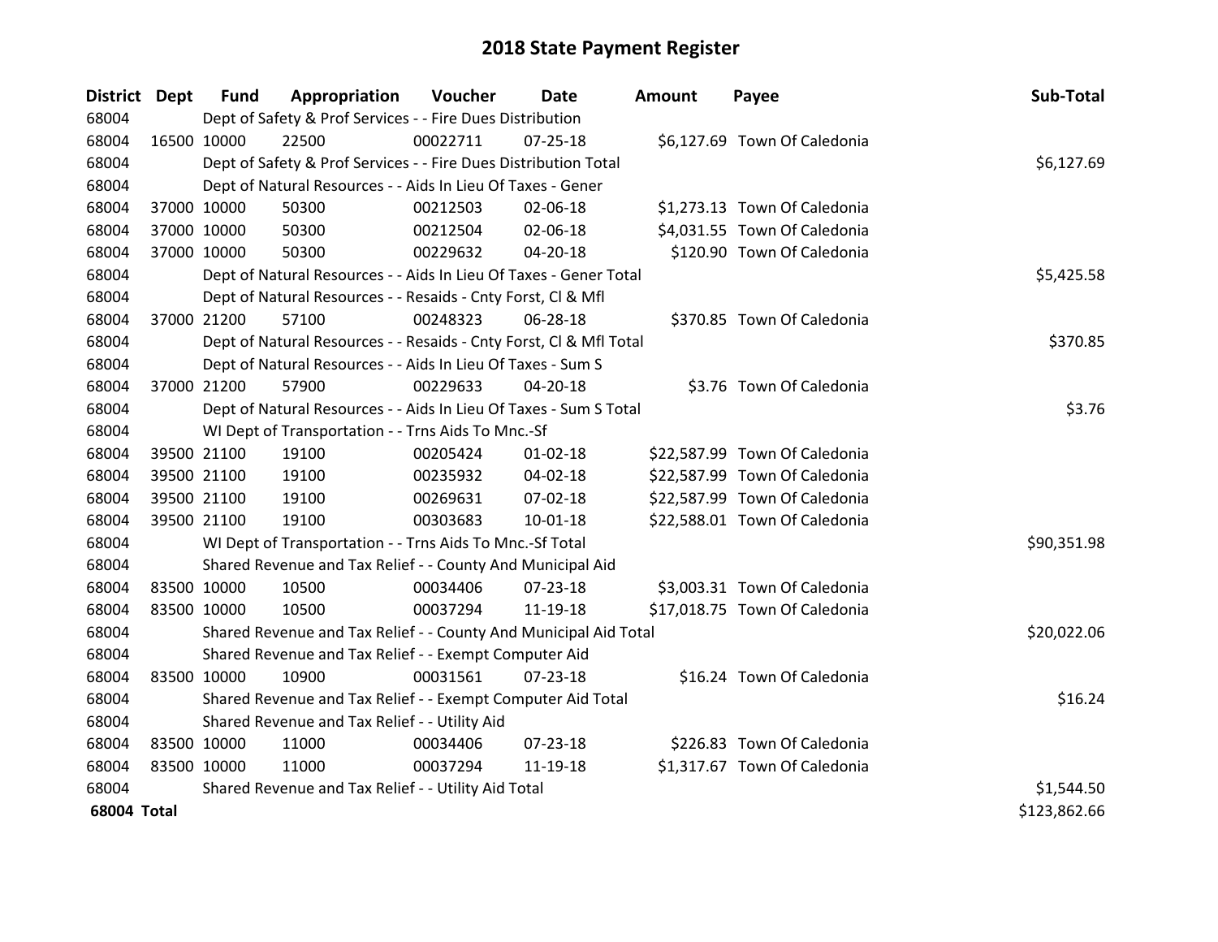# 2018 State Payment Register

| District | Dept | Fund | Appropriation | Voucher | Date | Amount | Payee | Sub-Total |
|---|---|---|---|---|---|---|---|---|
| 68004 | | Dept of Safety & Prof Services - - Fire Dues Distribution | | | | | | |
| 68004 | 16500 | 10000 | 22500 | 00022711 | 07-25-18 | $6,127.69 | Town Of Caledonia | |
| 68004 | | Dept of Safety & Prof Services - - Fire Dues Distribution Total | | | | | | $6,127.69 |
| 68004 | | Dept of Natural Resources - - Aids In Lieu Of Taxes - Gener | | | | | | |
| 68004 | 37000 | 10000 | 50300 | 00212503 | 02-06-18 | $1,273.13 | Town Of Caledonia | |
| 68004 | 37000 | 10000 | 50300 | 00212504 | 02-06-18 | $4,031.55 | Town Of Caledonia | |
| 68004 | 37000 | 10000 | 50300 | 00229632 | 04-20-18 | $120.90 | Town Of Caledonia | |
| 68004 | | Dept of Natural Resources - - Aids In Lieu Of Taxes - Gener Total | | | | | | $5,425.58 |
| 68004 | | Dept of Natural Resources - - Resaids - Cnty Forst, Cl & Mfl | | | | | | |
| 68004 | 37000 | 21200 | 57100 | 00248323 | 06-28-18 | $370.85 | Town Of Caledonia | |
| 68004 | | Dept of Natural Resources - - Resaids - Cnty Forst, Cl & Mfl Total | | | | | | $370.85 |
| 68004 | | Dept of Natural Resources - - Aids In Lieu Of Taxes - Sum S | | | | | | |
| 68004 | 37000 | 21200 | 57900 | 00229633 | 04-20-18 | $3.76 | Town Of Caledonia | |
| 68004 | | Dept of Natural Resources - - Aids In Lieu Of Taxes - Sum S Total | | | | | | $3.76 |
| 68004 | | WI Dept of Transportation - - Trns Aids To Mnc.-Sf | | | | | | |
| 68004 | 39500 | 21100 | 19100 | 00205424 | 01-02-18 | $22,587.99 | Town Of Caledonia | |
| 68004 | 39500 | 21100 | 19100 | 00235932 | 04-02-18 | $22,587.99 | Town Of Caledonia | |
| 68004 | 39500 | 21100 | 19100 | 00269631 | 07-02-18 | $22,587.99 | Town Of Caledonia | |
| 68004 | 39500 | 21100 | 19100 | 00303683 | 10-01-18 | $22,588.01 | Town Of Caledonia | |
| 68004 | | WI Dept of Transportation - - Trns Aids To Mnc.-Sf Total | | | | | | $90,351.98 |
| 68004 | | Shared Revenue and Tax Relief - - County And Municipal Aid | | | | | | |
| 68004 | 83500 | 10000 | 10500 | 00034406 | 07-23-18 | $3,003.31 | Town Of Caledonia | |
| 68004 | 83500 | 10000 | 10500 | 00037294 | 11-19-18 | $17,018.75 | Town Of Caledonia | |
| 68004 | | Shared Revenue and Tax Relief - - County And Municipal Aid Total | | | | | | $20,022.06 |
| 68004 | | Shared Revenue and Tax Relief - - Exempt Computer Aid | | | | | | |
| 68004 | 83500 | 10000 | 10900 | 00031561 | 07-23-18 | $16.24 | Town Of Caledonia | |
| 68004 | | Shared Revenue and Tax Relief - - Exempt Computer Aid Total | | | | | | $16.24 |
| 68004 | | Shared Revenue and Tax Relief - - Utility Aid | | | | | | |
| 68004 | 83500 | 10000 | 11000 | 00034406 | 07-23-18 | $226.83 | Town Of Caledonia | |
| 68004 | 83500 | 10000 | 11000 | 00037294 | 11-19-18 | $1,317.67 | Town Of Caledonia | |
| 68004 | | Shared Revenue and Tax Relief - - Utility Aid Total | | | | | | $1,544.50 |
| **68004 Total** | | | | | | | | $123,862.66 |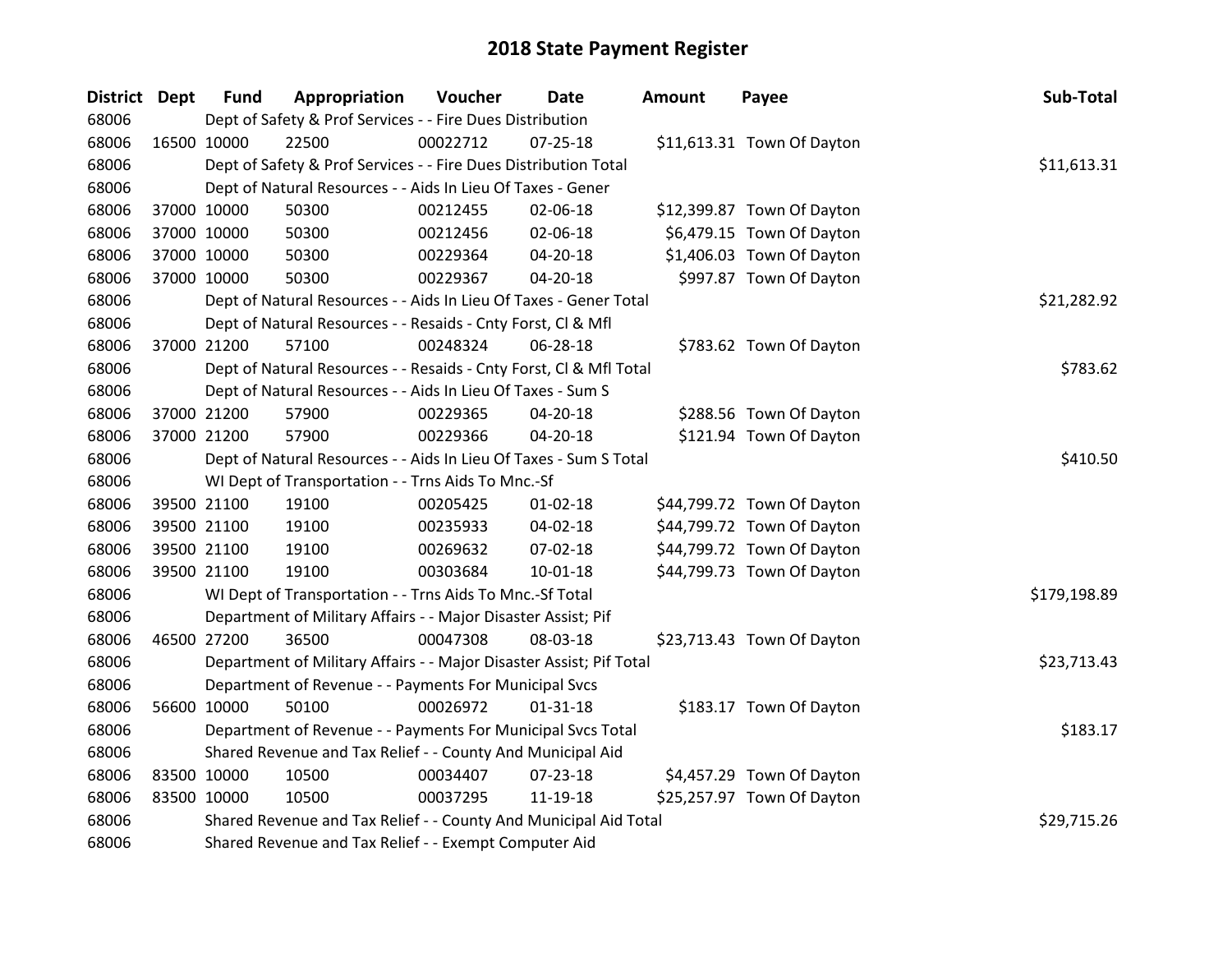# 2018 State Payment Register

| District | Dept | Fund | Appropriation | Voucher | Date | Amount | Payee | Sub-Total |
|---|---|---|---|---|---|---|---|---|
| 68006 | | Dept of Safety & Prof Services - - Fire Dues Distribution | | | | | | |
| 68006 | 16500 | 10000 | 22500 | 00022712 | 07-25-18 | $11,613.31 | Town Of Dayton | |
| 68006 | | Dept of Safety & Prof Services - - Fire Dues Distribution Total | | | | | | $11,613.31 |
| 68006 | | Dept of Natural Resources - - Aids In Lieu Of Taxes - Gener | | | | | | |
| 68006 | 37000 | 10000 | 50300 | 00212455 | 02-06-18 | $12,399.87 | Town Of Dayton | |
| 68006 | 37000 | 10000 | 50300 | 00212456 | 02-06-18 | $6,479.15 | Town Of Dayton | |
| 68006 | 37000 | 10000 | 50300 | 00229364 | 04-20-18 | $1,406.03 | Town Of Dayton | |
| 68006 | 37000 | 10000 | 50300 | 00229367 | 04-20-18 | $997.87 | Town Of Dayton | |
| 68006 | | Dept of Natural Resources - - Aids In Lieu Of Taxes - Gener Total | | | | | | $21,282.92 |
| 68006 | | Dept of Natural Resources - - Resaids - Cnty Forst, Cl & Mfl | | | | | | |
| 68006 | 37000 | 21200 | 57100 | 00248324 | 06-28-18 | $783.62 | Town Of Dayton | |
| 68006 | | Dept of Natural Resources - - Resaids - Cnty Forst, Cl & Mfl Total | | | | | | $783.62 |
| 68006 | | Dept of Natural Resources - - Aids In Lieu Of Taxes - Sum S | | | | | | |
| 68006 | 37000 | 21200 | 57900 | 00229365 | 04-20-18 | $288.56 | Town Of Dayton | |
| 68006 | 37000 | 21200 | 57900 | 00229366 | 04-20-18 | $121.94 | Town Of Dayton | |
| 68006 | | Dept of Natural Resources - - Aids In Lieu Of Taxes - Sum S Total | | | | | | $410.50 |
| 68006 | | WI Dept of Transportation - - Trns Aids To Mnc.-Sf | | | | | | |
| 68006 | 39500 | 21100 | 19100 | 00205425 | 01-02-18 | $44,799.72 | Town Of Dayton | |
| 68006 | 39500 | 21100 | 19100 | 00235933 | 04-02-18 | $44,799.72 | Town Of Dayton | |
| 68006 | 39500 | 21100 | 19100 | 00269632 | 07-02-18 | $44,799.72 | Town Of Dayton | |
| 68006 | 39500 | 21100 | 19100 | 00303684 | 10-01-18 | $44,799.73 | Town Of Dayton | |
| 68006 | | WI Dept of Transportation - - Trns Aids To Mnc.-Sf Total | | | | | | $179,198.89 |
| 68006 | | Department of Military Affairs - - Major Disaster Assist; Pif | | | | | | |
| 68006 | 46500 | 27200 | 36500 | 00047308 | 08-03-18 | $23,713.43 | Town Of Dayton | |
| 68006 | | Department of Military Affairs - - Major Disaster Assist; Pif Total | | | | | | $23,713.43 |
| 68006 | | Department of Revenue - - Payments For Municipal Svcs | | | | | | |
| 68006 | 56600 | 10000 | 50100 | 00026972 | 01-31-18 | $183.17 | Town Of Dayton | |
| 68006 | | Department of Revenue - - Payments For Municipal Svcs Total | | | | | | $183.17 |
| 68006 | | Shared Revenue and Tax Relief - - County And Municipal Aid | | | | | | |
| 68006 | 83500 | 10000 | 10500 | 00034407 | 07-23-18 | $4,457.29 | Town Of Dayton | |
| 68006 | 83500 | 10000 | 10500 | 00037295 | 11-19-18 | $25,257.97 | Town Of Dayton | |
| 68006 | | Shared Revenue and Tax Relief - - County And Municipal Aid Total | | | | | | $29,715.26 |
| 68006 | | Shared Revenue and Tax Relief - - Exempt Computer Aid | | | | | | |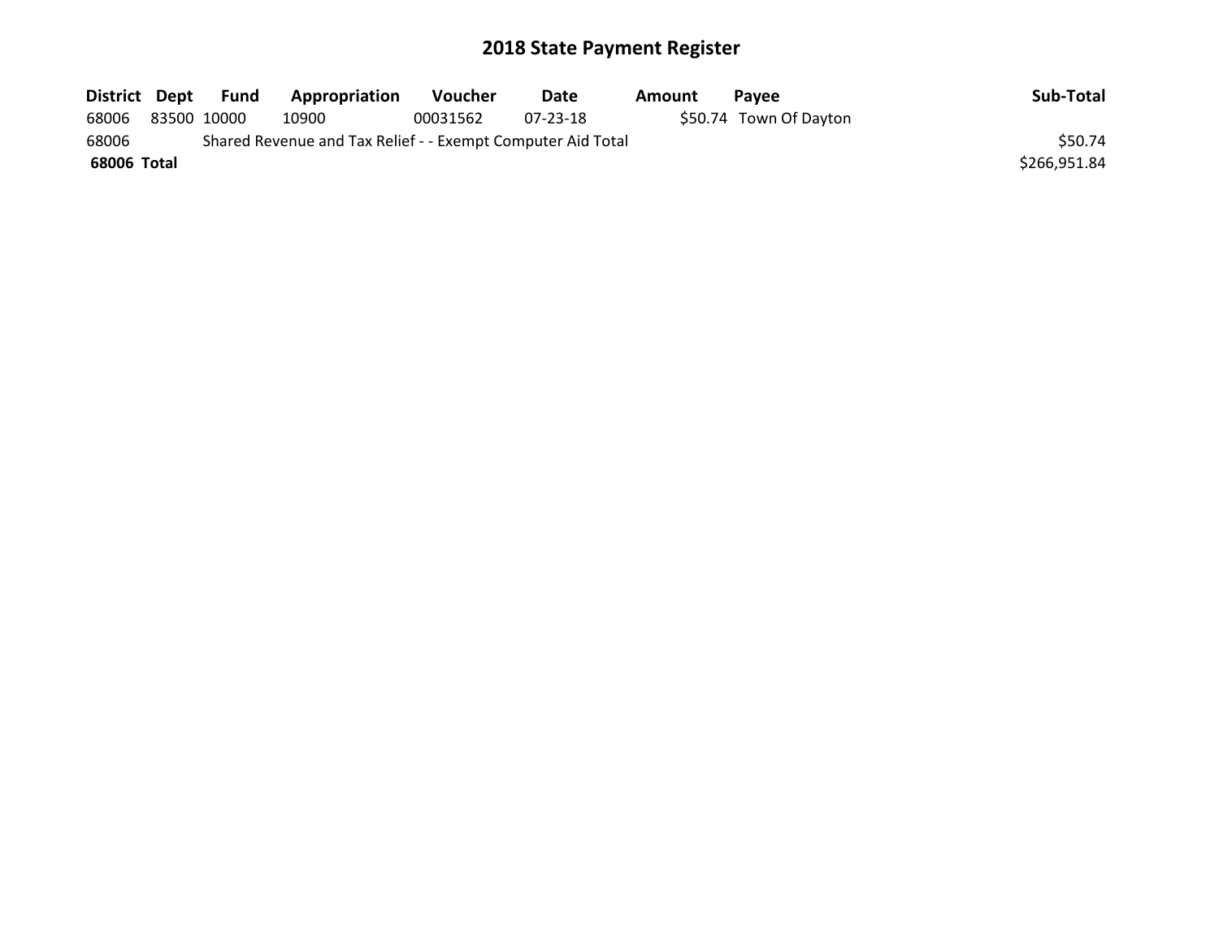# 2018 State Payment Register

| District | Dept | Fund | Appropriation | Voucher | Date | Amount | Payee | Sub-Total |
|---|---|---|---|---|---|---|---|---|
| 68006 | 83500 | 10000 | 10900 | 00031562 | 07-23-18 | $50.74 | Town Of Dayton | |
| 68006 | | Shared Revenue and Tax Relief - - Exempt Computer Aid Total | | | | | | $50.74 |
| **68006 Total** | | | | | | | | $266,951.84 |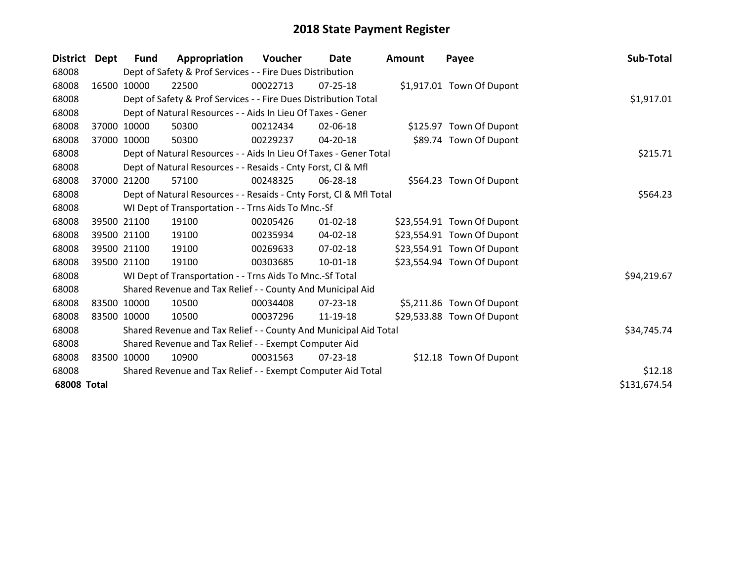# 2018 State Payment Register

| District | Dept | Fund | Appropriation | Voucher | Date | Amount | Payee | Sub-Total |
|---|---|---|---|---|---|---|---|---|
| 68008 | | Dept of Safety & Prof Services - - Fire Dues Distribution | | | | | | |
| 68008 | 16500 | 10000 | 22500 | 00022713 | 07-25-18 | $1,917.01 | Town Of Dupont | |
| 68008 | | Dept of Safety & Prof Services - - Fire Dues Distribution Total | | | | | | $1,917.01 |
| 68008 | | Dept of Natural Resources - - Aids In Lieu Of Taxes - Gener | | | | | | |
| 68008 | 37000 | 10000 | 50300 | 00212434 | 02-06-18 | $125.97 | Town Of Dupont | |
| 68008 | 37000 | 10000 | 50300 | 00229237 | 04-20-18 | $89.74 | Town Of Dupont | |
| 68008 | | Dept of Natural Resources - - Aids In Lieu Of Taxes - Gener Total | | | | | | $215.71 |
| 68008 | | Dept of Natural Resources - - Resaids - Cnty Forst, Cl & Mfl | | | | | | |
| 68008 | 37000 | 21200 | 57100 | 00248325 | 06-28-18 | $564.23 | Town Of Dupont | |
| 68008 | | Dept of Natural Resources - - Resaids - Cnty Forst, Cl & Mfl Total | | | | | | $564.23 |
| 68008 | | WI Dept of Transportation - - Trns Aids To Mnc.-Sf | | | | | | |
| 68008 | 39500 | 21100 | 19100 | 00205426 | 01-02-18 | $23,554.91 | Town Of Dupont | |
| 68008 | 39500 | 21100 | 19100 | 00235934 | 04-02-18 | $23,554.91 | Town Of Dupont | |
| 68008 | 39500 | 21100 | 19100 | 00269633 | 07-02-18 | $23,554.91 | Town Of Dupont | |
| 68008 | 39500 | 21100 | 19100 | 00303685 | 10-01-18 | $23,554.94 | Town Of Dupont | |
| 68008 | | WI Dept of Transportation - - Trns Aids To Mnc.-Sf Total | | | | | | $94,219.67 |
| 68008 | | Shared Revenue and Tax Relief - - County And Municipal Aid | | | | | | |
| 68008 | 83500 | 10000 | 10500 | 00034408 | 07-23-18 | $5,211.86 | Town Of Dupont | |
| 68008 | 83500 | 10000 | 10500 | 00037296 | 11-19-18 | $29,533.88 | Town Of Dupont | |
| 68008 | | Shared Revenue and Tax Relief - - County And Municipal Aid Total | | | | | | $34,745.74 |
| 68008 | | Shared Revenue and Tax Relief - - Exempt Computer Aid | | | | | | |
| 68008 | 83500 | 10000 | 10900 | 00031563 | 07-23-18 | $12.18 | Town Of Dupont | |
| 68008 | | Shared Revenue and Tax Relief - - Exempt Computer Aid Total | | | | | | $12.18 |
| **68008 Total** | | | | | | | | $131,674.54 |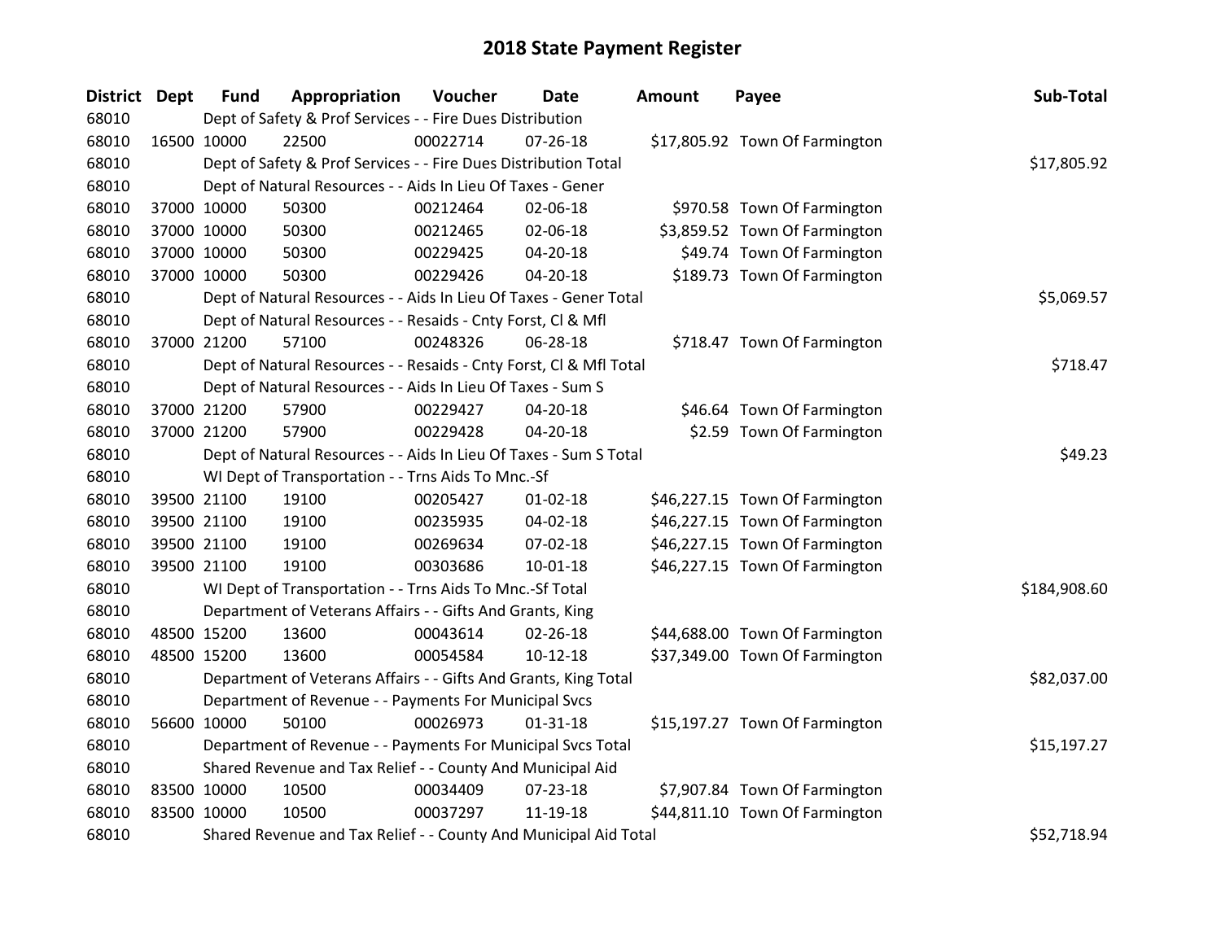# 2018 State Payment Register

| District | Dept | Fund | Appropriation | Voucher | Date | Amount | Payee | Sub-Total |
|---|---|---|---|---|---|---|---|---|
| 68010 | | Dept of Safety & Prof Services - - Fire Dues Distribution | | | | | | |
| 68010 | 16500 | 10000 | 22500 | 00022714 | 07-26-18 | $17,805.92 | Town Of Farmington | |
| 68010 | | Dept of Safety & Prof Services - - Fire Dues Distribution Total | | | | | | $17,805.92 |
| 68010 | | Dept of Natural Resources - - Aids In Lieu Of Taxes - Gener | | | | | | |
| 68010 | 37000 | 10000 | 50300 | 00212464 | 02-06-18 | $970.58 | Town Of Farmington | |
| 68010 | 37000 | 10000 | 50300 | 00212465 | 02-06-18 | $3,859.52 | Town Of Farmington | |
| 68010 | 37000 | 10000 | 50300 | 00229425 | 04-20-18 | $49.74 | Town Of Farmington | |
| 68010 | 37000 | 10000 | 50300 | 00229426 | 04-20-18 | $189.73 | Town Of Farmington | |
| 68010 | | Dept of Natural Resources - - Aids In Lieu Of Taxes - Gener Total | | | | | | $5,069.57 |
| 68010 | | Dept of Natural Resources - - Resaids - Cnty Forst, Cl & Mfl | | | | | | |
| 68010 | 37000 | 21200 | 57100 | 00248326 | 06-28-18 | $718.47 | Town Of Farmington | |
| 68010 | | Dept of Natural Resources - - Resaids - Cnty Forst, Cl & Mfl Total | | | | | | $718.47 |
| 68010 | | Dept of Natural Resources - - Aids In Lieu Of Taxes - Sum S | | | | | | |
| 68010 | 37000 | 21200 | 57900 | 00229427 | 04-20-18 | $46.64 | Town Of Farmington | |
| 68010 | 37000 | 21200 | 57900 | 00229428 | 04-20-18 | $2.59 | Town Of Farmington | |
| 68010 | | Dept of Natural Resources - - Aids In Lieu Of Taxes - Sum S Total | | | | | | $49.23 |
| 68010 | | WI Dept of Transportation - - Trns Aids To Mnc.-Sf | | | | | | |
| 68010 | 39500 | 21100 | 19100 | 00205427 | 01-02-18 | $46,227.15 | Town Of Farmington | |
| 68010 | 39500 | 21100 | 19100 | 00235935 | 04-02-18 | $46,227.15 | Town Of Farmington | |
| 68010 | 39500 | 21100 | 19100 | 00269634 | 07-02-18 | $46,227.15 | Town Of Farmington | |
| 68010 | 39500 | 21100 | 19100 | 00303686 | 10-01-18 | $46,227.15 | Town Of Farmington | |
| 68010 | | WI Dept of Transportation - - Trns Aids To Mnc.-Sf Total | | | | | | $184,908.60 |
| 68010 | | Department of Veterans Affairs - - Gifts And Grants, King | | | | | | |
| 68010 | 48500 | 15200 | 13600 | 00043614 | 02-26-18 | $44,688.00 | Town Of Farmington | |
| 68010 | 48500 | 15200 | 13600 | 00054584 | 10-12-18 | $37,349.00 | Town Of Farmington | |
| 68010 | | Department of Veterans Affairs - - Gifts And Grants, King Total | | | | | | $82,037.00 |
| 68010 | | Department of Revenue - - Payments For Municipal Svcs | | | | | | |
| 68010 | 56600 | 10000 | 50100 | 00026973 | 01-31-18 | $15,197.27 | Town Of Farmington | |
| 68010 | | Department of Revenue - - Payments For Municipal Svcs Total | | | | | | $15,197.27 |
| 68010 | | Shared Revenue and Tax Relief - - County And Municipal Aid | | | | | | |
| 68010 | 83500 | 10000 | 10500 | 00034409 | 07-23-18 | $7,907.84 | Town Of Farmington | |
| 68010 | 83500 | 10000 | 10500 | 00037297 | 11-19-18 | $44,811.10 | Town Of Farmington | |
| 68010 | | Shared Revenue and Tax Relief - - County And Municipal Aid Total | | | | | | $52,718.94 |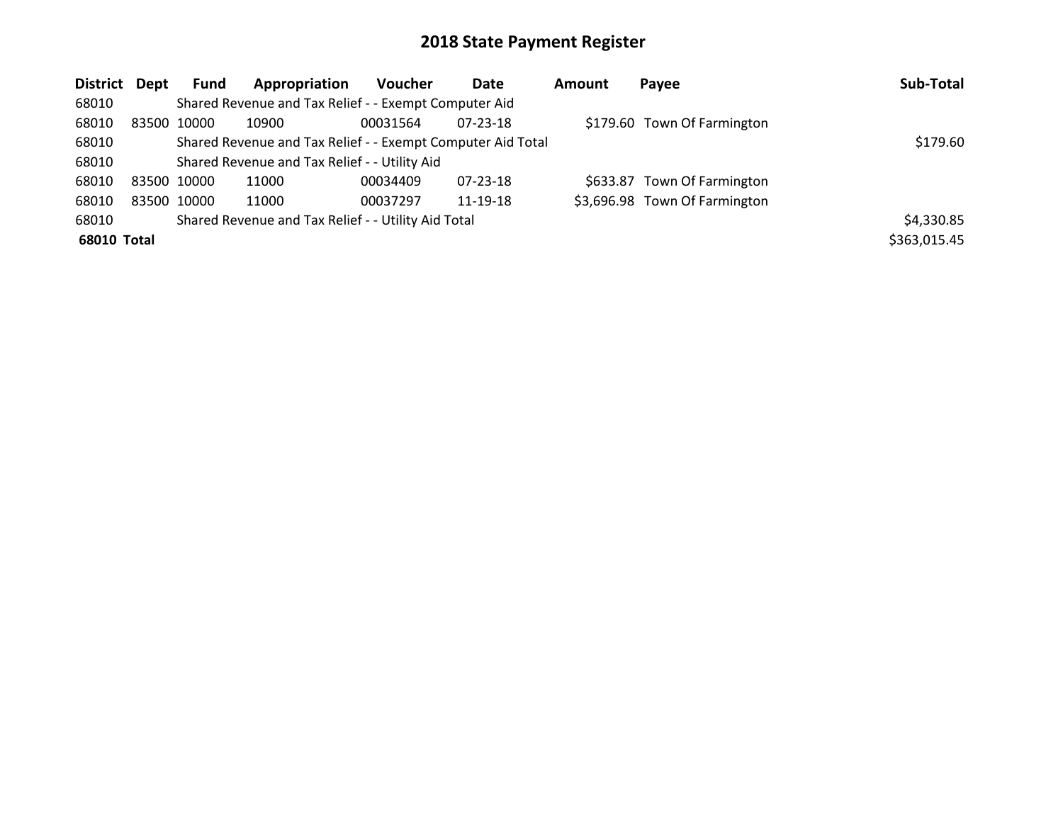# 2018 State Payment Register

| District | Dept | Fund | Appropriation | Voucher | Date | Amount | Payee | Sub-Total |
|---|---|---|---|---|---|---|---|---|
| 68010 | | Shared Revenue and Tax Relief - - Exempt Computer Aid | | | | | | |
| 68010 | 83500 | 10000 | 10900 | 00031564 | 07-23-18 | $179.60 | Town Of Farmington | |
| 68010 | | Shared Revenue and Tax Relief - - Exempt Computer Aid Total | | | | | | $179.60 |
| 68010 | | Shared Revenue and Tax Relief - - Utility Aid | | | | | | |
| 68010 | 83500 | 10000 | 11000 | 00034409 | 07-23-18 | $633.87 | Town Of Farmington | |
| 68010 | 83500 | 10000 | 11000 | 00037297 | 11-19-18 | $3,696.98 | Town Of Farmington | |
| 68010 | | Shared Revenue and Tax Relief - - Utility Aid Total | | | | | | $4,330.85 |
| **68010 Total** | | | | | | | | $363,015.45 |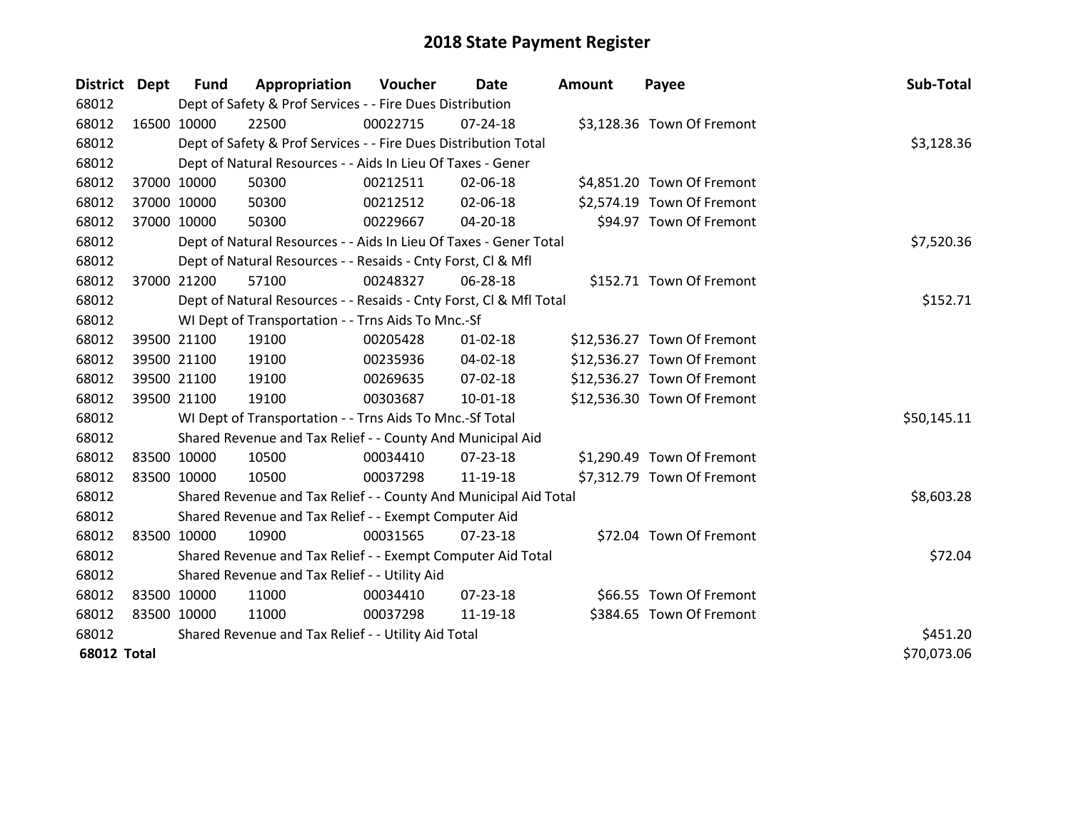# 2018 State Payment Register

| District | Dept | Fund | Appropriation | Voucher | Date | Amount | Payee | Sub-Total |
|---|---|---|---|---|---|---|---|---|
| 68012 | | Dept of Safety & Prof Services - - Fire Dues Distribution | | | | | | |
| 68012 | 16500 | 10000 | 22500 | 00022715 | 07-24-18 | $3,128.36 | Town Of Fremont | |
| 68012 | | Dept of Safety & Prof Services - - Fire Dues Distribution Total | | | | | | $3,128.36 |
| 68012 | | Dept of Natural Resources - - Aids In Lieu Of Taxes - Gener | | | | | | |
| 68012 | 37000 | 10000 | 50300 | 00212511 | 02-06-18 | $4,851.20 | Town Of Fremont | |
| 68012 | 37000 | 10000 | 50300 | 00212512 | 02-06-18 | $2,574.19 | Town Of Fremont | |
| 68012 | 37000 | 10000 | 50300 | 00229667 | 04-20-18 | $94.97 | Town Of Fremont | |
| 68012 | | Dept of Natural Resources - - Aids In Lieu Of Taxes - Gener Total | | | | | | $7,520.36 |
| 68012 | | Dept of Natural Resources - - Resaids - Cnty Forst, Cl & Mfl | | | | | | |
| 68012 | 37000 | 21200 | 57100 | 00248327 | 06-28-18 | $152.71 | Town Of Fremont | |
| 68012 | | Dept of Natural Resources - - Resaids - Cnty Forst, Cl & Mfl Total | | | | | | $152.71 |
| 68012 | | WI Dept of Transportation - - Trns Aids To Mnc.-Sf | | | | | | |
| 68012 | 39500 | 21100 | 19100 | 00205428 | 01-02-18 | $12,536.27 | Town Of Fremont | |
| 68012 | 39500 | 21100 | 19100 | 00235936 | 04-02-18 | $12,536.27 | Town Of Fremont | |
| 68012 | 39500 | 21100 | 19100 | 00269635 | 07-02-18 | $12,536.27 | Town Of Fremont | |
| 68012 | 39500 | 21100 | 19100 | 00303687 | 10-01-18 | $12,536.30 | Town Of Fremont | |
| 68012 | | WI Dept of Transportation - - Trns Aids To Mnc.-Sf Total | | | | | | $50,145.11 |
| 68012 | | Shared Revenue and Tax Relief - - County And Municipal Aid | | | | | | |
| 68012 | 83500 | 10000 | 10500 | 00034410 | 07-23-18 | $1,290.49 | Town Of Fremont | |
| 68012 | 83500 | 10000 | 10500 | 00037298 | 11-19-18 | $7,312.79 | Town Of Fremont | |
| 68012 | | Shared Revenue and Tax Relief - - County And Municipal Aid Total | | | | | | $8,603.28 |
| 68012 | | Shared Revenue and Tax Relief - - Exempt Computer Aid | | | | | | |
| 68012 | 83500 | 10000 | 10900 | 00031565 | 07-23-18 | $72.04 | Town Of Fremont | |
| 68012 | | Shared Revenue and Tax Relief - - Exempt Computer Aid Total | | | | | | $72.04 |
| 68012 | | Shared Revenue and Tax Relief - - Utility Aid | | | | | | |
| 68012 | 83500 | 10000 | 11000 | 00034410 | 07-23-18 | $66.55 | Town Of Fremont | |
| 68012 | 83500 | 10000 | 11000 | 00037298 | 11-19-18 | $384.65 | Town Of Fremont | |
| 68012 | | Shared Revenue and Tax Relief - - Utility Aid Total | | | | | | $451.20 |
| **68012 Total** | | | | | | | | $70,073.06 |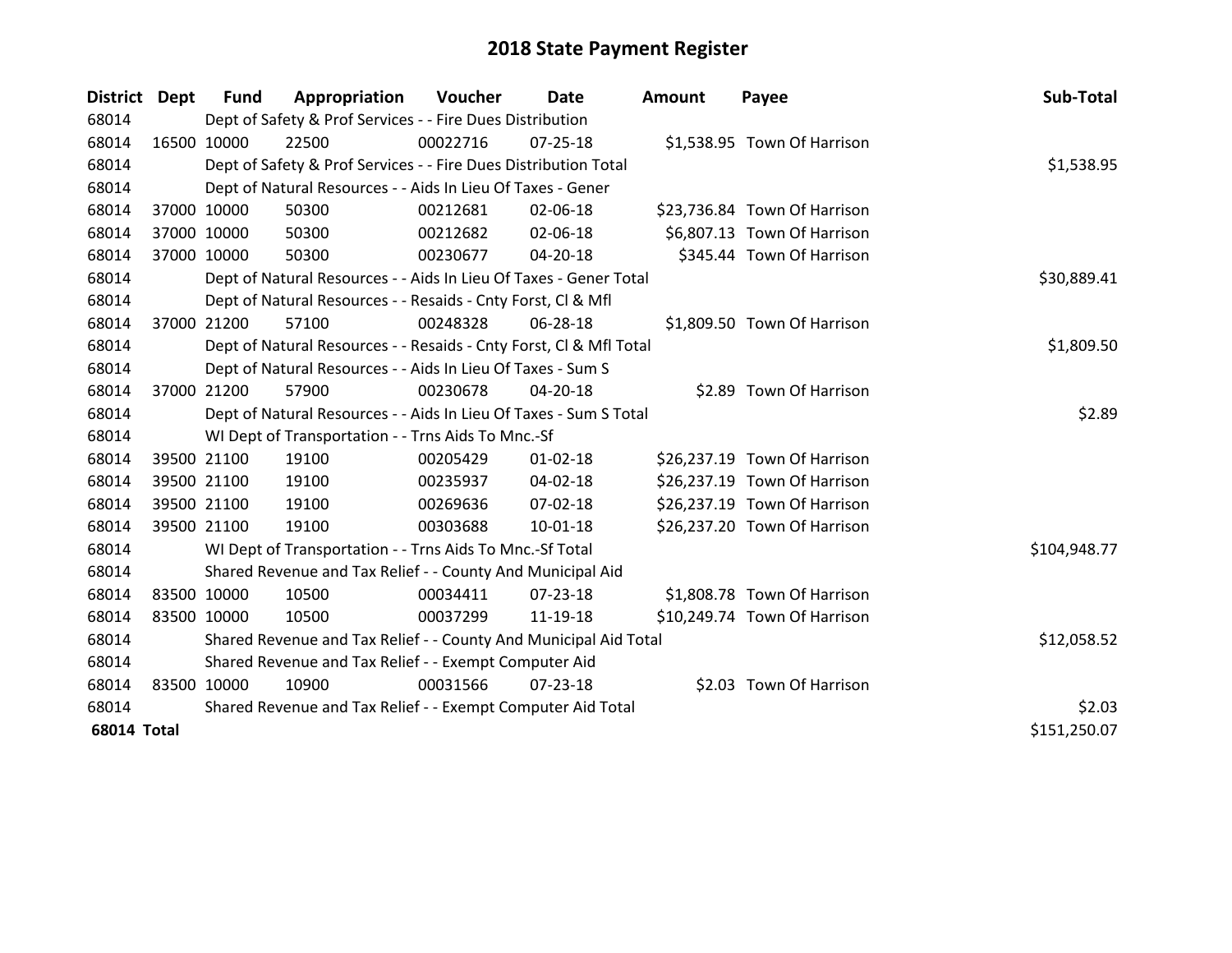# 2018 State Payment Register

| District | Dept | Fund | Appropriation | Voucher | Date | Amount | Payee | Sub-Total |
|---|---|---|---|---|---|---|---|---|
| 68014 | | Dept of Safety & Prof Services - - Fire Dues Distribution | | | | | | |
| 68014 | 16500 | 10000 | 22500 | 00022716 | 07-25-18 | $1,538.95 | Town Of Harrison | |
| 68014 | | Dept of Safety & Prof Services - - Fire Dues Distribution Total | | | | | | $1,538.95 |
| 68014 | | Dept of Natural Resources - - Aids In Lieu Of Taxes - Gener | | | | | | |
| 68014 | 37000 | 10000 | 50300 | 00212681 | 02-06-18 | $23,736.84 | Town Of Harrison | |
| 68014 | 37000 | 10000 | 50300 | 00212682 | 02-06-18 | $6,807.13 | Town Of Harrison | |
| 68014 | 37000 | 10000 | 50300 | 00230677 | 04-20-18 | $345.44 | Town Of Harrison | |
| 68014 | | Dept of Natural Resources - - Aids In Lieu Of Taxes - Gener Total | | | | | | $30,889.41 |
| 68014 | | Dept of Natural Resources - - Resaids - Cnty Forst, Cl & Mfl | | | | | | |
| 68014 | 37000 | 21200 | 57100 | 00248328 | 06-28-18 | $1,809.50 | Town Of Harrison | |
| 68014 | | Dept of Natural Resources - - Resaids - Cnty Forst, Cl & Mfl Total | | | | | | $1,809.50 |
| 68014 | | Dept of Natural Resources - - Aids In Lieu Of Taxes - Sum S | | | | | | |
| 68014 | 37000 | 21200 | 57900 | 00230678 | 04-20-18 | $2.89 | Town Of Harrison | |
| 68014 | | Dept of Natural Resources - - Aids In Lieu Of Taxes - Sum S Total | | | | | | $2.89 |
| 68014 | | WI Dept of Transportation - - Trns Aids To Mnc.-Sf | | | | | | |
| 68014 | 39500 | 21100 | 19100 | 00205429 | 01-02-18 | $26,237.19 | Town Of Harrison | |
| 68014 | 39500 | 21100 | 19100 | 00235937 | 04-02-18 | $26,237.19 | Town Of Harrison | |
| 68014 | 39500 | 21100 | 19100 | 00269636 | 07-02-18 | $26,237.19 | Town Of Harrison | |
| 68014 | 39500 | 21100 | 19100 | 00303688 | 10-01-18 | $26,237.20 | Town Of Harrison | |
| 68014 | | WI Dept of Transportation - - Trns Aids To Mnc.-Sf Total | | | | | | $104,948.77 |
| 68014 | | Shared Revenue and Tax Relief - - County And Municipal Aid | | | | | | |
| 68014 | 83500 | 10000 | 10500 | 00034411 | 07-23-18 | $1,808.78 | Town Of Harrison | |
| 68014 | 83500 | 10000 | 10500 | 00037299 | 11-19-18 | $10,249.74 | Town Of Harrison | |
| 68014 | | Shared Revenue and Tax Relief - - County And Municipal Aid Total | | | | | | $12,058.52 |
| 68014 | | Shared Revenue and Tax Relief - - Exempt Computer Aid | | | | | | |
| 68014 | 83500 | 10000 | 10900 | 00031566 | 07-23-18 | $2.03 | Town Of Harrison | |
| 68014 | | Shared Revenue and Tax Relief - - Exempt Computer Aid Total | | | | | | $2.03 |
| **68014 Total** | | | | | | | | $151,250.07 |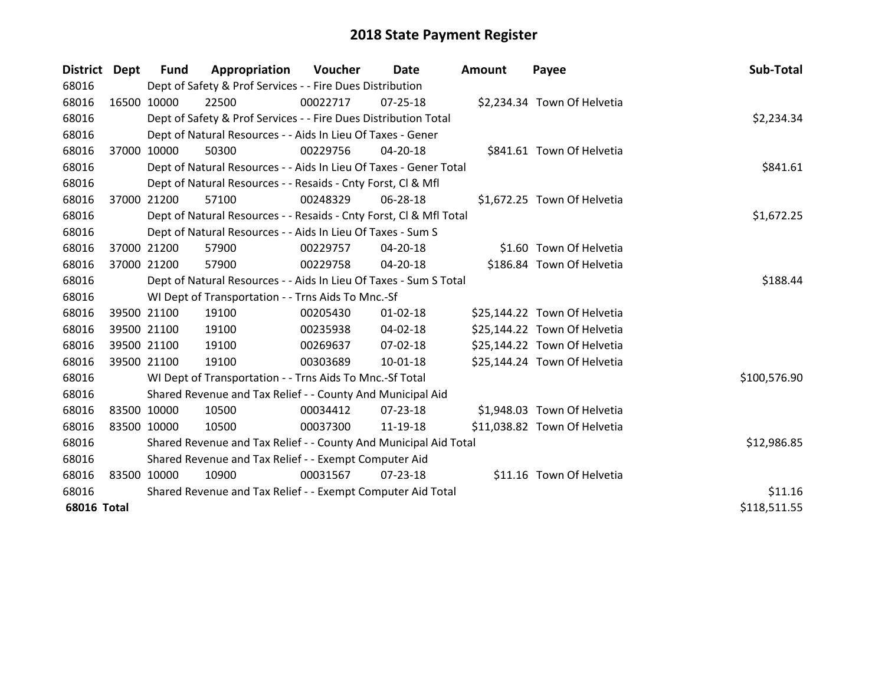# 2018 State Payment Register

| District | Dept | Fund | Appropriation | Voucher | Date | Amount | Payee | Sub-Total |
|---|---|---|---|---|---|---|---|---|
| 68016 | | Dept of Safety & Prof Services - - Fire Dues Distribution | | | | | | |
| 68016 | 16500 | 10000 | 22500 | 00022717 | 07-25-18 | $2,234.34 | Town Of Helvetia | |
| 68016 | | Dept of Safety & Prof Services - - Fire Dues Distribution Total | | | | | | $2,234.34 |
| 68016 | | Dept of Natural Resources - - Aids In Lieu Of Taxes - Gener | | | | | | |
| 68016 | 37000 | 10000 | 50300 | 00229756 | 04-20-18 | $841.61 | Town Of Helvetia | |
| 68016 | | Dept of Natural Resources - - Aids In Lieu Of Taxes - Gener Total | | | | | | $841.61 |
| 68016 | | Dept of Natural Resources - - Resaids - Cnty Forst, Cl & Mfl | | | | | | |
| 68016 | 37000 | 21200 | 57100 | 00248329 | 06-28-18 | $1,672.25 | Town Of Helvetia | |
| 68016 | | Dept of Natural Resources - - Resaids - Cnty Forst, Cl & Mfl Total | | | | | | $1,672.25 |
| 68016 | | Dept of Natural Resources - - Aids In Lieu Of Taxes - Sum S | | | | | | |
| 68016 | 37000 | 21200 | 57900 | 00229757 | 04-20-18 | $1.60 | Town Of Helvetia | |
| 68016 | 37000 | 21200 | 57900 | 00229758 | 04-20-18 | $186.84 | Town Of Helvetia | |
| 68016 | | Dept of Natural Resources - - Aids In Lieu Of Taxes - Sum S Total | | | | | | $188.44 |
| 68016 | | WI Dept of Transportation - - Trns Aids To Mnc.-Sf | | | | | | |
| 68016 | 39500 | 21100 | 19100 | 00205430 | 01-02-18 | $25,144.22 | Town Of Helvetia | |
| 68016 | 39500 | 21100 | 19100 | 00235938 | 04-02-18 | $25,144.22 | Town Of Helvetia | |
| 68016 | 39500 | 21100 | 19100 | 00269637 | 07-02-18 | $25,144.22 | Town Of Helvetia | |
| 68016 | 39500 | 21100 | 19100 | 00303689 | 10-01-18 | $25,144.24 | Town Of Helvetia | |
| 68016 | | WI Dept of Transportation - - Trns Aids To Mnc.-Sf Total | | | | | | $100,576.90 |
| 68016 | | Shared Revenue and Tax Relief - - County And Municipal Aid | | | | | | |
| 68016 | 83500 | 10000 | 10500 | 00034412 | 07-23-18 | $1,948.03 | Town Of Helvetia | |
| 68016 | 83500 | 10000 | 10500 | 00037300 | 11-19-18 | $11,038.82 | Town Of Helvetia | |
| 68016 | | Shared Revenue and Tax Relief - - County And Municipal Aid Total | | | | | | $12,986.85 |
| 68016 | | Shared Revenue and Tax Relief - - Exempt Computer Aid | | | | | | |
| 68016 | 83500 | 10000 | 10900 | 00031567 | 07-23-18 | $11.16 | Town Of Helvetia | |
| 68016 | | Shared Revenue and Tax Relief - - Exempt Computer Aid Total | | | | | | $11.16 |
| **68016 Total** | | | | | | | | $118,511.55 |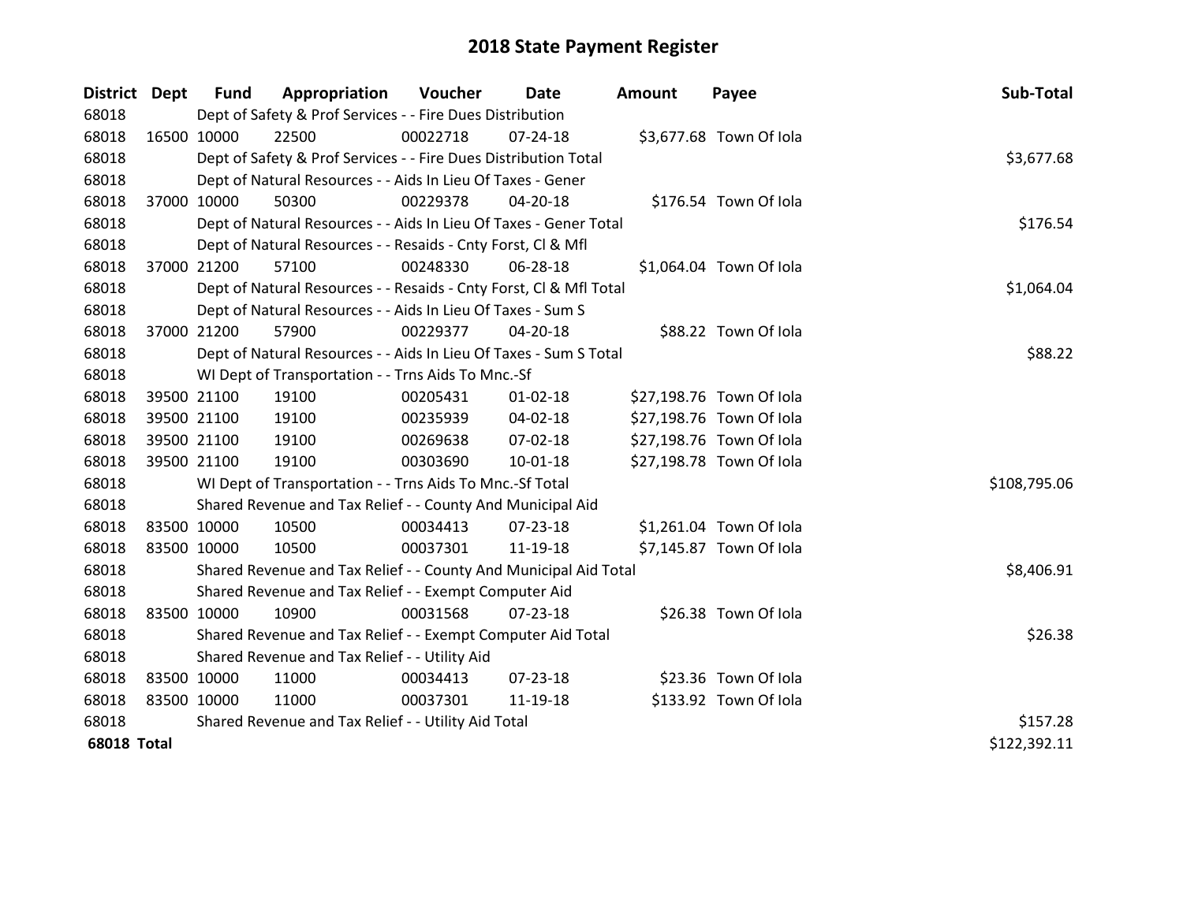# 2018 State Payment Register

| District | Dept | Fund | Appropriation | Voucher | Date | Amount | Payee | Sub-Total |
|---|---|---|---|---|---|---|---|---|
| 68018 | | Dept of Safety & Prof Services - - Fire Dues Distribution | | | | | | |
| 68018 | 16500 | 10000 | 22500 | 00022718 | 07-24-18 | $3,677.68 | Town Of Iola | |
| 68018 | | Dept of Safety & Prof Services - - Fire Dues Distribution Total | | | | | | $3,677.68 |
| 68018 | | Dept of Natural Resources - - Aids In Lieu Of Taxes - Gener | | | | | | |
| 68018 | 37000 | 10000 | 50300 | 00229378 | 04-20-18 | $176.54 | Town Of Iola | |
| 68018 | | Dept of Natural Resources - - Aids In Lieu Of Taxes - Gener Total | | | | | | $176.54 |
| 68018 | | Dept of Natural Resources - - Resaids - Cnty Forst, Cl & Mfl | | | | | | |
| 68018 | 37000 | 21200 | 57100 | 00248330 | 06-28-18 | $1,064.04 | Town Of Iola | |
| 68018 | | Dept of Natural Resources - - Resaids - Cnty Forst, Cl & Mfl Total | | | | | | $1,064.04 |
| 68018 | | Dept of Natural Resources - - Aids In Lieu Of Taxes - Sum S | | | | | | |
| 68018 | 37000 | 21200 | 57900 | 00229377 | 04-20-18 | $88.22 | Town Of Iola | |
| 68018 | | Dept of Natural Resources - - Aids In Lieu Of Taxes - Sum S Total | | | | | | $88.22 |
| 68018 | | WI Dept of Transportation - - Trns Aids To Mnc.-Sf | | | | | | |
| 68018 | 39500 | 21100 | 19100 | 00205431 | 01-02-18 | $27,198.76 | Town Of Iola | |
| 68018 | 39500 | 21100 | 19100 | 00235939 | 04-02-18 | $27,198.76 | Town Of Iola | |
| 68018 | 39500 | 21100 | 19100 | 00269638 | 07-02-18 | $27,198.76 | Town Of Iola | |
| 68018 | 39500 | 21100 | 19100 | 00303690 | 10-01-18 | $27,198.78 | Town Of Iola | |
| 68018 | | WI Dept of Transportation - - Trns Aids To Mnc.-Sf Total | | | | | | $108,795.06 |
| 68018 | | Shared Revenue and Tax Relief - - County And Municipal Aid | | | | | | |
| 68018 | 83500 | 10000 | 10500 | 00034413 | 07-23-18 | $1,261.04 | Town Of Iola | |
| 68018 | 83500 | 10000 | 10500 | 00037301 | 11-19-18 | $7,145.87 | Town Of Iola | |
| 68018 | | Shared Revenue and Tax Relief - - County And Municipal Aid Total | | | | | | $8,406.91 |
| 68018 | | Shared Revenue and Tax Relief - - Exempt Computer Aid | | | | | | |
| 68018 | 83500 | 10000 | 10900 | 00031568 | 07-23-18 | $26.38 | Town Of Iola | |
| 68018 | | Shared Revenue and Tax Relief - - Exempt Computer Aid Total | | | | | | $26.38 |
| 68018 | | Shared Revenue and Tax Relief - - Utility Aid | | | | | | |
| 68018 | 83500 | 10000 | 11000 | 00034413 | 07-23-18 | $23.36 | Town Of Iola | |
| 68018 | 83500 | 10000 | 11000 | 00037301 | 11-19-18 | $133.92 | Town Of Iola | |
| 68018 | | Shared Revenue and Tax Relief - - Utility Aid Total | | | | | | $157.28 |
| **68018 Total** | | | | | | | | $122,392.11 |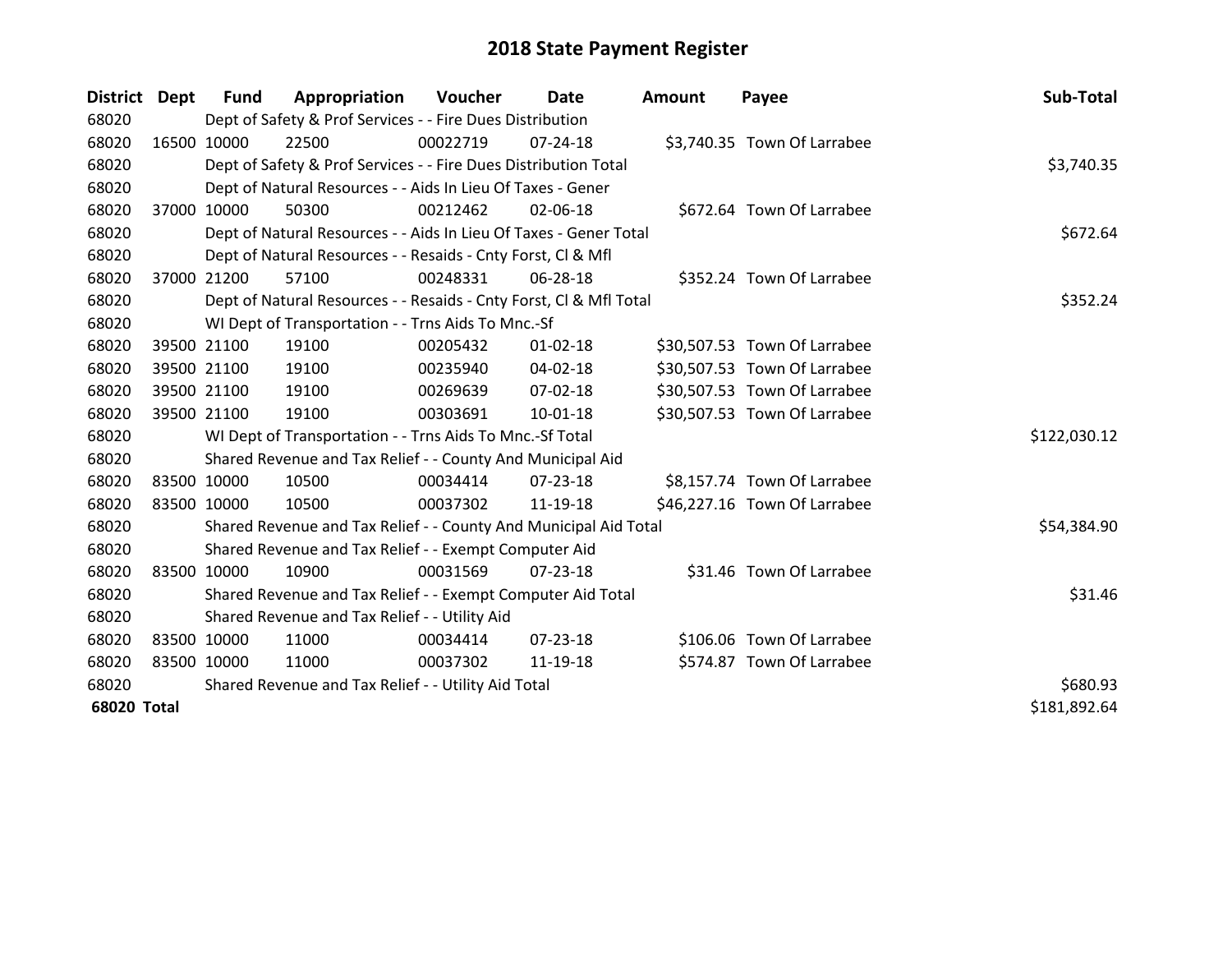# 2018 State Payment Register

| District | Dept | Fund | Appropriation | Voucher | Date | Amount | Payee | Sub-Total |
|---|---|---|---|---|---|---|---|---|
| 68020 | | Dept of Safety & Prof Services - - Fire Dues Distribution | | | | | | |
| 68020 | 16500 | 10000 | 22500 | 00022719 | 07-24-18 | $3,740.35 | Town Of Larrabee | |
| 68020 | | Dept of Safety & Prof Services - - Fire Dues Distribution Total | | | | | | $3,740.35 |
| 68020 | | Dept of Natural Resources - - Aids In Lieu Of Taxes - Gener | | | | | | |
| 68020 | 37000 | 10000 | 50300 | 00212462 | 02-06-18 | $672.64 | Town Of Larrabee | |
| 68020 | | Dept of Natural Resources - - Aids In Lieu Of Taxes - Gener Total | | | | | | $672.64 |
| 68020 | | Dept of Natural Resources - - Resaids - Cnty Forst, Cl & Mfl | | | | | | |
| 68020 | 37000 | 21200 | 57100 | 00248331 | 06-28-18 | $352.24 | Town Of Larrabee | |
| 68020 | | Dept of Natural Resources - - Resaids - Cnty Forst, Cl & Mfl Total | | | | | | $352.24 |
| 68020 | | WI Dept of Transportation - - Trns Aids To Mnc.-Sf | | | | | | |
| 68020 | 39500 | 21100 | 19100 | 00205432 | 01-02-18 | $30,507.53 | Town Of Larrabee | |
| 68020 | 39500 | 21100 | 19100 | 00235940 | 04-02-18 | $30,507.53 | Town Of Larrabee | |
| 68020 | 39500 | 21100 | 19100 | 00269639 | 07-02-18 | $30,507.53 | Town Of Larrabee | |
| 68020 | 39500 | 21100 | 19100 | 00303691 | 10-01-18 | $30,507.53 | Town Of Larrabee | |
| 68020 | | WI Dept of Transportation - - Trns Aids To Mnc.-Sf Total | | | | | | $122,030.12 |
| 68020 | | Shared Revenue and Tax Relief - - County And Municipal Aid | | | | | | |
| 68020 | 83500 | 10000 | 10500 | 00034414 | 07-23-18 | $8,157.74 | Town Of Larrabee | |
| 68020 | 83500 | 10000 | 10500 | 00037302 | 11-19-18 | $46,227.16 | Town Of Larrabee | |
| 68020 | | Shared Revenue and Tax Relief - - County And Municipal Aid Total | | | | | | $54,384.90 |
| 68020 | | Shared Revenue and Tax Relief - - Exempt Computer Aid | | | | | | |
| 68020 | 83500 | 10000 | 10900 | 00031569 | 07-23-18 | $31.46 | Town Of Larrabee | |
| 68020 | | Shared Revenue and Tax Relief - - Exempt Computer Aid Total | | | | | | $31.46 |
| 68020 | | Shared Revenue and Tax Relief - - Utility Aid | | | | | | |
| 68020 | 83500 | 10000 | 11000 | 00034414 | 07-23-18 | $106.06 | Town Of Larrabee | |
| 68020 | 83500 | 10000 | 11000 | 00037302 | 11-19-18 | $574.87 | Town Of Larrabee | |
| 68020 | | Shared Revenue and Tax Relief - - Utility Aid Total | | | | | | $680.93 |
| **68020 Total** | | | | | | | | $181,892.64 |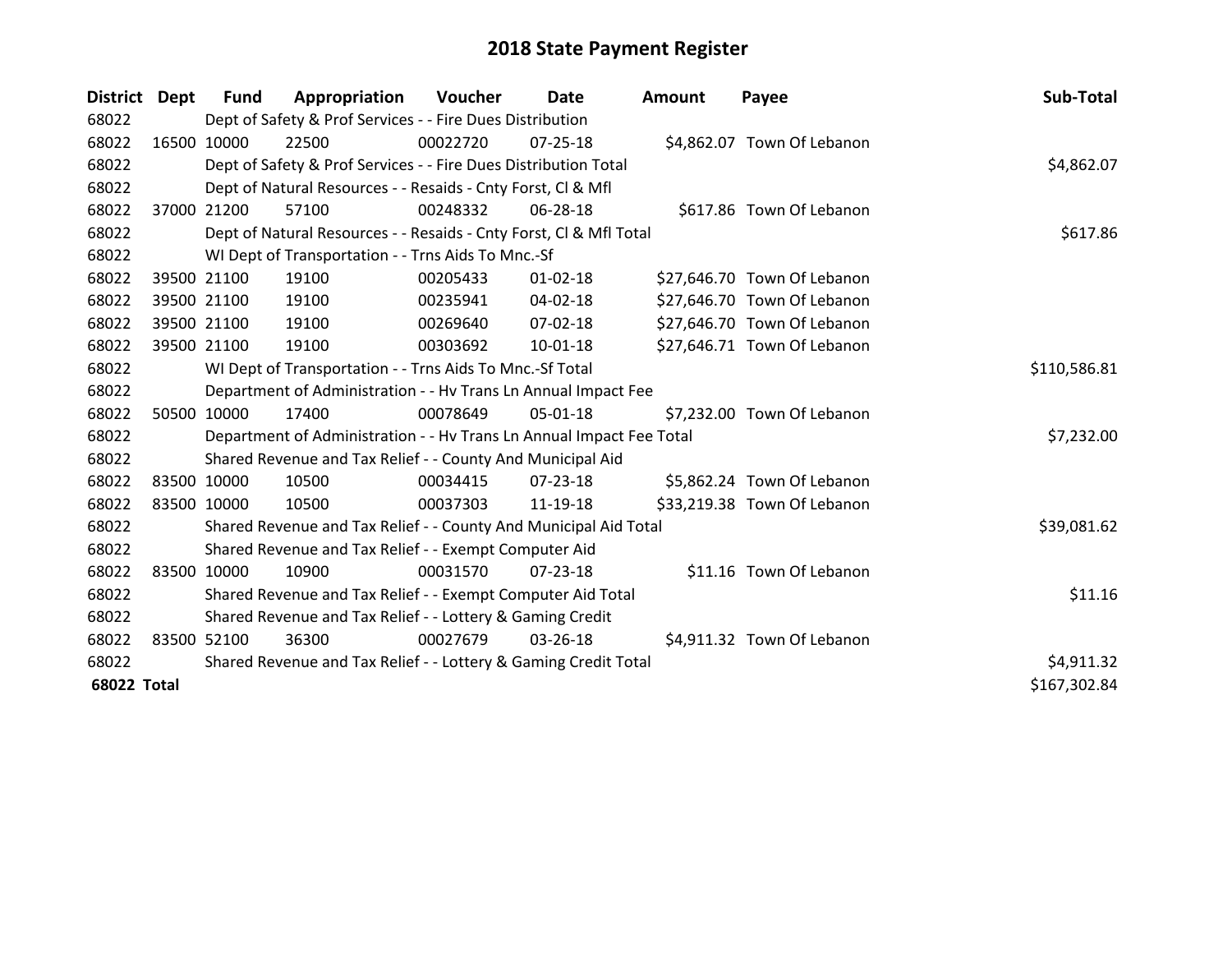# 2018 State Payment Register

| District | Dept | Fund | Appropriation | Voucher | Date | Amount | Payee | Sub-Total |
|---|---|---|---|---|---|---|---|---|
| 68022 | | Dept of Safety & Prof Services - - Fire Dues Distribution | | | | | | |
| 68022 | 16500 | 10000 | 22500 | 00022720 | 07-25-18 | $4,862.07 | Town Of Lebanon | |
| 68022 | | Dept of Safety & Prof Services - - Fire Dues Distribution Total | | | | | | $4,862.07 |
| 68022 | | Dept of Natural Resources - - Resaids - Cnty Forst, Cl & Mfl | | | | | | |
| 68022 | 37000 | 21200 | 57100 | 00248332 | 06-28-18 | $617.86 | Town Of Lebanon | |
| 68022 | | Dept of Natural Resources - - Resaids - Cnty Forst, Cl & Mfl Total | | | | | | $617.86 |
| 68022 | | WI Dept of Transportation - - Trns Aids To Mnc.-Sf | | | | | | |
| 68022 | 39500 | 21100 | 19100 | 00205433 | 01-02-18 | $27,646.70 | Town Of Lebanon | |
| 68022 | 39500 | 21100 | 19100 | 00235941 | 04-02-18 | $27,646.70 | Town Of Lebanon | |
| 68022 | 39500 | 21100 | 19100 | 00269640 | 07-02-18 | $27,646.70 | Town Of Lebanon | |
| 68022 | 39500 | 21100 | 19100 | 00303692 | 10-01-18 | $27,646.71 | Town Of Lebanon | |
| 68022 | | WI Dept of Transportation - - Trns Aids To Mnc.-Sf Total | | | | | | $110,586.81 |
| 68022 | | Department of Administration - - Hv Trans Ln Annual Impact Fee | | | | | | |
| 68022 | 50500 | 10000 | 17400 | 00078649 | 05-01-18 | $7,232.00 | Town Of Lebanon | |
| 68022 | | Department of Administration - - Hv Trans Ln Annual Impact Fee Total | | | | | | $7,232.00 |
| 68022 | | Shared Revenue and Tax Relief - - County And Municipal Aid | | | | | | |
| 68022 | 83500 | 10000 | 10500 | 00034415 | 07-23-18 | $5,862.24 | Town Of Lebanon | |
| 68022 | 83500 | 10000 | 10500 | 00037303 | 11-19-18 | $33,219.38 | Town Of Lebanon | |
| 68022 | | Shared Revenue and Tax Relief - - County And Municipal Aid Total | | | | | | $39,081.62 |
| 68022 | | Shared Revenue and Tax Relief - - Exempt Computer Aid | | | | | | |
| 68022 | 83500 | 10000 | 10900 | 00031570 | 07-23-18 | $11.16 | Town Of Lebanon | |
| 68022 | | Shared Revenue and Tax Relief - - Exempt Computer Aid Total | | | | | | $11.16 |
| 68022 | | Shared Revenue and Tax Relief - - Lottery & Gaming Credit | | | | | | |
| 68022 | 83500 | 52100 | 36300 | 00027679 | 03-26-18 | $4,911.32 | Town Of Lebanon | |
| 68022 | | Shared Revenue and Tax Relief - - Lottery & Gaming Credit Total | | | | | | $4,911.32 |
| **68022 Total** | | | | | | | | $167,302.84 |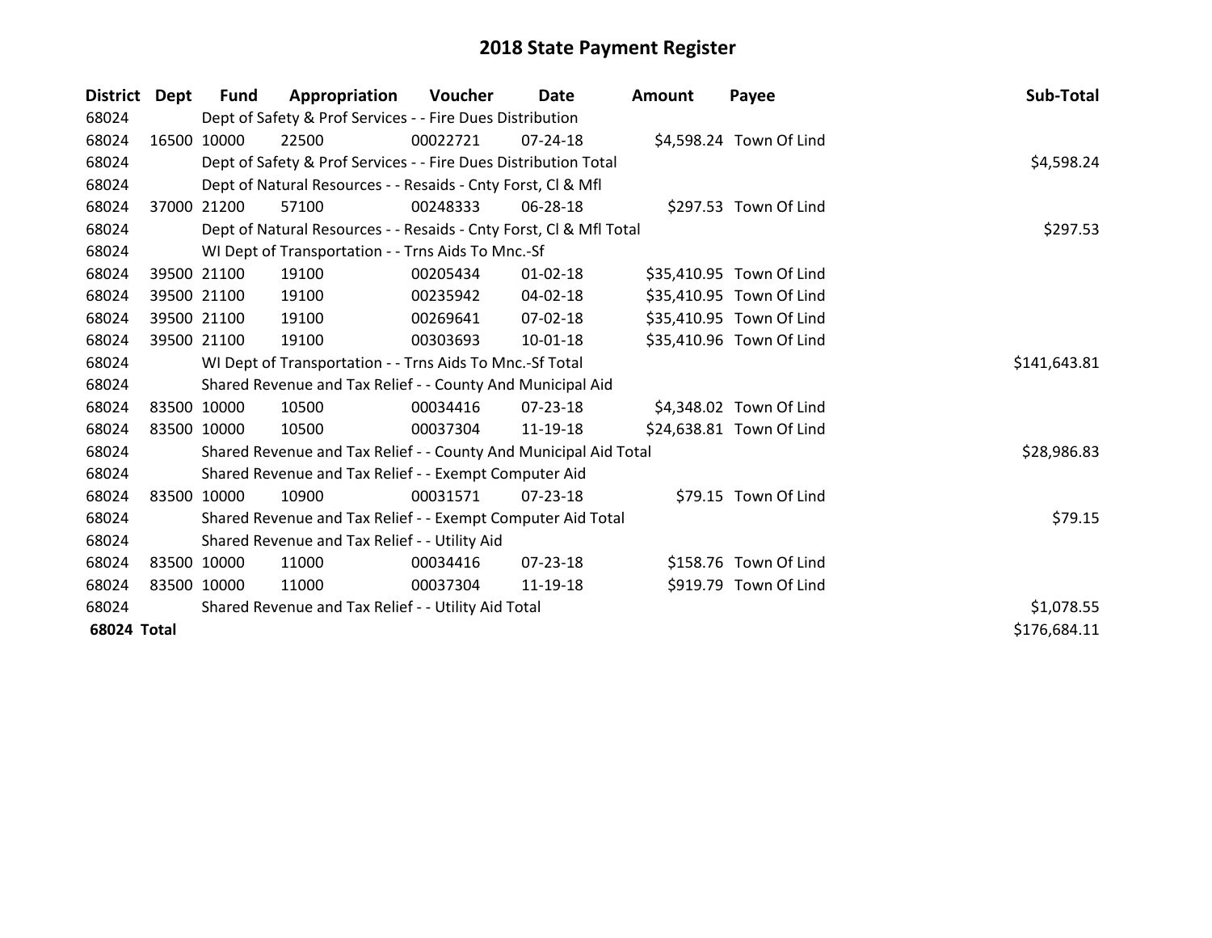# 2018 State Payment Register

| District | Dept | Fund | Appropriation | Voucher | Date | Amount | Payee | Sub-Total |
|---|---|---|---|---|---|---|---|---|
| 68024 | | Dept of Safety & Prof Services - - Fire Dues Distribution | | | | | | |
| 68024 | 16500 | 10000 | 22500 | 00022721 | 07-24-18 | $4,598.24 | Town Of Lind | |
| 68024 | | Dept of Safety & Prof Services - - Fire Dues Distribution Total | | | | | | $4,598.24 |
| 68024 | | Dept of Natural Resources - - Resaids - Cnty Forst, Cl & Mfl | | | | | | |
| 68024 | 37000 | 21200 | 57100 | 00248333 | 06-28-18 | $297.53 | Town Of Lind | |
| 68024 | | Dept of Natural Resources - - Resaids - Cnty Forst, Cl & Mfl Total | | | | | | $297.53 |
| 68024 | | WI Dept of Transportation - - Trns Aids To Mnc.-Sf | | | | | | |
| 68024 | 39500 | 21100 | 19100 | 00205434 | 01-02-18 | $35,410.95 | Town Of Lind | |
| 68024 | 39500 | 21100 | 19100 | 00235942 | 04-02-18 | $35,410.95 | Town Of Lind | |
| 68024 | 39500 | 21100 | 19100 | 00269641 | 07-02-18 | $35,410.95 | Town Of Lind | |
| 68024 | 39500 | 21100 | 19100 | 00303693 | 10-01-18 | $35,410.96 | Town Of Lind | |
| 68024 | | WI Dept of Transportation - - Trns Aids To Mnc.-Sf Total | | | | | | $141,643.81 |
| 68024 | | Shared Revenue and Tax Relief - - County And Municipal Aid | | | | | | |
| 68024 | 83500 | 10000 | 10500 | 00034416 | 07-23-18 | $4,348.02 | Town Of Lind | |
| 68024 | 83500 | 10000 | 10500 | 00037304 | 11-19-18 | $24,638.81 | Town Of Lind | |
| 68024 | | Shared Revenue and Tax Relief - - County And Municipal Aid Total | | | | | | $28,986.83 |
| 68024 | | Shared Revenue and Tax Relief - - Exempt Computer Aid | | | | | | |
| 68024 | 83500 | 10000 | 10900 | 00031571 | 07-23-18 | $79.15 | Town Of Lind | |
| 68024 | | Shared Revenue and Tax Relief - - Exempt Computer Aid Total | | | | | | $79.15 |
| 68024 | | Shared Revenue and Tax Relief - - Utility Aid | | | | | | |
| 68024 | 83500 | 10000 | 11000 | 00034416 | 07-23-18 | $158.76 | Town Of Lind | |
| 68024 | 83500 | 10000 | 11000 | 00037304 | 11-19-18 | $919.79 | Town Of Lind | |
| 68024 | | Shared Revenue and Tax Relief - - Utility Aid Total | | | | | | $1,078.55 |
| **68024 Total** | | | | | | | | $176,684.11 |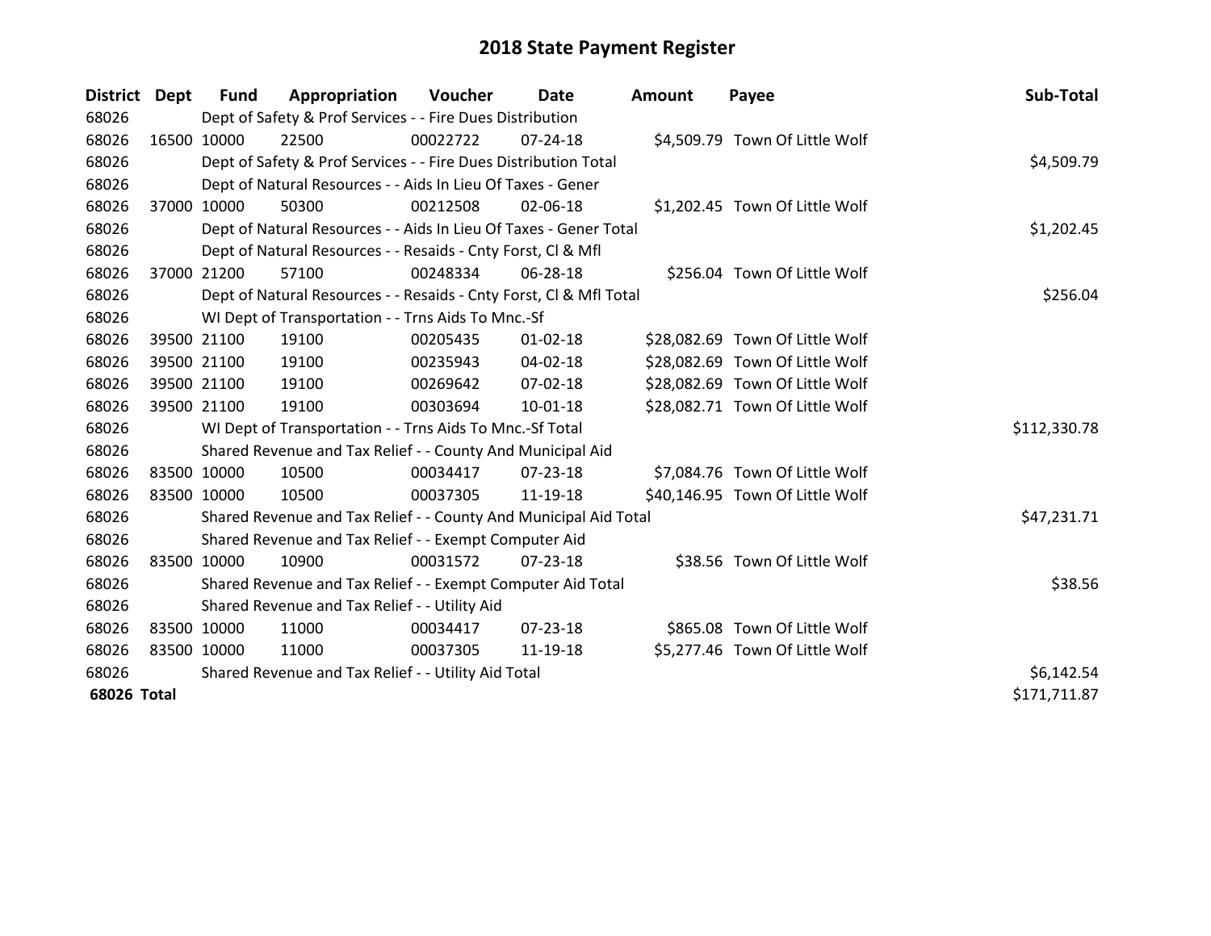# 2018 State Payment Register

| District | Dept | Fund | Appropriation | Voucher | Date | Amount | Payee | Sub-Total |
|---|---|---|---|---|---|---|---|---|
| 68026 | | Dept of Safety & Prof Services - - Fire Dues Distribution | | | | | | |
| 68026 | 16500 | 10000 | 22500 | 00022722 | 07-24-18 | $4,509.79 | Town Of Little Wolf | |
| 68026 | | Dept of Safety & Prof Services - - Fire Dues Distribution Total | | | | | | $4,509.79 |
| 68026 | | Dept of Natural Resources - - Aids In Lieu Of Taxes - Gener | | | | | | |
| 68026 | 37000 | 10000 | 50300 | 00212508 | 02-06-18 | $1,202.45 | Town Of Little Wolf | |
| 68026 | | Dept of Natural Resources - - Aids In Lieu Of Taxes - Gener Total | | | | | | $1,202.45 |
| 68026 | | Dept of Natural Resources - - Resaids - Cnty Forst, Cl & Mfl | | | | | | |
| 68026 | 37000 | 21200 | 57100 | 00248334 | 06-28-18 | $256.04 | Town Of Little Wolf | |
| 68026 | | Dept of Natural Resources - - Resaids - Cnty Forst, Cl & Mfl Total | | | | | | $256.04 |
| 68026 | | WI Dept of Transportation - - Trns Aids To Mnc.-Sf | | | | | | |
| 68026 | 39500 | 21100 | 19100 | 00205435 | 01-02-18 | $28,082.69 | Town Of Little Wolf | |
| 68026 | 39500 | 21100 | 19100 | 00235943 | 04-02-18 | $28,082.69 | Town Of Little Wolf | |
| 68026 | 39500 | 21100 | 19100 | 00269642 | 07-02-18 | $28,082.69 | Town Of Little Wolf | |
| 68026 | 39500 | 21100 | 19100 | 00303694 | 10-01-18 | $28,082.71 | Town Of Little Wolf | |
| 68026 | | WI Dept of Transportation - - Trns Aids To Mnc.-Sf Total | | | | | | $112,330.78 |
| 68026 | | Shared Revenue and Tax Relief - - County And Municipal Aid | | | | | | |
| 68026 | 83500 | 10000 | 10500 | 00034417 | 07-23-18 | $7,084.76 | Town Of Little Wolf | |
| 68026 | 83500 | 10000 | 10500 | 00037305 | 11-19-18 | $40,146.95 | Town Of Little Wolf | |
| 68026 | | Shared Revenue and Tax Relief - - County And Municipal Aid Total | | | | | | $47,231.71 |
| 68026 | | Shared Revenue and Tax Relief - - Exempt Computer Aid | | | | | | |
| 68026 | 83500 | 10000 | 10900 | 00031572 | 07-23-18 | $38.56 | Town Of Little Wolf | |
| 68026 | | Shared Revenue and Tax Relief - - Exempt Computer Aid Total | | | | | | $38.56 |
| 68026 | | Shared Revenue and Tax Relief - - Utility Aid | | | | | | |
| 68026 | 83500 | 10000 | 11000 | 00034417 | 07-23-18 | $865.08 | Town Of Little Wolf | |
| 68026 | 83500 | 10000 | 11000 | 00037305 | 11-19-18 | $5,277.46 | Town Of Little Wolf | |
| 68026 | | Shared Revenue and Tax Relief - - Utility Aid Total | | | | | | $6,142.54 |
| **68026 Total** | | | | | | | | $171,711.87 |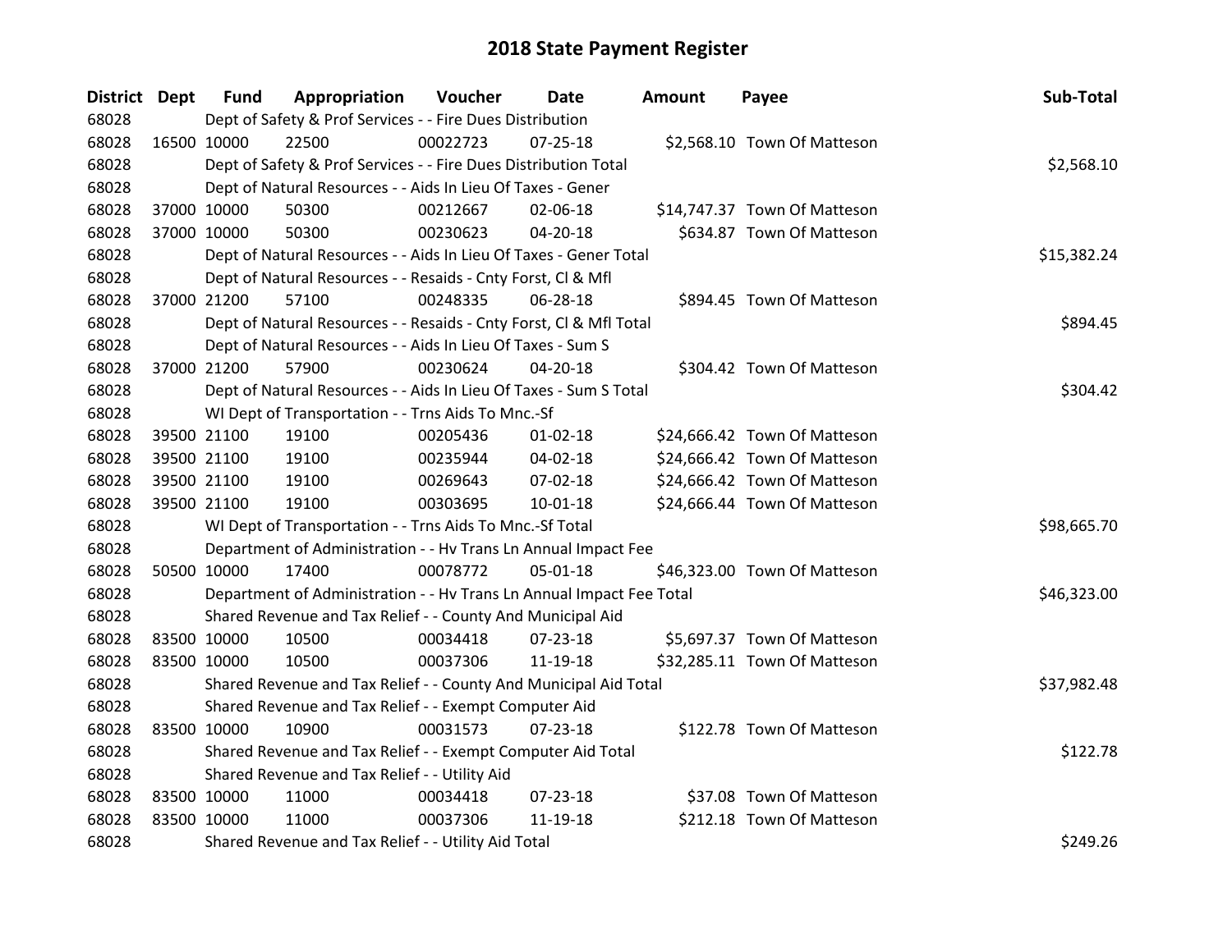# 2018 State Payment Register

| District | Dept | Fund | Appropriation | Voucher | Date | Amount | Payee | Sub-Total |
|---|---|---|---|---|---|---|---|---|
| 68028 | | Dept of Safety & Prof Services - - Fire Dues Distribution | | | | | | |
| 68028 | 16500 | 10000 | 22500 | 00022723 | 07-25-18 | $2,568.10 | Town Of Matteson | |
| 68028 | | Dept of Safety & Prof Services - - Fire Dues Distribution Total | | | | | | $2,568.10 |
| 68028 | | Dept of Natural Resources - - Aids In Lieu Of Taxes - Gener | | | | | | |
| 68028 | 37000 | 10000 | 50300 | 00212667 | 02-06-18 | $14,747.37 | Town Of Matteson | |
| 68028 | 37000 | 10000 | 50300 | 00230623 | 04-20-18 | $634.87 | Town Of Matteson | |
| 68028 | | Dept of Natural Resources - - Aids In Lieu Of Taxes - Gener Total | | | | | | $15,382.24 |
| 68028 | | Dept of Natural Resources - - Resaids - Cnty Forst, Cl & Mfl | | | | | | |
| 68028 | 37000 | 21200 | 57100 | 00248335 | 06-28-18 | $894.45 | Town Of Matteson | |
| 68028 | | Dept of Natural Resources - - Resaids - Cnty Forst, Cl & Mfl Total | | | | | | $894.45 |
| 68028 | | Dept of Natural Resources - - Aids In Lieu Of Taxes - Sum S | | | | | | |
| 68028 | 37000 | 21200 | 57900 | 00230624 | 04-20-18 | $304.42 | Town Of Matteson | |
| 68028 | | Dept of Natural Resources - - Aids In Lieu Of Taxes - Sum S Total | | | | | | $304.42 |
| 68028 | | WI Dept of Transportation - - Trns Aids To Mnc.-Sf | | | | | | |
| 68028 | 39500 | 21100 | 19100 | 00205436 | 01-02-18 | $24,666.42 | Town Of Matteson | |
| 68028 | 39500 | 21100 | 19100 | 00235944 | 04-02-18 | $24,666.42 | Town Of Matteson | |
| 68028 | 39500 | 21100 | 19100 | 00269643 | 07-02-18 | $24,666.42 | Town Of Matteson | |
| 68028 | 39500 | 21100 | 19100 | 00303695 | 10-01-18 | $24,666.44 | Town Of Matteson | |
| 68028 | | WI Dept of Transportation - - Trns Aids To Mnc.-Sf Total | | | | | | $98,665.70 |
| 68028 | | Department of Administration - - Hv Trans Ln Annual Impact Fee | | | | | | |
| 68028 | 50500 | 10000 | 17400 | 00078772 | 05-01-18 | $46,323.00 | Town Of Matteson | |
| 68028 | | Department of Administration - - Hv Trans Ln Annual Impact Fee Total | | | | | | $46,323.00 |
| 68028 | | Shared Revenue and Tax Relief - - County And Municipal Aid | | | | | | |
| 68028 | 83500 | 10000 | 10500 | 00034418 | 07-23-18 | $5,697.37 | Town Of Matteson | |
| 68028 | 83500 | 10000 | 10500 | 00037306 | 11-19-18 | $32,285.11 | Town Of Matteson | |
| 68028 | | Shared Revenue and Tax Relief - - County And Municipal Aid Total | | | | | | $37,982.48 |
| 68028 | | Shared Revenue and Tax Relief - - Exempt Computer Aid | | | | | | |
| 68028 | 83500 | 10000 | 10900 | 00031573 | 07-23-18 | $122.78 | Town Of Matteson | |
| 68028 | | Shared Revenue and Tax Relief - - Exempt Computer Aid Total | | | | | | $122.78 |
| 68028 | | Shared Revenue and Tax Relief - - Utility Aid | | | | | | |
| 68028 | 83500 | 10000 | 11000 | 00034418 | 07-23-18 | $37.08 | Town Of Matteson | |
| 68028 | 83500 | 10000 | 11000 | 00037306 | 11-19-18 | $212.18 | Town Of Matteson | |
| 68028 | | Shared Revenue and Tax Relief - - Utility Aid Total | | | | | | $249.26 |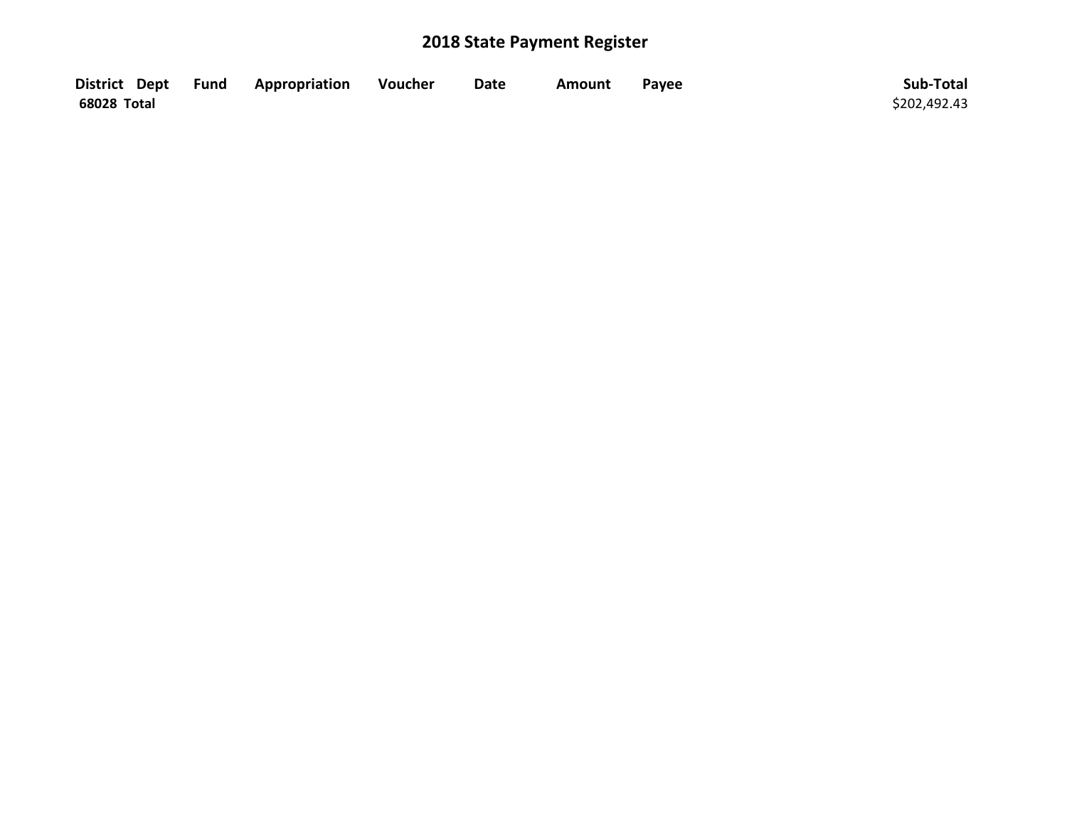# 2018 State Payment Register

| District | Dept | Fund | Appropriation | Voucher | Date | Amount | Payee | Sub-Total |
|---|---|---|---|---|---|---|---|---|
| **68028 Total** | | | | | | | | $202,492.43 |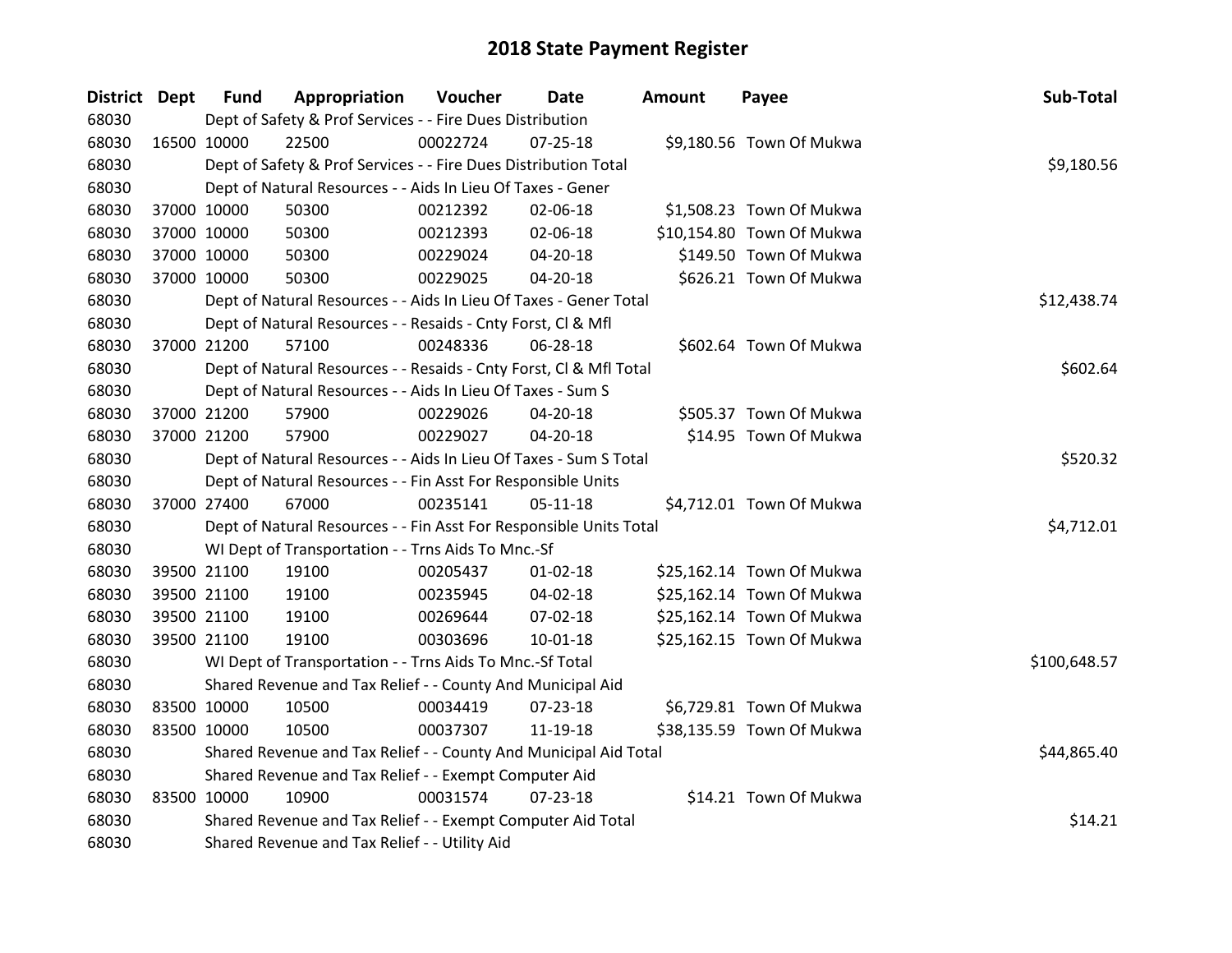# 2018 State Payment Register

| District | Dept | Fund | Appropriation | Voucher | Date | Amount | Payee | Sub-Total |
|---|---|---|---|---|---|---|---|---|
| 68030 | | Dept of Safety & Prof Services - - Fire Dues Distribution | | | | | | |
| 68030 | 16500 | 10000 | 22500 | 00022724 | 07-25-18 | $9,180.56 | Town Of Mukwa | |
| 68030 | | Dept of Safety & Prof Services - - Fire Dues Distribution Total | | | | | | $9,180.56 |
| 68030 | | Dept of Natural Resources - - Aids In Lieu Of Taxes - Gener | | | | | | |
| 68030 | 37000 | 10000 | 50300 | 00212392 | 02-06-18 | $1,508.23 | Town Of Mukwa | |
| 68030 | 37000 | 10000 | 50300 | 00212393 | 02-06-18 | $10,154.80 | Town Of Mukwa | |
| 68030 | 37000 | 10000 | 50300 | 00229024 | 04-20-18 | $149.50 | Town Of Mukwa | |
| 68030 | 37000 | 10000 | 50300 | 00229025 | 04-20-18 | $626.21 | Town Of Mukwa | |
| 68030 | | Dept of Natural Resources - - Aids In Lieu Of Taxes - Gener Total | | | | | | $12,438.74 |
| 68030 | | Dept of Natural Resources - - Resaids - Cnty Forst, Cl & Mfl | | | | | | |
| 68030 | 37000 | 21200 | 57100 | 00248336 | 06-28-18 | $602.64 | Town Of Mukwa | |
| 68030 | | Dept of Natural Resources - - Resaids - Cnty Forst, Cl & Mfl Total | | | | | | $602.64 |
| 68030 | | Dept of Natural Resources - - Aids In Lieu Of Taxes - Sum S | | | | | | |
| 68030 | 37000 | 21200 | 57900 | 00229026 | 04-20-18 | $505.37 | Town Of Mukwa | |
| 68030 | 37000 | 21200 | 57900 | 00229027 | 04-20-18 | $14.95 | Town Of Mukwa | |
| 68030 | | Dept of Natural Resources - - Aids In Lieu Of Taxes - Sum S Total | | | | | | $520.32 |
| 68030 | | Dept of Natural Resources - - Fin Asst For Responsible Units | | | | | | |
| 68030 | 37000 | 27400 | 67000 | 00235141 | 05-11-18 | $4,712.01 | Town Of Mukwa | |
| 68030 | | Dept of Natural Resources - - Fin Asst For Responsible Units Total | | | | | | $4,712.01 |
| 68030 | | WI Dept of Transportation - - Trns Aids To Mnc.-Sf | | | | | | |
| 68030 | 39500 | 21100 | 19100 | 00205437 | 01-02-18 | $25,162.14 | Town Of Mukwa | |
| 68030 | 39500 | 21100 | 19100 | 00235945 | 04-02-18 | $25,162.14 | Town Of Mukwa | |
| 68030 | 39500 | 21100 | 19100 | 00269644 | 07-02-18 | $25,162.14 | Town Of Mukwa | |
| 68030 | 39500 | 21100 | 19100 | 00303696 | 10-01-18 | $25,162.15 | Town Of Mukwa | |
| 68030 | | WI Dept of Transportation - - Trns Aids To Mnc.-Sf Total | | | | | | $100,648.57 |
| 68030 | | Shared Revenue and Tax Relief - - County And Municipal Aid | | | | | | |
| 68030 | 83500 | 10000 | 10500 | 00034419 | 07-23-18 | $6,729.81 | Town Of Mukwa | |
| 68030 | 83500 | 10000 | 10500 | 00037307 | 11-19-18 | $38,135.59 | Town Of Mukwa | |
| 68030 | | Shared Revenue and Tax Relief - - County And Municipal Aid Total | | | | | | $44,865.40 |
| 68030 | | Shared Revenue and Tax Relief - - Exempt Computer Aid | | | | | | |
| 68030 | 83500 | 10000 | 10900 | 00031574 | 07-23-18 | $14.21 | Town Of Mukwa | |
| 68030 | | Shared Revenue and Tax Relief - - Exempt Computer Aid Total | | | | | | $14.21 |
| 68030 | | Shared Revenue and Tax Relief - - Utility Aid | | | | | | |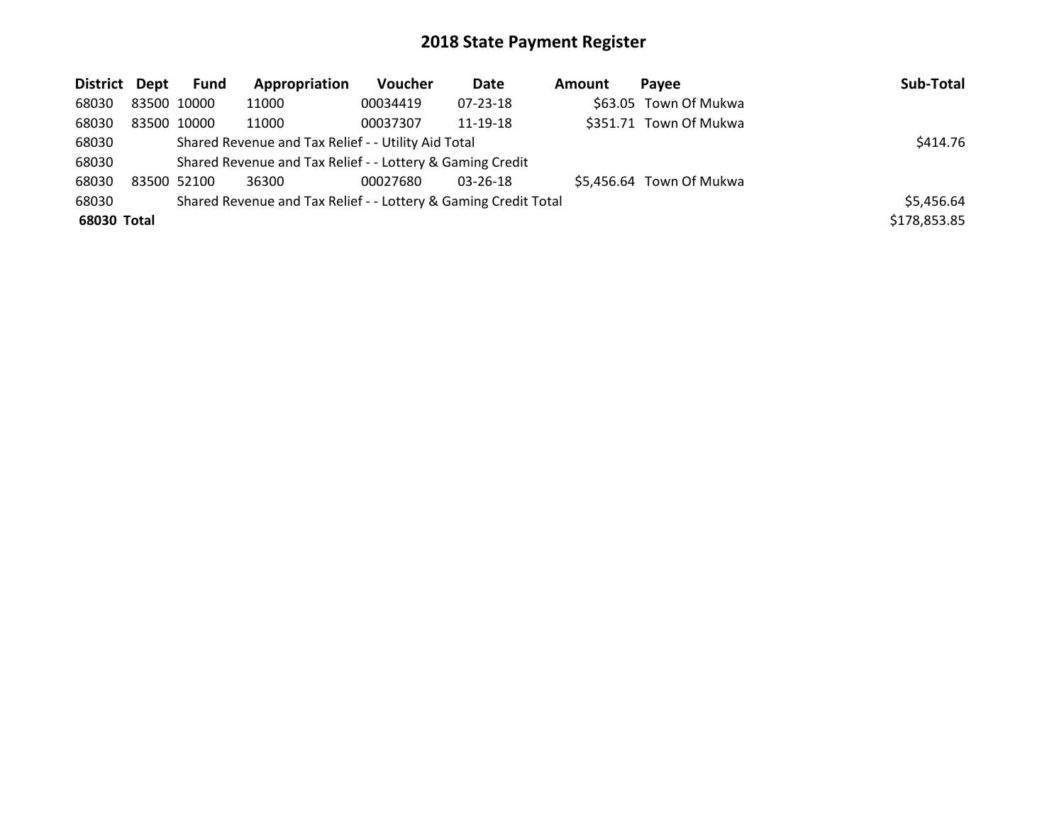# 2018 State Payment Register

| District | Dept | Fund | Appropriation | Voucher | Date | Amount | Payee | Sub-Total |
|---|---|---|---|---|---|---|---|---|
| 68030 | 83500 | 10000 | 11000 | 00034419 | 07-23-18 | $63.05 | Town Of Mukwa | |
| 68030 | 83500 | 10000 | 11000 | 00037307 | 11-19-18 | $351.71 | Town Of Mukwa | |
| 68030 | | Shared Revenue and Tax Relief - - Utility Aid Total | | | | | | $414.76 |
| 68030 | | Shared Revenue and Tax Relief - - Lottery & Gaming Credit | | | | | | |
| 68030 | 83500 | 52100 | 36300 | 00027680 | 03-26-18 | $5,456.64 | Town Of Mukwa | |
| 68030 | | Shared Revenue and Tax Relief - - Lottery & Gaming Credit Total | | | | | | $5,456.64 |
| **68030 Total** | | | | | | | | $178,853.85 |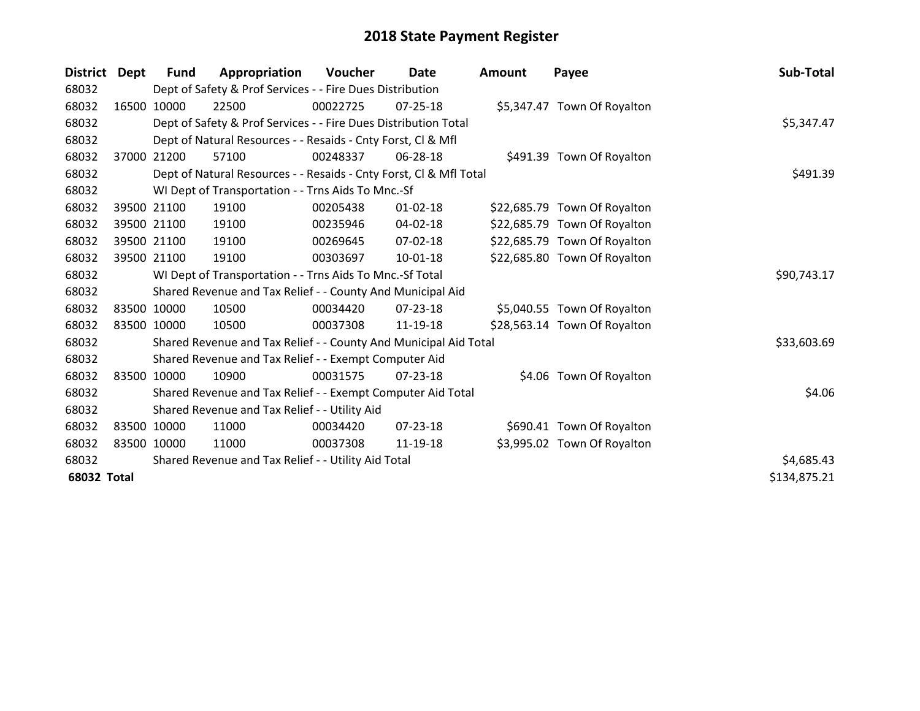# 2018 State Payment Register

| District | Dept | Fund | Appropriation | Voucher | Date | Amount | Payee | Sub-Total |
|---|---|---|---|---|---|---|---|---|
| 68032 | | Dept of Safety & Prof Services - - Fire Dues Distribution | | | | | | |
| 68032 | 16500 | 10000 | 22500 | 00022725 | 07-25-18 | $5,347.47 | Town Of Royalton | |
| 68032 | | Dept of Safety & Prof Services - - Fire Dues Distribution Total | | | | | | $5,347.47 |
| 68032 | | Dept of Natural Resources - - Resaids - Cnty Forst, Cl & Mfl | | | | | | |
| 68032 | 37000 | 21200 | 57100 | 00248337 | 06-28-18 | $491.39 | Town Of Royalton | |
| 68032 | | Dept of Natural Resources - - Resaids - Cnty Forst, Cl & Mfl Total | | | | | | $491.39 |
| 68032 | | WI Dept of Transportation - - Trns Aids To Mnc.-Sf | | | | | | |
| 68032 | 39500 | 21100 | 19100 | 00205438 | 01-02-18 | $22,685.79 | Town Of Royalton | |
| 68032 | 39500 | 21100 | 19100 | 00235946 | 04-02-18 | $22,685.79 | Town Of Royalton | |
| 68032 | 39500 | 21100 | 19100 | 00269645 | 07-02-18 | $22,685.79 | Town Of Royalton | |
| 68032 | 39500 | 21100 | 19100 | 00303697 | 10-01-18 | $22,685.80 | Town Of Royalton | |
| 68032 | | WI Dept of Transportation - - Trns Aids To Mnc.-Sf Total | | | | | | $90,743.17 |
| 68032 | | Shared Revenue and Tax Relief - - County And Municipal Aid | | | | | | |
| 68032 | 83500 | 10000 | 10500 | 00034420 | 07-23-18 | $5,040.55 | Town Of Royalton | |
| 68032 | 83500 | 10000 | 10500 | 00037308 | 11-19-18 | $28,563.14 | Town Of Royalton | |
| 68032 | | Shared Revenue and Tax Relief - - County And Municipal Aid Total | | | | | | $33,603.69 |
| 68032 | | Shared Revenue and Tax Relief - - Exempt Computer Aid | | | | | | |
| 68032 | 83500 | 10000 | 10900 | 00031575 | 07-23-18 | $4.06 | Town Of Royalton | |
| 68032 | | Shared Revenue and Tax Relief - - Exempt Computer Aid Total | | | | | | $4.06 |
| 68032 | | Shared Revenue and Tax Relief - - Utility Aid | | | | | | |
| 68032 | 83500 | 10000 | 11000 | 00034420 | 07-23-18 | $690.41 | Town Of Royalton | |
| 68032 | 83500 | 10000 | 11000 | 00037308 | 11-19-18 | $3,995.02 | Town Of Royalton | |
| 68032 | | Shared Revenue and Tax Relief - - Utility Aid Total | | | | | | $4,685.43 |
| **68032 Total** | | | | | | | | $134,875.21 |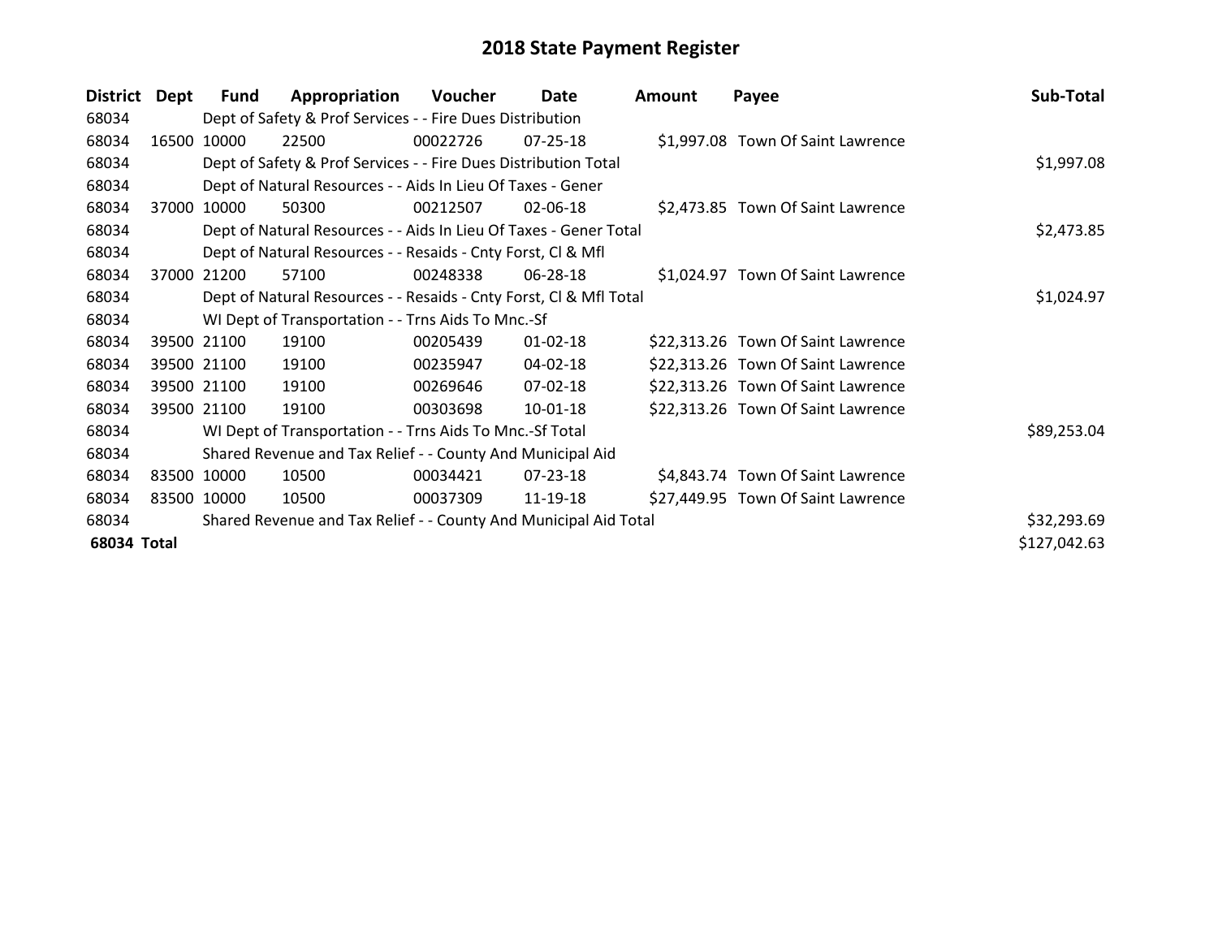# 2018 State Payment Register

| District | Dept | Fund | Appropriation | Voucher | Date | Amount | Payee | Sub-Total |
|---|---|---|---|---|---|---|---|---|
| 68034 | | Dept of Safety & Prof Services - - Fire Dues Distribution | | | | | | |
| 68034 | 16500 | 10000 | 22500 | 00022726 | 07-25-18 | $1,997.08 | Town Of Saint Lawrence | |
| 68034 | | Dept of Safety & Prof Services - - Fire Dues Distribution Total | | | | | | $1,997.08 |
| 68034 | | Dept of Natural Resources - - Aids In Lieu Of Taxes - Gener | | | | | | |
| 68034 | 37000 | 10000 | 50300 | 00212507 | 02-06-18 | $2,473.85 | Town Of Saint Lawrence | |
| 68034 | | Dept of Natural Resources - - Aids In Lieu Of Taxes - Gener Total | | | | | | $2,473.85 |
| 68034 | | Dept of Natural Resources - - Resaids - Cnty Forst, Cl & Mfl | | | | | | |
| 68034 | 37000 | 21200 | 57100 | 00248338 | 06-28-18 | $1,024.97 | Town Of Saint Lawrence | |
| 68034 | | Dept of Natural Resources - - Resaids - Cnty Forst, Cl & Mfl Total | | | | | | $1,024.97 |
| 68034 | | WI Dept of Transportation - - Trns Aids To Mnc.-Sf | | | | | | |
| 68034 | 39500 | 21100 | 19100 | 00205439 | 01-02-18 | $22,313.26 | Town Of Saint Lawrence | |
| 68034 | 39500 | 21100 | 19100 | 00235947 | 04-02-18 | $22,313.26 | Town Of Saint Lawrence | |
| 68034 | 39500 | 21100 | 19100 | 00269646 | 07-02-18 | $22,313.26 | Town Of Saint Lawrence | |
| 68034 | 39500 | 21100 | 19100 | 00303698 | 10-01-18 | $22,313.26 | Town Of Saint Lawrence | |
| 68034 | | WI Dept of Transportation - - Trns Aids To Mnc.-Sf Total | | | | | | $89,253.04 |
| 68034 | | Shared Revenue and Tax Relief - - County And Municipal Aid | | | | | | |
| 68034 | 83500 | 10000 | 10500 | 00034421 | 07-23-18 | $4,843.74 | Town Of Saint Lawrence | |
| 68034 | 83500 | 10000 | 10500 | 00037309 | 11-19-18 | $27,449.95 | Town Of Saint Lawrence | |
| 68034 | | Shared Revenue and Tax Relief - - County And Municipal Aid Total | | | | | | $32,293.69 |
| **68034 Total** | | | | | | | | $127,042.63 |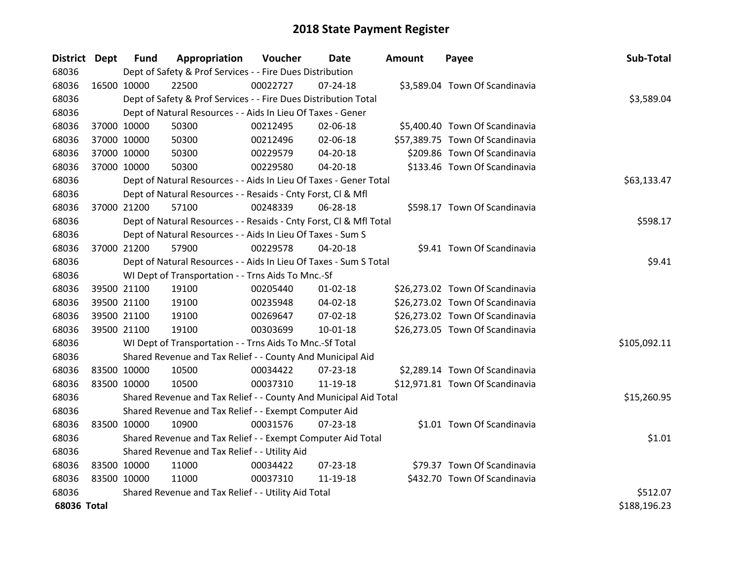# 2018 State Payment Register

| District | Dept | Fund | Appropriation | Voucher | Date | Amount | Payee | Sub-Total |
|---|---|---|---|---|---|---|---|---|
| 68036 | | Dept of Safety & Prof Services - - Fire Dues Distribution | | | | | | |
| 68036 | 16500 | 10000 | 22500 | 00022727 | 07-24-18 | $3,589.04 | Town Of Scandinavia | |
| 68036 | | Dept of Safety & Prof Services - - Fire Dues Distribution Total | | | | | | $3,589.04 |
| 68036 | | Dept of Natural Resources - - Aids In Lieu Of Taxes - Gener | | | | | | |
| 68036 | 37000 | 10000 | 50300 | 00212495 | 02-06-18 | $5,400.40 | Town Of Scandinavia | |
| 68036 | 37000 | 10000 | 50300 | 00212496 | 02-06-18 | $57,389.75 | Town Of Scandinavia | |
| 68036 | 37000 | 10000 | 50300 | 00229579 | 04-20-18 | $209.86 | Town Of Scandinavia | |
| 68036 | 37000 | 10000 | 50300 | 00229580 | 04-20-18 | $133.46 | Town Of Scandinavia | |
| 68036 | | Dept of Natural Resources - - Aids In Lieu Of Taxes - Gener Total | | | | | | $63,133.47 |
| 68036 | | Dept of Natural Resources - - Resaids - Cnty Forst, Cl & Mfl | | | | | | |
| 68036 | 37000 | 21200 | 57100 | 00248339 | 06-28-18 | $598.17 | Town Of Scandinavia | |
| 68036 | | Dept of Natural Resources - - Resaids - Cnty Forst, Cl & Mfl Total | | | | | | $598.17 |
| 68036 | | Dept of Natural Resources - - Aids In Lieu Of Taxes - Sum S | | | | | | |
| 68036 | 37000 | 21200 | 57900 | 00229578 | 04-20-18 | $9.41 | Town Of Scandinavia | |
| 68036 | | Dept of Natural Resources - - Aids In Lieu Of Taxes - Sum S Total | | | | | | $9.41 |
| 68036 | | WI Dept of Transportation - - Trns Aids To Mnc.-Sf | | | | | | |
| 68036 | 39500 | 21100 | 19100 | 00205440 | 01-02-18 | $26,273.02 | Town Of Scandinavia | |
| 68036 | 39500 | 21100 | 19100 | 00235948 | 04-02-18 | $26,273.02 | Town Of Scandinavia | |
| 68036 | 39500 | 21100 | 19100 | 00269647 | 07-02-18 | $26,273.02 | Town Of Scandinavia | |
| 68036 | 39500 | 21100 | 19100 | 00303699 | 10-01-18 | $26,273.05 | Town Of Scandinavia | |
| 68036 | | WI Dept of Transportation - - Trns Aids To Mnc.-Sf Total | | | | | | $105,092.11 |
| 68036 | | Shared Revenue and Tax Relief - - County And Municipal Aid | | | | | | |
| 68036 | 83500 | 10000 | 10500 | 00034422 | 07-23-18 | $2,289.14 | Town Of Scandinavia | |
| 68036 | 83500 | 10000 | 10500 | 00037310 | 11-19-18 | $12,971.81 | Town Of Scandinavia | |
| 68036 | | Shared Revenue and Tax Relief - - County And Municipal Aid Total | | | | | | $15,260.95 |
| 68036 | | Shared Revenue and Tax Relief - - Exempt Computer Aid | | | | | | |
| 68036 | 83500 | 10000 | 10900 | 00031576 | 07-23-18 | $1.01 | Town Of Scandinavia | |
| 68036 | | Shared Revenue and Tax Relief - - Exempt Computer Aid Total | | | | | | $1.01 |
| 68036 | | Shared Revenue and Tax Relief - - Utility Aid | | | | | | |
| 68036 | 83500 | 10000 | 11000 | 00034422 | 07-23-18 | $79.37 | Town Of Scandinavia | |
| 68036 | 83500 | 10000 | 11000 | 00037310 | 11-19-18 | $432.70 | Town Of Scandinavia | |
| 68036 | | Shared Revenue and Tax Relief - - Utility Aid Total | | | | | | $512.07 |
| **68036 Total** | | | | | | | | $188,196.23 |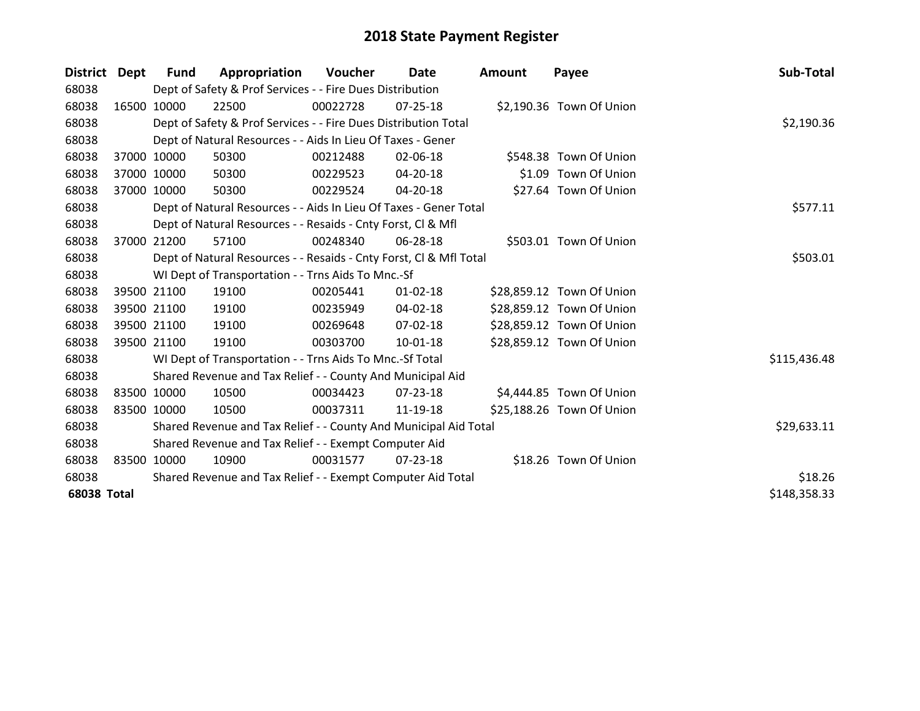# 2018 State Payment Register

| District | Dept | Fund | Appropriation | Voucher | Date | Amount | Payee | Sub-Total |
|---|---|---|---|---|---|---|---|---|
| 68038 | | Dept of Safety & Prof Services - - Fire Dues Distribution | | | | | | |
| 68038 | 16500 | 10000 | 22500 | 00022728 | 07-25-18 | $2,190.36 | Town Of Union | |
| 68038 | | Dept of Safety & Prof Services - - Fire Dues Distribution Total | | | | | | $2,190.36 |
| 68038 | | Dept of Natural Resources - - Aids In Lieu Of Taxes - Gener | | | | | | |
| 68038 | 37000 | 10000 | 50300 | 00212488 | 02-06-18 | $548.38 | Town Of Union | |
| 68038 | 37000 | 10000 | 50300 | 00229523 | 04-20-18 | $1.09 | Town Of Union | |
| 68038 | 37000 | 10000 | 50300 | 00229524 | 04-20-18 | $27.64 | Town Of Union | |
| 68038 | | Dept of Natural Resources - - Aids In Lieu Of Taxes - Gener Total | | | | | | $577.11 |
| 68038 | | Dept of Natural Resources - - Resaids - Cnty Forst, Cl & Mfl | | | | | | |
| 68038 | 37000 | 21200 | 57100 | 00248340 | 06-28-18 | $503.01 | Town Of Union | |
| 68038 | | Dept of Natural Resources - - Resaids - Cnty Forst, Cl & Mfl Total | | | | | | $503.01 |
| 68038 | | WI Dept of Transportation - - Trns Aids To Mnc.-Sf | | | | | | |
| 68038 | 39500 | 21100 | 19100 | 00205441 | 01-02-18 | $28,859.12 | Town Of Union | |
| 68038 | 39500 | 21100 | 19100 | 00235949 | 04-02-18 | $28,859.12 | Town Of Union | |
| 68038 | 39500 | 21100 | 19100 | 00269648 | 07-02-18 | $28,859.12 | Town Of Union | |
| 68038 | 39500 | 21100 | 19100 | 00303700 | 10-01-18 | $28,859.12 | Town Of Union | |
| 68038 | | WI Dept of Transportation - - Trns Aids To Mnc.-Sf Total | | | | | | $115,436.48 |
| 68038 | | Shared Revenue and Tax Relief - - County And Municipal Aid | | | | | | |
| 68038 | 83500 | 10000 | 10500 | 00034423 | 07-23-18 | $4,444.85 | Town Of Union | |
| 68038 | 83500 | 10000 | 10500 | 00037311 | 11-19-18 | $25,188.26 | Town Of Union | |
| 68038 | | Shared Revenue and Tax Relief - - County And Municipal Aid Total | | | | | | $29,633.11 |
| 68038 | | Shared Revenue and Tax Relief - - Exempt Computer Aid | | | | | | |
| 68038 | 83500 | 10000 | 10900 | 00031577 | 07-23-18 | $18.26 | Town Of Union | |
| 68038 | | Shared Revenue and Tax Relief - - Exempt Computer Aid Total | | | | | | $18.26 |
| **68038 Total** | | | | | | | | $148,358.33 |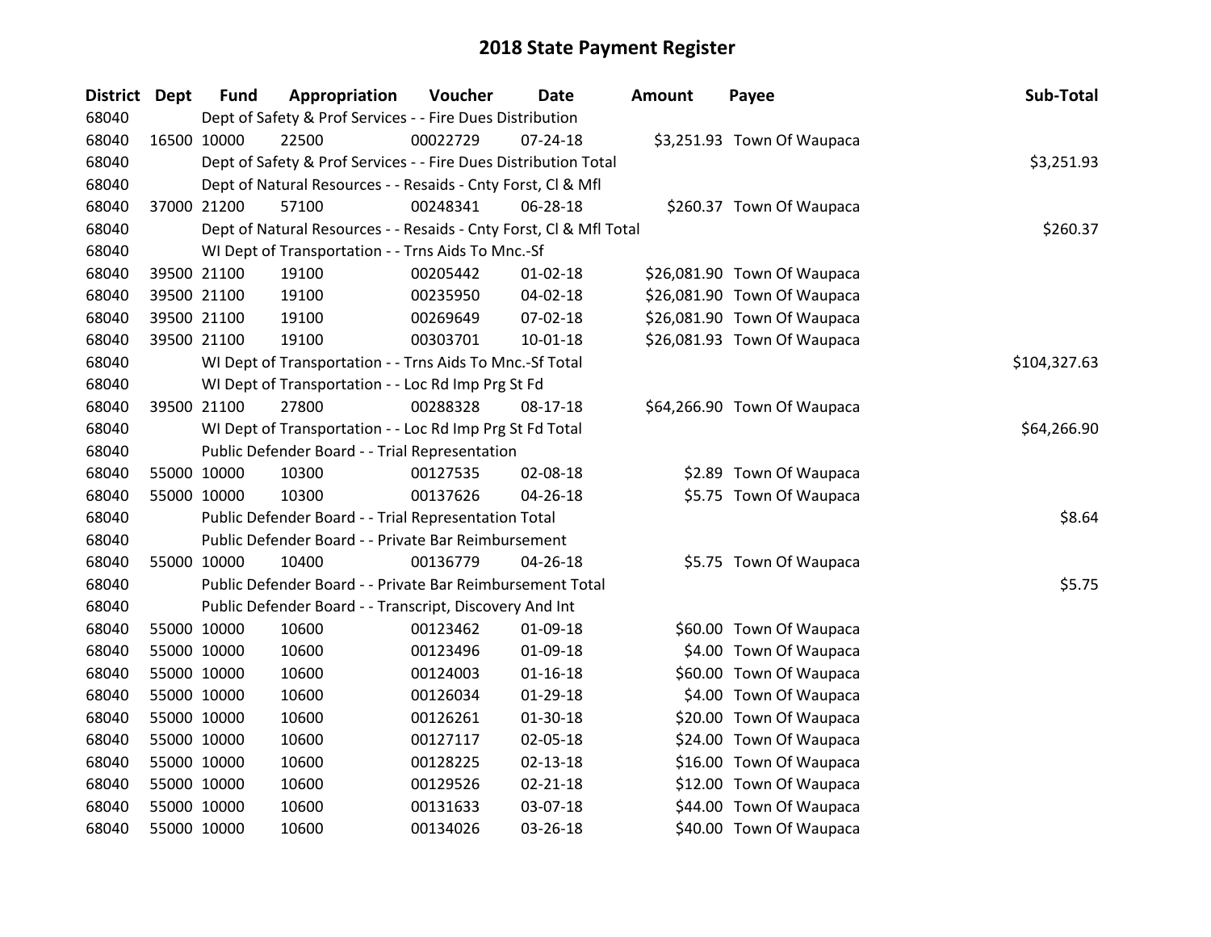# 2018 State Payment Register

| District | Dept | Fund | Appropriation | Voucher | Date | Amount | Payee | Sub-Total |
|---|---|---|---|---|---|---|---|---|
| 68040 | | Dept of Safety & Prof Services - - Fire Dues Distribution | | | | | | |
| 68040 | 16500 | 10000 | 22500 | 00022729 | 07-24-18 | $3,251.93 | Town Of Waupaca | |
| 68040 | | Dept of Safety & Prof Services - - Fire Dues Distribution Total | | | | | | $3,251.93 |
| 68040 | | Dept of Natural Resources - - Resaids - Cnty Forst, Cl & Mfl | | | | | | |
| 68040 | 37000 | 21200 | 57100 | 00248341 | 06-28-18 | $260.37 | Town Of Waupaca | |
| 68040 | | Dept of Natural Resources - - Resaids - Cnty Forst, Cl & Mfl Total | | | | | | $260.37 |
| 68040 | | WI Dept of Transportation - - Trns Aids To Mnc.-Sf | | | | | | |
| 68040 | 39500 | 21100 | 19100 | 00205442 | 01-02-18 | $26,081.90 | Town Of Waupaca | |
| 68040 | 39500 | 21100 | 19100 | 00235950 | 04-02-18 | $26,081.90 | Town Of Waupaca | |
| 68040 | 39500 | 21100 | 19100 | 00269649 | 07-02-18 | $26,081.90 | Town Of Waupaca | |
| 68040 | 39500 | 21100 | 19100 | 00303701 | 10-01-18 | $26,081.93 | Town Of Waupaca | |
| 68040 | | WI Dept of Transportation - - Trns Aids To Mnc.-Sf Total | | | | | | $104,327.63 |
| 68040 | | WI Dept of Transportation - - Loc Rd Imp Prg St Fd | | | | | | |
| 68040 | 39500 | 21100 | 27800 | 00288328 | 08-17-18 | $64,266.90 | Town Of Waupaca | |
| 68040 | | WI Dept of Transportation - - Loc Rd Imp Prg St Fd Total | | | | | | $64,266.90 |
| 68040 | | Public Defender Board - - Trial Representation | | | | | | |
| 68040 | 55000 | 10000 | 10300 | 00127535 | 02-08-18 | $2.89 | Town Of Waupaca | |
| 68040 | 55000 | 10000 | 10300 | 00137626 | 04-26-18 | $5.75 | Town Of Waupaca | |
| 68040 | | Public Defender Board - - Trial Representation Total | | | | | | $8.64 |
| 68040 | | Public Defender Board - - Private Bar Reimbursement | | | | | | |
| 68040 | 55000 | 10000 | 10400 | 00136779 | 04-26-18 | $5.75 | Town Of Waupaca | |
| 68040 | | Public Defender Board - - Private Bar Reimbursement Total | | | | | | $5.75 |
| 68040 | | Public Defender Board - - Transcript, Discovery And Int | | | | | | |
| 68040 | 55000 | 10000 | 10600 | 00123462 | 01-09-18 | $60.00 | Town Of Waupaca | |
| 68040 | 55000 | 10000 | 10600 | 00123496 | 01-09-18 | $4.00 | Town Of Waupaca | |
| 68040 | 55000 | 10000 | 10600 | 00124003 | 01-16-18 | $60.00 | Town Of Waupaca | |
| 68040 | 55000 | 10000 | 10600 | 00126034 | 01-29-18 | $4.00 | Town Of Waupaca | |
| 68040 | 55000 | 10000 | 10600 | 00126261 | 01-30-18 | $20.00 | Town Of Waupaca | |
| 68040 | 55000 | 10000 | 10600 | 00127117 | 02-05-18 | $24.00 | Town Of Waupaca | |
| 68040 | 55000 | 10000 | 10600 | 00128225 | 02-13-18 | $16.00 | Town Of Waupaca | |
| 68040 | 55000 | 10000 | 10600 | 00129526 | 02-21-18 | $12.00 | Town Of Waupaca | |
| 68040 | 55000 | 10000 | 10600 | 00131633 | 03-07-18 | $44.00 | Town Of Waupaca | |
| 68040 | 55000 | 10000 | 10600 | 00134026 | 03-26-18 | $40.00 | Town Of Waupaca | |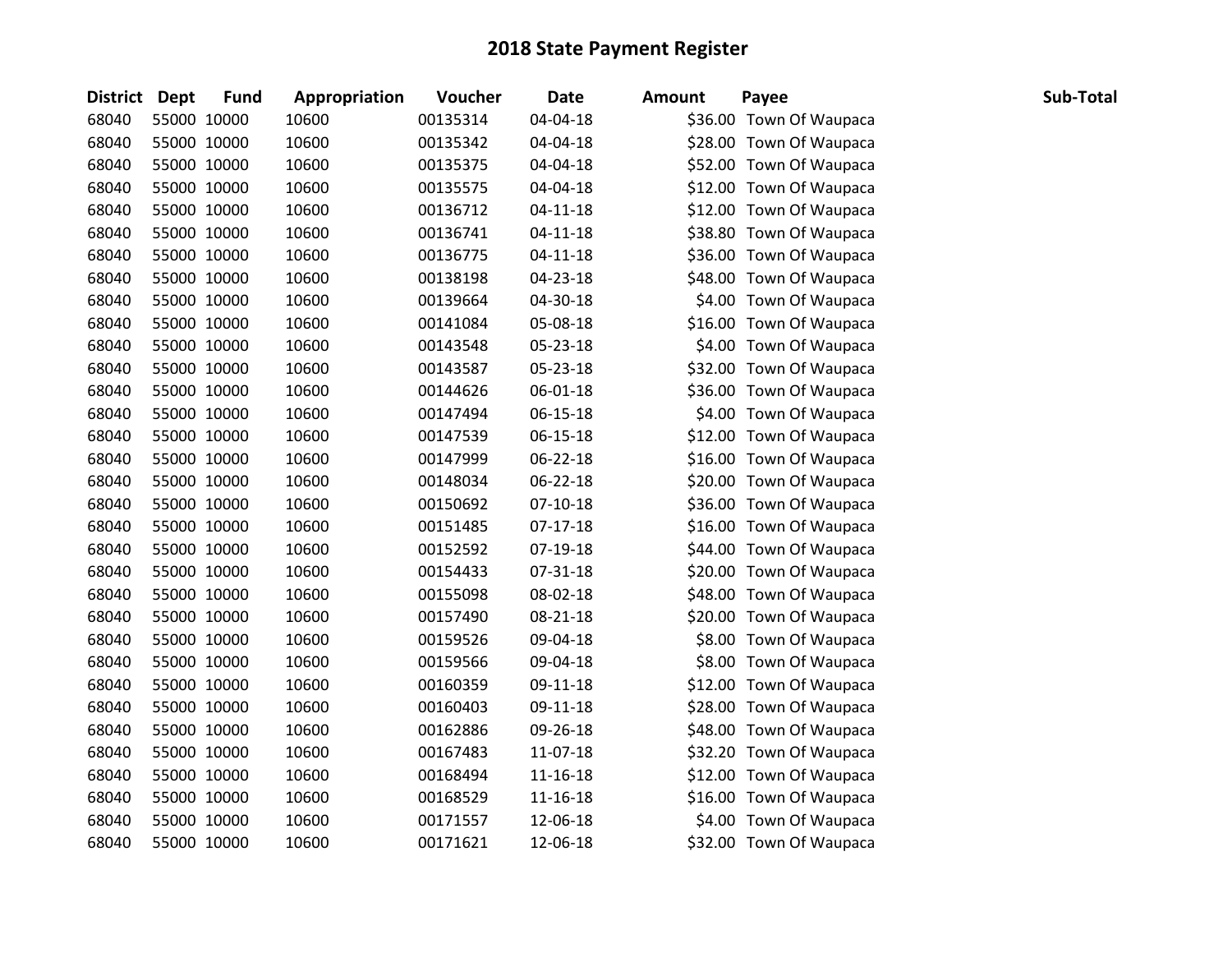# 2018 State Payment Register

| District | Dept | Fund | Appropriation | Voucher | Date | Amount | Payee | Sub-Total |
|---|---|---|---|---|---|---|---|---|
| 68040 | 55000 | 10000 | 10600 | 00135314 | 04-04-18 | $36.00 | Town Of Waupaca | |
| 68040 | 55000 | 10000 | 10600 | 00135342 | 04-04-18 | $28.00 | Town Of Waupaca | |
| 68040 | 55000 | 10000 | 10600 | 00135375 | 04-04-18 | $52.00 | Town Of Waupaca | |
| 68040 | 55000 | 10000 | 10600 | 00135575 | 04-04-18 | $12.00 | Town Of Waupaca | |
| 68040 | 55000 | 10000 | 10600 | 00136712 | 04-11-18 | $12.00 | Town Of Waupaca | |
| 68040 | 55000 | 10000 | 10600 | 00136741 | 04-11-18 | $38.80 | Town Of Waupaca | |
| 68040 | 55000 | 10000 | 10600 | 00136775 | 04-11-18 | $36.00 | Town Of Waupaca | |
| 68040 | 55000 | 10000 | 10600 | 00138198 | 04-23-18 | $48.00 | Town Of Waupaca | |
| 68040 | 55000 | 10000 | 10600 | 00139664 | 04-30-18 | $4.00 | Town Of Waupaca | |
| 68040 | 55000 | 10000 | 10600 | 00141084 | 05-08-18 | $16.00 | Town Of Waupaca | |
| 68040 | 55000 | 10000 | 10600 | 00143548 | 05-23-18 | $4.00 | Town Of Waupaca | |
| 68040 | 55000 | 10000 | 10600 | 00143587 | 05-23-18 | $32.00 | Town Of Waupaca | |
| 68040 | 55000 | 10000 | 10600 | 00144626 | 06-01-18 | $36.00 | Town Of Waupaca | |
| 68040 | 55000 | 10000 | 10600 | 00147494 | 06-15-18 | $4.00 | Town Of Waupaca | |
| 68040 | 55000 | 10000 | 10600 | 00147539 | 06-15-18 | $12.00 | Town Of Waupaca | |
| 68040 | 55000 | 10000 | 10600 | 00147999 | 06-22-18 | $16.00 | Town Of Waupaca | |
| 68040 | 55000 | 10000 | 10600 | 00148034 | 06-22-18 | $20.00 | Town Of Waupaca | |
| 68040 | 55000 | 10000 | 10600 | 00150692 | 07-10-18 | $36.00 | Town Of Waupaca | |
| 68040 | 55000 | 10000 | 10600 | 00151485 | 07-17-18 | $16.00 | Town Of Waupaca | |
| 68040 | 55000 | 10000 | 10600 | 00152592 | 07-19-18 | $44.00 | Town Of Waupaca | |
| 68040 | 55000 | 10000 | 10600 | 00154433 | 07-31-18 | $20.00 | Town Of Waupaca | |
| 68040 | 55000 | 10000 | 10600 | 00155098 | 08-02-18 | $48.00 | Town Of Waupaca | |
| 68040 | 55000 | 10000 | 10600 | 00157490 | 08-21-18 | $20.00 | Town Of Waupaca | |
| 68040 | 55000 | 10000 | 10600 | 00159526 | 09-04-18 | $8.00 | Town Of Waupaca | |
| 68040 | 55000 | 10000 | 10600 | 00159566 | 09-04-18 | $8.00 | Town Of Waupaca | |
| 68040 | 55000 | 10000 | 10600 | 00160359 | 09-11-18 | $12.00 | Town Of Waupaca | |
| 68040 | 55000 | 10000 | 10600 | 00160403 | 09-11-18 | $28.00 | Town Of Waupaca | |
| 68040 | 55000 | 10000 | 10600 | 00162886 | 09-26-18 | $48.00 | Town Of Waupaca | |
| 68040 | 55000 | 10000 | 10600 | 00167483 | 11-07-18 | $32.20 | Town Of Waupaca | |
| 68040 | 55000 | 10000 | 10600 | 00168494 | 11-16-18 | $12.00 | Town Of Waupaca | |
| 68040 | 55000 | 10000 | 10600 | 00168529 | 11-16-18 | $16.00 | Town Of Waupaca | |
| 68040 | 55000 | 10000 | 10600 | 00171557 | 12-06-18 | $4.00 | Town Of Waupaca | |
| 68040 | 55000 | 10000 | 10600 | 00171621 | 12-06-18 | $32.00 | Town Of Waupaca | |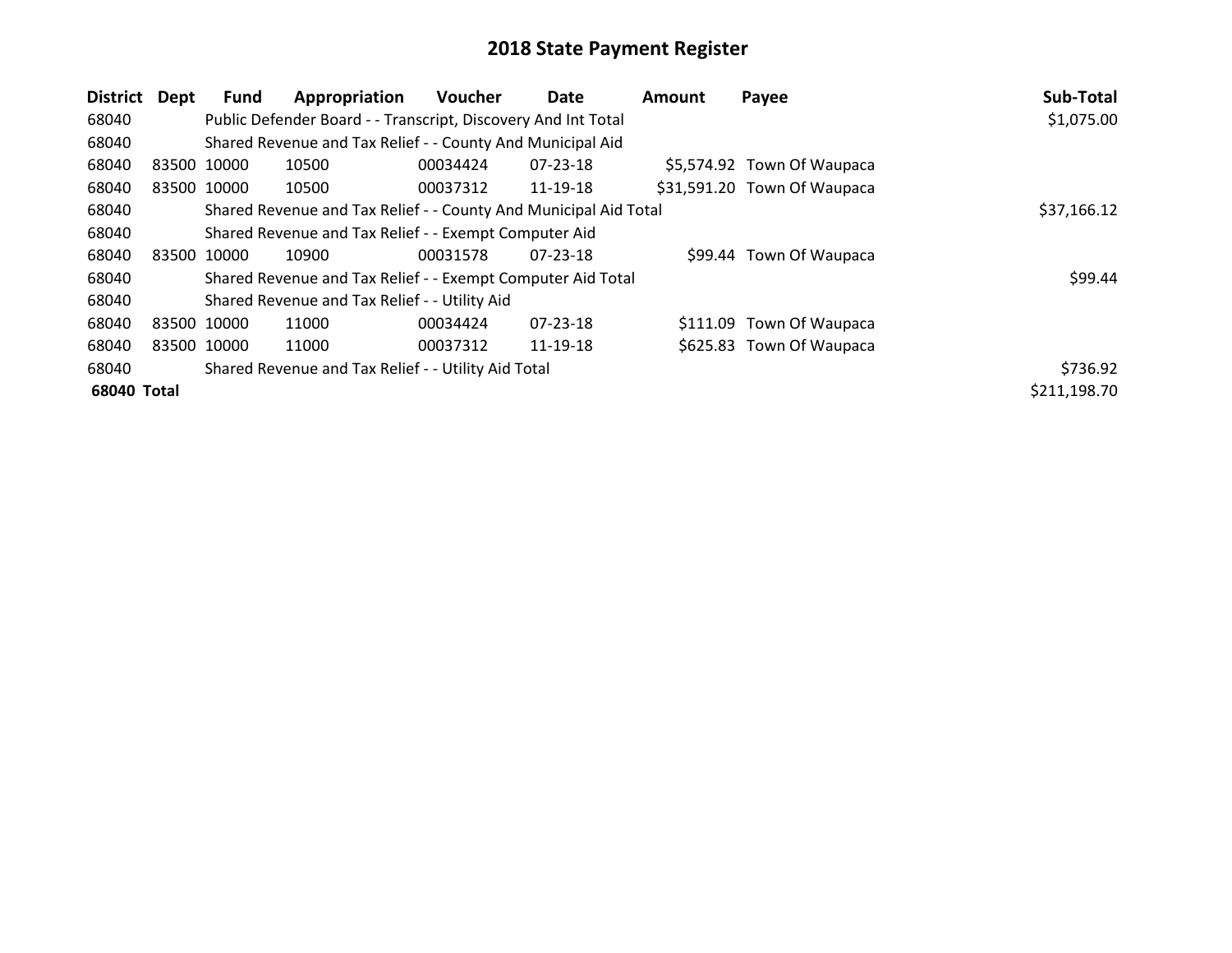# 2018 State Payment Register

| District | Dept | Fund | Appropriation | Voucher | Date | Amount | Payee | Sub-Total |
|---|---|---|---|---|---|---|---|---|
| 68040 | | Public Defender Board - - Transcript, Discovery And Int Total | | | | | | $1,075.00 |
| 68040 | | Shared Revenue and Tax Relief - - County And Municipal Aid | | | | | | |
| 68040 | 83500 | 10000 | 10500 | 00034424 | 07-23-18 | $5,574.92 | Town Of Waupaca | |
| 68040 | 83500 | 10000 | 10500 | 00037312 | 11-19-18 | $31,591.20 | Town Of Waupaca | |
| 68040 | | Shared Revenue and Tax Relief - - County And Municipal Aid Total | | | | | | $37,166.12 |
| 68040 | | Shared Revenue and Tax Relief - - Exempt Computer Aid | | | | | | |
| 68040 | 83500 | 10000 | 10900 | 00031578 | 07-23-18 | $99.44 | Town Of Waupaca | |
| 68040 | | Shared Revenue and Tax Relief - - Exempt Computer Aid Total | | | | | | $99.44 |
| 68040 | | Shared Revenue and Tax Relief - - Utility Aid | | | | | | |
| 68040 | 83500 | 10000 | 11000 | 00034424 | 07-23-18 | $111.09 | Town Of Waupaca | |
| 68040 | 83500 | 10000 | 11000 | 00037312 | 11-19-18 | $625.83 | Town Of Waupaca | |
| 68040 | | Shared Revenue and Tax Relief - - Utility Aid Total | | | | | | $736.92 |
| **68040 Total** | | | | | | | | $211,198.70 |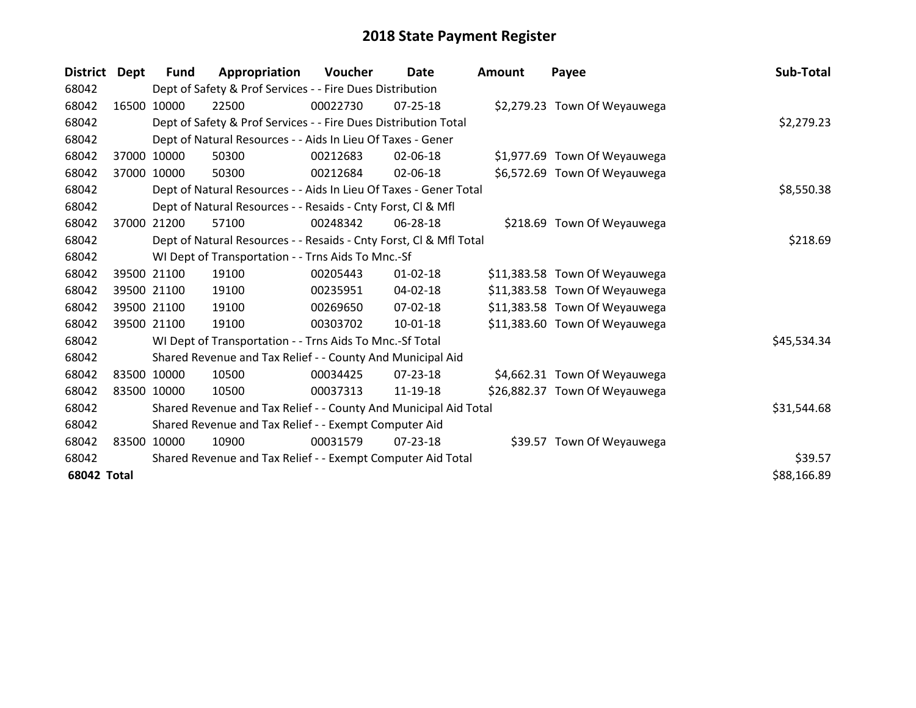# 2018 State Payment Register

| District | Dept | Fund | Appropriation | Voucher | Date | Amount | Payee | Sub-Total |
|---|---|---|---|---|---|---|---|---|
| 68042 | | Dept of Safety & Prof Services - - Fire Dues Distribution | | | | | | |
| 68042 | 16500 | 10000 | 22500 | 00022730 | 07-25-18 | $2,279.23 | Town Of Weyauwega | |
| 68042 | | Dept of Safety & Prof Services - - Fire Dues Distribution Total | | | | | | $2,279.23 |
| 68042 | | Dept of Natural Resources - - Aids In Lieu Of Taxes - Gener | | | | | | |
| 68042 | 37000 | 10000 | 50300 | 00212683 | 02-06-18 | $1,977.69 | Town Of Weyauwega | |
| 68042 | 37000 | 10000 | 50300 | 00212684 | 02-06-18 | $6,572.69 | Town Of Weyauwega | |
| 68042 | | Dept of Natural Resources - - Aids In Lieu Of Taxes - Gener Total | | | | | | $8,550.38 |
| 68042 | | Dept of Natural Resources - - Resaids - Cnty Forst, Cl & Mfl | | | | | | |
| 68042 | 37000 | 21200 | 57100 | 00248342 | 06-28-18 | $218.69 | Town Of Weyauwega | |
| 68042 | | Dept of Natural Resources - - Resaids - Cnty Forst, Cl & Mfl Total | | | | | | $218.69 |
| 68042 | | WI Dept of Transportation - - Trns Aids To Mnc.-Sf | | | | | | |
| 68042 | 39500 | 21100 | 19100 | 00205443 | 01-02-18 | $11,383.58 | Town Of Weyauwega | |
| 68042 | 39500 | 21100 | 19100 | 00235951 | 04-02-18 | $11,383.58 | Town Of Weyauwega | |
| 68042 | 39500 | 21100 | 19100 | 00269650 | 07-02-18 | $11,383.58 | Town Of Weyauwega | |
| 68042 | 39500 | 21100 | 19100 | 00303702 | 10-01-18 | $11,383.60 | Town Of Weyauwega | |
| 68042 | | WI Dept of Transportation - - Trns Aids To Mnc.-Sf Total | | | | | | $45,534.34 |
| 68042 | | Shared Revenue and Tax Relief - - County And Municipal Aid | | | | | | |
| 68042 | 83500 | 10000 | 10500 | 00034425 | 07-23-18 | $4,662.31 | Town Of Weyauwega | |
| 68042 | 83500 | 10000 | 10500 | 00037313 | 11-19-18 | $26,882.37 | Town Of Weyauwega | |
| 68042 | | Shared Revenue and Tax Relief - - County And Municipal Aid Total | | | | | | $31,544.68 |
| 68042 | | Shared Revenue and Tax Relief - - Exempt Computer Aid | | | | | | |
| 68042 | 83500 | 10000 | 10900 | 00031579 | 07-23-18 | $39.57 | Town Of Weyauwega | |
| 68042 | | Shared Revenue and Tax Relief - - Exempt Computer Aid Total | | | | | | $39.57 |
| **68042 Total** | | | | | | | | $88,166.89 |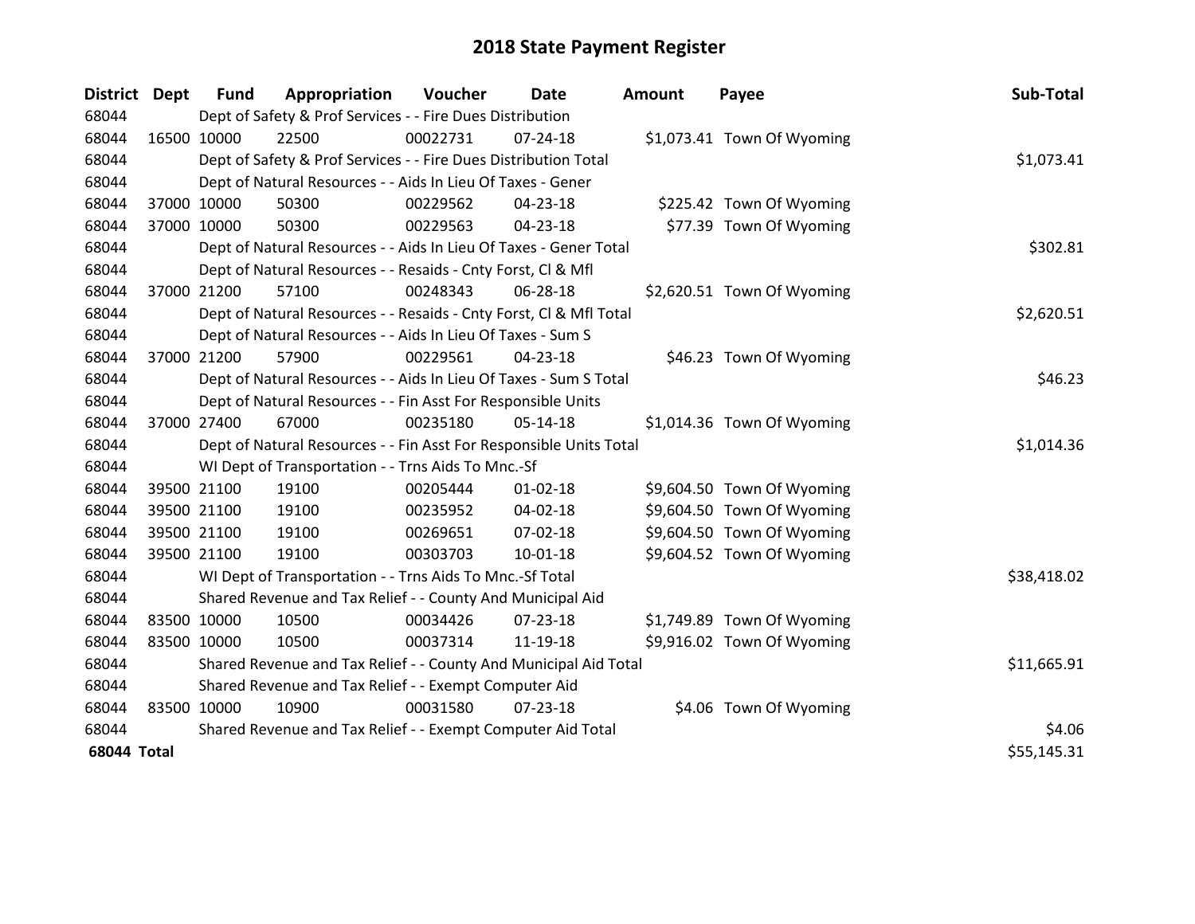# 2018 State Payment Register

| District | Dept | Fund | Appropriation | Voucher | Date | Amount | Payee | Sub-Total |
|---|---|---|---|---|---|---|---|---|
| 68044 | | Dept of Safety & Prof Services - - Fire Dues Distribution | | | | | | |
| 68044 | 16500 | 10000 | 22500 | 00022731 | 07-24-18 | $1,073.41 | Town Of Wyoming | |
| 68044 | | Dept of Safety & Prof Services - - Fire Dues Distribution Total | | | | | | $1,073.41 |
| 68044 | | Dept of Natural Resources - - Aids In Lieu Of Taxes - Gener | | | | | | |
| 68044 | 37000 | 10000 | 50300 | 00229562 | 04-23-18 | $225.42 | Town Of Wyoming | |
| 68044 | 37000 | 10000 | 50300 | 00229563 | 04-23-18 | $77.39 | Town Of Wyoming | |
| 68044 | | Dept of Natural Resources - - Aids In Lieu Of Taxes - Gener Total | | | | | | $302.81 |
| 68044 | | Dept of Natural Resources - - Resaids - Cnty Forst, Cl & Mfl | | | | | | |
| 68044 | 37000 | 21200 | 57100 | 00248343 | 06-28-18 | $2,620.51 | Town Of Wyoming | |
| 68044 | | Dept of Natural Resources - - Resaids - Cnty Forst, Cl & Mfl Total | | | | | | $2,620.51 |
| 68044 | | Dept of Natural Resources - - Aids In Lieu Of Taxes - Sum S | | | | | | |
| 68044 | 37000 | 21200 | 57900 | 00229561 | 04-23-18 | $46.23 | Town Of Wyoming | |
| 68044 | | Dept of Natural Resources - - Aids In Lieu Of Taxes - Sum S Total | | | | | | $46.23 |
| 68044 | | Dept of Natural Resources - - Fin Asst For Responsible Units | | | | | | |
| 68044 | 37000 | 27400 | 67000 | 00235180 | 05-14-18 | $1,014.36 | Town Of Wyoming | |
| 68044 | | Dept of Natural Resources - - Fin Asst For Responsible Units Total | | | | | | $1,014.36 |
| 68044 | | WI Dept of Transportation - - Trns Aids To Mnc.-Sf | | | | | | |
| 68044 | 39500 | 21100 | 19100 | 00205444 | 01-02-18 | $9,604.50 | Town Of Wyoming | |
| 68044 | 39500 | 21100 | 19100 | 00235952 | 04-02-18 | $9,604.50 | Town Of Wyoming | |
| 68044 | 39500 | 21100 | 19100 | 00269651 | 07-02-18 | $9,604.50 | Town Of Wyoming | |
| 68044 | 39500 | 21100 | 19100 | 00303703 | 10-01-18 | $9,604.52 | Town Of Wyoming | |
| 68044 | | WI Dept of Transportation - - Trns Aids To Mnc.-Sf Total | | | | | | $38,418.02 |
| 68044 | | Shared Revenue and Tax Relief - - County And Municipal Aid | | | | | | |
| 68044 | 83500 | 10000 | 10500 | 00034426 | 07-23-18 | $1,749.89 | Town Of Wyoming | |
| 68044 | 83500 | 10000 | 10500 | 00037314 | 11-19-18 | $9,916.02 | Town Of Wyoming | |
| 68044 | | Shared Revenue and Tax Relief - - County And Municipal Aid Total | | | | | | $11,665.91 |
| 68044 | | Shared Revenue and Tax Relief - - Exempt Computer Aid | | | | | | |
| 68044 | 83500 | 10000 | 10900 | 00031580 | 07-23-18 | $4.06 | Town Of Wyoming | |
| 68044 | | Shared Revenue and Tax Relief - - Exempt Computer Aid Total | | | | | | $4.06 |
| **68044 Total** | | | | | | | | $55,145.31 |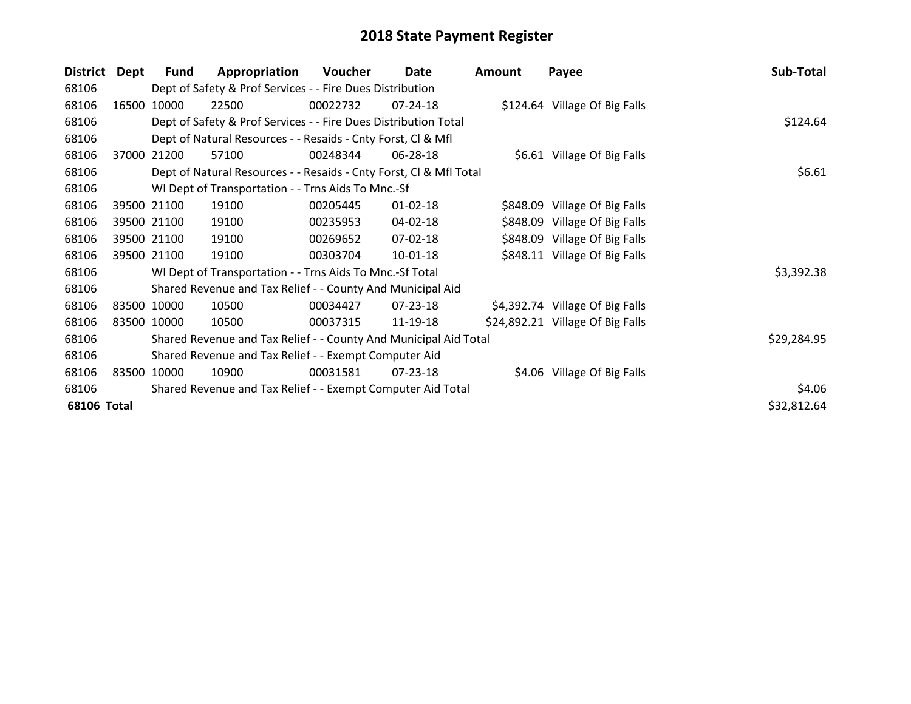# 2018 State Payment Register

| District | Dept | Fund | Appropriation | Voucher | Date | Amount | Payee | Sub-Total |
|---|---|---|---|---|---|---|---|---|
| 68106 | | Dept of Safety & Prof Services - - Fire Dues Distribution | | | | | | |
| 68106 | 16500 | 10000 | 22500 | 00022732 | 07-24-18 | $124.64 | Village Of Big Falls | |
| 68106 | | Dept of Safety & Prof Services - - Fire Dues Distribution Total | | | | | | $124.64 |
| 68106 | | Dept of Natural Resources - - Resaids - Cnty Forst, Cl & Mfl | | | | | | |
| 68106 | 37000 | 21200 | 57100 | 00248344 | 06-28-18 | $6.61 | Village Of Big Falls | |
| 68106 | | Dept of Natural Resources - - Resaids - Cnty Forst, Cl & Mfl Total | | | | | | $6.61 |
| 68106 | | WI Dept of Transportation - - Trns Aids To Mnc.-Sf | | | | | | |
| 68106 | 39500 | 21100 | 19100 | 00205445 | 01-02-18 | $848.09 | Village Of Big Falls | |
| 68106 | 39500 | 21100 | 19100 | 00235953 | 04-02-18 | $848.09 | Village Of Big Falls | |
| 68106 | 39500 | 21100 | 19100 | 00269652 | 07-02-18 | $848.09 | Village Of Big Falls | |
| 68106 | 39500 | 21100 | 19100 | 00303704 | 10-01-18 | $848.11 | Village Of Big Falls | |
| 68106 | | WI Dept of Transportation - - Trns Aids To Mnc.-Sf Total | | | | | | $3,392.38 |
| 68106 | | Shared Revenue and Tax Relief - - County And Municipal Aid | | | | | | |
| 68106 | 83500 | 10000 | 10500 | 00034427 | 07-23-18 | $4,392.74 | Village Of Big Falls | |
| 68106 | 83500 | 10000 | 10500 | 00037315 | 11-19-18 | $24,892.21 | Village Of Big Falls | |
| 68106 | | Shared Revenue and Tax Relief - - County And Municipal Aid Total | | | | | | $29,284.95 |
| 68106 | | Shared Revenue and Tax Relief - - Exempt Computer Aid | | | | | | |
| 68106 | 83500 | 10000 | 10900 | 00031581 | 07-23-18 | $4.06 | Village Of Big Falls | |
| 68106 | | Shared Revenue and Tax Relief - - Exempt Computer Aid Total | | | | | | $4.06 |
| **68106 Total** | | | | | | | | $32,812.64 |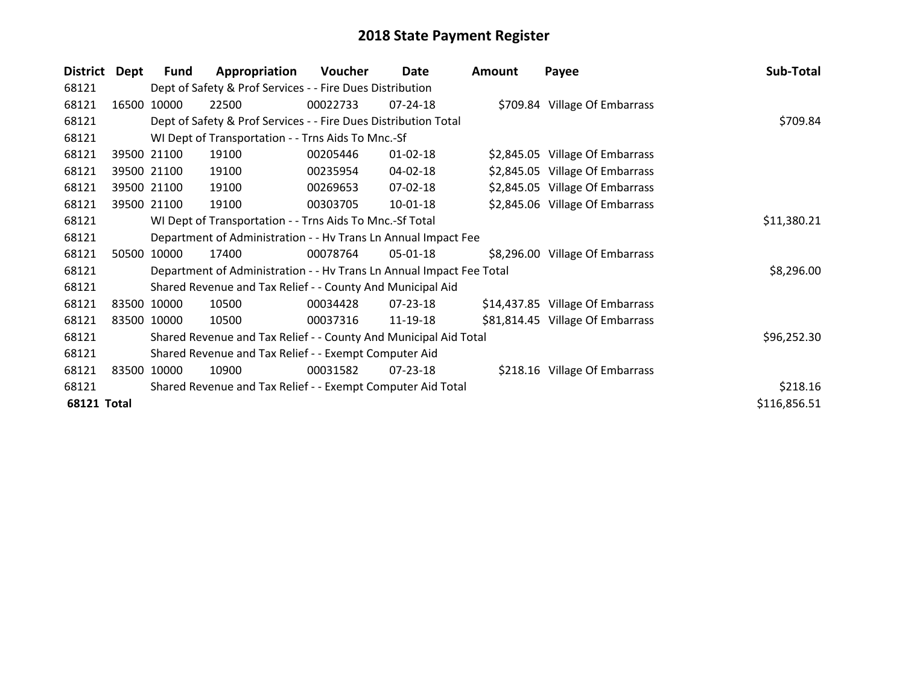# 2018 State Payment Register

| District | Dept | Fund | Appropriation | Voucher | Date | Amount | Payee | Sub-Total |
|---|---|---|---|---|---|---|---|---|
| 68121 | | Dept of Safety & Prof Services - - Fire Dues Distribution | | | | | | |
| 68121 | 16500 | 10000 | 22500 | 00022733 | 07-24-18 | $709.84 | Village Of Embarrass | |
| 68121 | | Dept of Safety & Prof Services - - Fire Dues Distribution Total | | | | | | $709.84 |
| 68121 | | WI Dept of Transportation - - Trns Aids To Mnc.-Sf | | | | | | |
| 68121 | 39500 | 21100 | 19100 | 00205446 | 01-02-18 | $2,845.05 | Village Of Embarrass | |
| 68121 | 39500 | 21100 | 19100 | 00235954 | 04-02-18 | $2,845.05 | Village Of Embarrass | |
| 68121 | 39500 | 21100 | 19100 | 00269653 | 07-02-18 | $2,845.05 | Village Of Embarrass | |
| 68121 | 39500 | 21100 | 19100 | 00303705 | 10-01-18 | $2,845.06 | Village Of Embarrass | |
| 68121 | | WI Dept of Transportation - - Trns Aids To Mnc.-Sf Total | | | | | | $11,380.21 |
| 68121 | | Department of Administration - - Hv Trans Ln Annual Impact Fee | | | | | | |
| 68121 | 50500 | 10000 | 17400 | 00078764 | 05-01-18 | $8,296.00 | Village Of Embarrass | |
| 68121 | | Department of Administration - - Hv Trans Ln Annual Impact Fee Total | | | | | | $8,296.00 |
| 68121 | | Shared Revenue and Tax Relief - - County And Municipal Aid | | | | | | |
| 68121 | 83500 | 10000 | 10500 | 00034428 | 07-23-18 | $14,437.85 | Village Of Embarrass | |
| 68121 | 83500 | 10000 | 10500 | 00037316 | 11-19-18 | $81,814.45 | Village Of Embarrass | |
| 68121 | | Shared Revenue and Tax Relief - - County And Municipal Aid Total | | | | | | $96,252.30 |
| 68121 | | Shared Revenue and Tax Relief - - Exempt Computer Aid | | | | | | |
| 68121 | 83500 | 10000 | 10900 | 00031582 | 07-23-18 | $218.16 | Village Of Embarrass | |
| 68121 | | Shared Revenue and Tax Relief - - Exempt Computer Aid Total | | | | | | $218.16 |
| **68121 Total** | | | | | | | | $116,856.51 |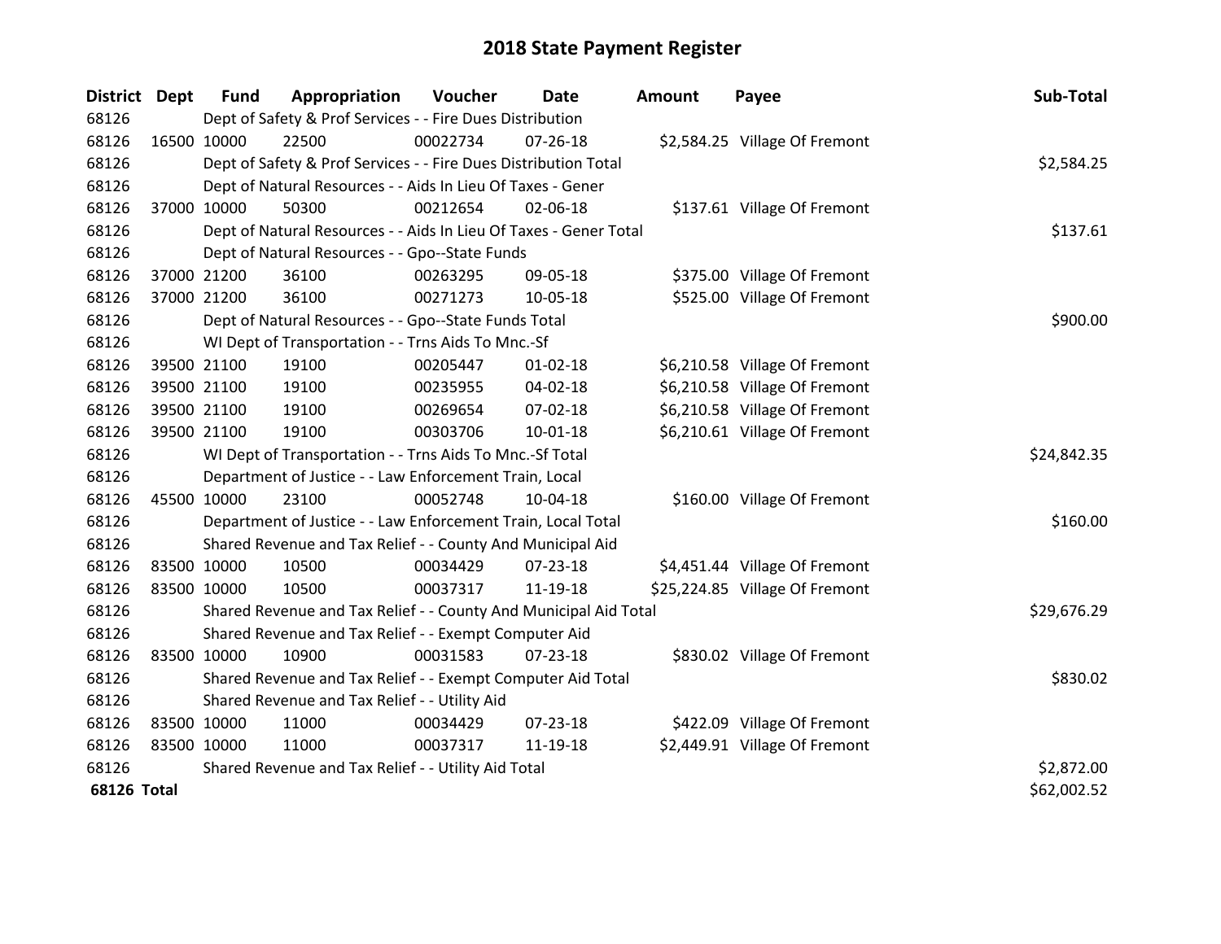# 2018 State Payment Register

| District | Dept | Fund | Appropriation | Voucher | Date | Amount | Payee | Sub-Total |
|---|---|---|---|---|---|---|---|---|
| 68126 | | Dept of Safety & Prof Services - - Fire Dues Distribution | | | | | | |
| 68126 | 16500 | 10000 | 22500 | 00022734 | 07-26-18 | $2,584.25 | Village Of Fremont | |
| 68126 | | Dept of Safety & Prof Services - - Fire Dues Distribution Total | | | | | | $2,584.25 |
| 68126 | | Dept of Natural Resources - - Aids In Lieu Of Taxes - Gener | | | | | | |
| 68126 | 37000 | 10000 | 50300 | 00212654 | 02-06-18 | $137.61 | Village Of Fremont | |
| 68126 | | Dept of Natural Resources - - Aids In Lieu Of Taxes - Gener Total | | | | | | $137.61 |
| 68126 | | Dept of Natural Resources - - Gpo--State Funds | | | | | | |
| 68126 | 37000 | 21200 | 36100 | 00263295 | 09-05-18 | $375.00 | Village Of Fremont | |
| 68126 | 37000 | 21200 | 36100 | 00271273 | 10-05-18 | $525.00 | Village Of Fremont | |
| 68126 | | Dept of Natural Resources - - Gpo--State Funds Total | | | | | | $900.00 |
| 68126 | | WI Dept of Transportation - - Trns Aids To Mnc.-Sf | | | | | | |
| 68126 | 39500 | 21100 | 19100 | 00205447 | 01-02-18 | $6,210.58 | Village Of Fremont | |
| 68126 | 39500 | 21100 | 19100 | 00235955 | 04-02-18 | $6,210.58 | Village Of Fremont | |
| 68126 | 39500 | 21100 | 19100 | 00269654 | 07-02-18 | $6,210.58 | Village Of Fremont | |
| 68126 | 39500 | 21100 | 19100 | 00303706 | 10-01-18 | $6,210.61 | Village Of Fremont | |
| 68126 | | WI Dept of Transportation - - Trns Aids To Mnc.-Sf Total | | | | | | $24,842.35 |
| 68126 | | Department of Justice - - Law Enforcement Train, Local | | | | | | |
| 68126 | 45500 | 10000 | 23100 | 00052748 | 10-04-18 | $160.00 | Village Of Fremont | |
| 68126 | | Department of Justice - - Law Enforcement Train, Local Total | | | | | | $160.00 |
| 68126 | | Shared Revenue and Tax Relief - - County And Municipal Aid | | | | | | |
| 68126 | 83500 | 10000 | 10500 | 00034429 | 07-23-18 | $4,451.44 | Village Of Fremont | |
| 68126 | 83500 | 10000 | 10500 | 00037317 | 11-19-18 | $25,224.85 | Village Of Fremont | |
| 68126 | | Shared Revenue and Tax Relief - - County And Municipal Aid Total | | | | | | $29,676.29 |
| 68126 | | Shared Revenue and Tax Relief - - Exempt Computer Aid | | | | | | |
| 68126 | 83500 | 10000 | 10900 | 00031583 | 07-23-18 | $830.02 | Village Of Fremont | |
| 68126 | | Shared Revenue and Tax Relief - - Exempt Computer Aid Total | | | | | | $830.02 |
| 68126 | | Shared Revenue and Tax Relief - - Utility Aid | | | | | | |
| 68126 | 83500 | 10000 | 11000 | 00034429 | 07-23-18 | $422.09 | Village Of Fremont | |
| 68126 | 83500 | 10000 | 11000 | 00037317 | 11-19-18 | $2,449.91 | Village Of Fremont | |
| 68126 | | Shared Revenue and Tax Relief - - Utility Aid Total | | | | | | $2,872.00 |
| **68126 Total** | | | | | | | | $62,002.52 |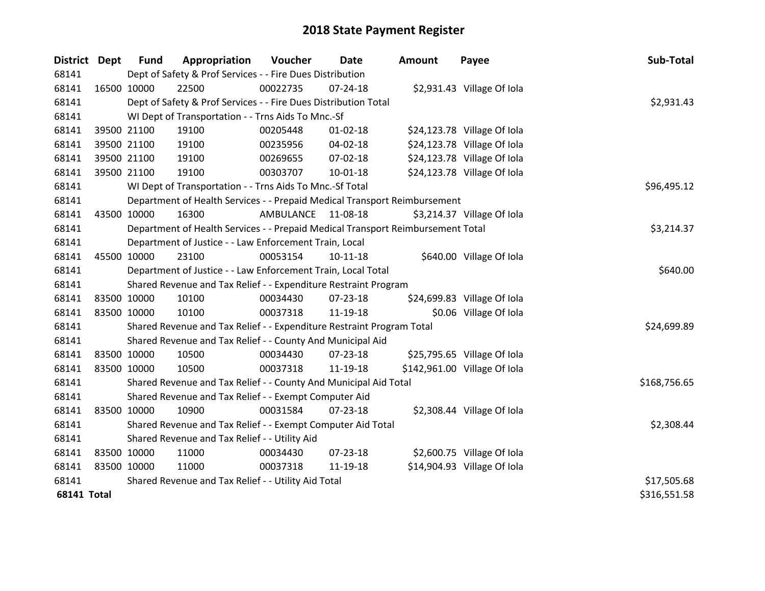# 2018 State Payment Register

| District | Dept | Fund | Appropriation | Voucher | Date | Amount | Payee | Sub-Total |
|---|---|---|---|---|---|---|---|---|
| 68141 | | Dept of Safety & Prof Services - - Fire Dues Distribution | | | | | | |
| 68141 | 16500 | 10000 | 22500 | 00022735 | 07-24-18 | $2,931.43 | Village Of Iola | |
| 68141 | | Dept of Safety & Prof Services - - Fire Dues Distribution Total | | | | | | $2,931.43 |
| 68141 | | WI Dept of Transportation - - Trns Aids To Mnc.-Sf | | | | | | |
| 68141 | 39500 | 21100 | 19100 | 00205448 | 01-02-18 | $24,123.78 | Village Of Iola | |
| 68141 | 39500 | 21100 | 19100 | 00235956 | 04-02-18 | $24,123.78 | Village Of Iola | |
| 68141 | 39500 | 21100 | 19100 | 00269655 | 07-02-18 | $24,123.78 | Village Of Iola | |
| 68141 | 39500 | 21100 | 19100 | 00303707 | 10-01-18 | $24,123.78 | Village Of Iola | |
| 68141 | | WI Dept of Transportation - - Trns Aids To Mnc.-Sf Total | | | | | | $96,495.12 |
| 68141 | | Department of Health Services - - Prepaid Medical Transport Reimbursement | | | | | | |
| 68141 | 43500 | 10000 | 16300 | AMBULANCE | 11-08-18 | $3,214.37 | Village Of Iola | |
| 68141 | | Department of Health Services - - Prepaid Medical Transport Reimbursement Total | | | | | | $3,214.37 |
| 68141 | | Department of Justice - - Law Enforcement Train, Local | | | | | | |
| 68141 | 45500 | 10000 | 23100 | 00053154 | 10-11-18 | $640.00 | Village Of Iola | |
| 68141 | | Department of Justice - - Law Enforcement Train, Local Total | | | | | | $640.00 |
| 68141 | | Shared Revenue and Tax Relief - - Expenditure Restraint Program | | | | | | |
| 68141 | 83500 | 10000 | 10100 | 00034430 | 07-23-18 | $24,699.83 | Village Of Iola | |
| 68141 | 83500 | 10000 | 10100 | 00037318 | 11-19-18 | $0.06 | Village Of Iola | |
| 68141 | | Shared Revenue and Tax Relief - - Expenditure Restraint Program Total | | | | | | $24,699.89 |
| 68141 | | Shared Revenue and Tax Relief - - County And Municipal Aid | | | | | | |
| 68141 | 83500 | 10000 | 10500 | 00034430 | 07-23-18 | $25,795.65 | Village Of Iola | |
| 68141 | 83500 | 10000 | 10500 | 00037318 | 11-19-18 | $142,961.00 | Village Of Iola | |
| 68141 | | Shared Revenue and Tax Relief - - County And Municipal Aid Total | | | | | | $168,756.65 |
| 68141 | | Shared Revenue and Tax Relief - - Exempt Computer Aid | | | | | | |
| 68141 | 83500 | 10000 | 10900 | 00031584 | 07-23-18 | $2,308.44 | Village Of Iola | |
| 68141 | | Shared Revenue and Tax Relief - - Exempt Computer Aid Total | | | | | | $2,308.44 |
| 68141 | | Shared Revenue and Tax Relief - - Utility Aid | | | | | | |
| 68141 | 83500 | 10000 | 11000 | 00034430 | 07-23-18 | $2,600.75 | Village Of Iola | |
| 68141 | 83500 | 10000 | 11000 | 00037318 | 11-19-18 | $14,904.93 | Village Of Iola | |
| 68141 | | Shared Revenue and Tax Relief - - Utility Aid Total | | | | | | $17,505.68 |
| **68141 Total** | | | | | | | | $316,551.58 |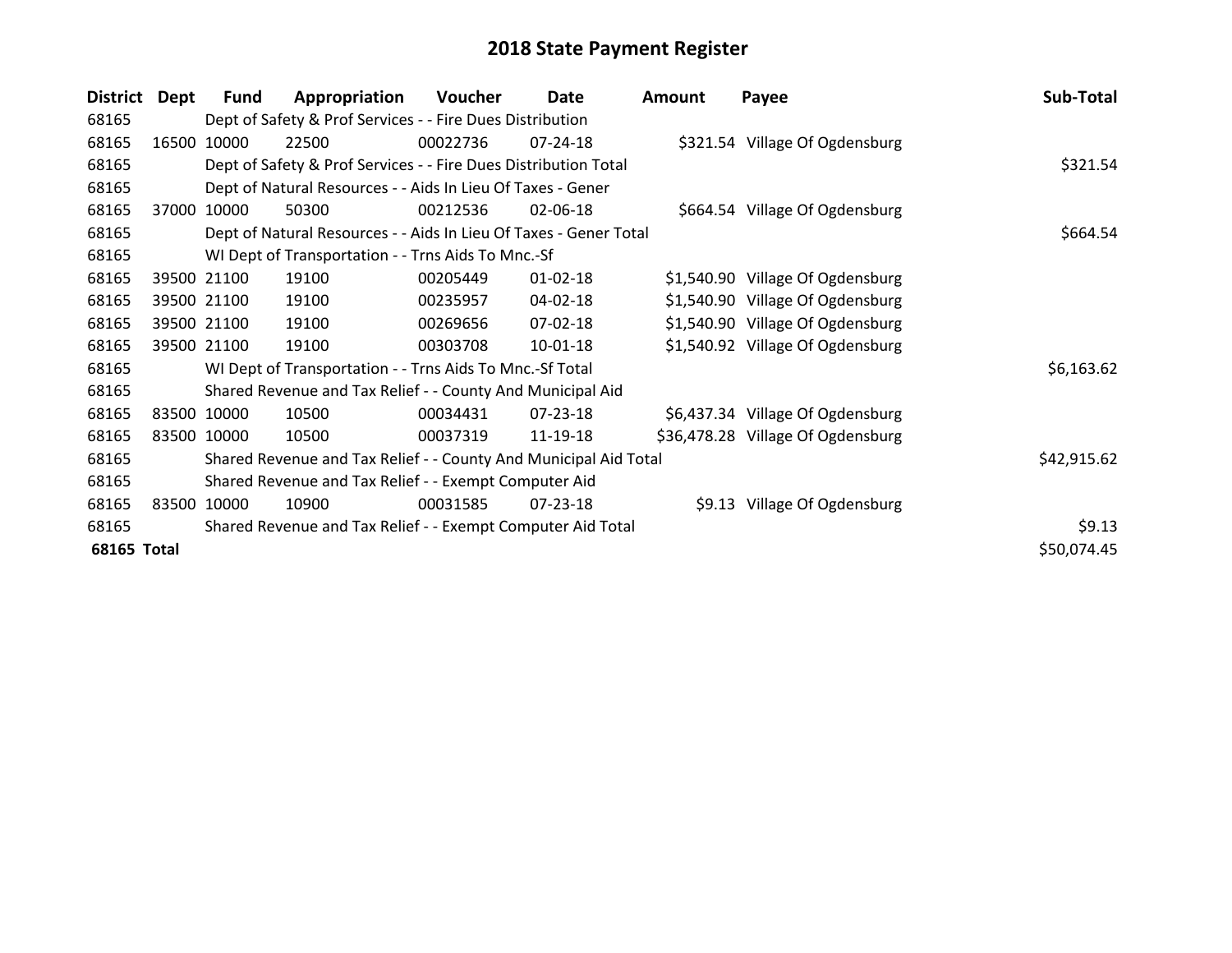# 2018 State Payment Register

| District | Dept | Fund | Appropriation | Voucher | Date | Amount | Payee | Sub-Total |
|---|---|---|---|---|---|---|---|---|
| 68165 | | Dept of Safety & Prof Services - - Fire Dues Distribution | | | | | | |
| 68165 | 16500 | 10000 | 22500 | 00022736 | 07-24-18 | $321.54 | Village Of Ogdensburg | |
| 68165 | | Dept of Safety & Prof Services - - Fire Dues Distribution Total | | | | | | $321.54 |
| 68165 | | Dept of Natural Resources - - Aids In Lieu Of Taxes - Gener | | | | | | |
| 68165 | 37000 | 10000 | 50300 | 00212536 | 02-06-18 | $664.54 | Village Of Ogdensburg | |
| 68165 | | Dept of Natural Resources - - Aids In Lieu Of Taxes - Gener Total | | | | | | $664.54 |
| 68165 | | WI Dept of Transportation - - Trns Aids To Mnc.-Sf | | | | | | |
| 68165 | 39500 | 21100 | 19100 | 00205449 | 01-02-18 | $1,540.90 | Village Of Ogdensburg | |
| 68165 | 39500 | 21100 | 19100 | 00235957 | 04-02-18 | $1,540.90 | Village Of Ogdensburg | |
| 68165 | 39500 | 21100 | 19100 | 00269656 | 07-02-18 | $1,540.90 | Village Of Ogdensburg | |
| 68165 | 39500 | 21100 | 19100 | 00303708 | 10-01-18 | $1,540.92 | Village Of Ogdensburg | |
| 68165 | | WI Dept of Transportation - - Trns Aids To Mnc.-Sf Total | | | | | | $6,163.62 |
| 68165 | | Shared Revenue and Tax Relief - - County And Municipal Aid | | | | | | |
| 68165 | 83500 | 10000 | 10500 | 00034431 | 07-23-18 | $6,437.34 | Village Of Ogdensburg | |
| 68165 | 83500 | 10000 | 10500 | 00037319 | 11-19-18 | $36,478.28 | Village Of Ogdensburg | |
| 68165 | | Shared Revenue and Tax Relief - - County And Municipal Aid Total | | | | | | $42,915.62 |
| 68165 | | Shared Revenue and Tax Relief - - Exempt Computer Aid | | | | | | |
| 68165 | 83500 | 10000 | 10900 | 00031585 | 07-23-18 | $9.13 | Village Of Ogdensburg | |
| 68165 | | Shared Revenue and Tax Relief - - Exempt Computer Aid Total | | | | | | $9.13 |
| **68165 Total** | | | | | | | | $50,074.45 |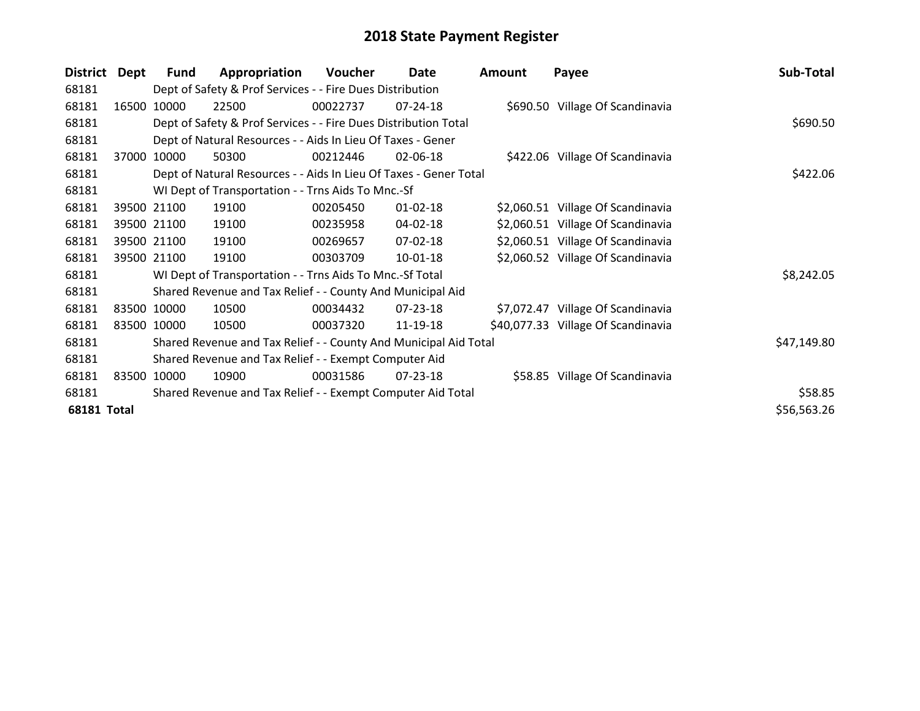# 2018 State Payment Register

| District | Dept | Fund | Appropriation | Voucher | Date | Amount | Payee | Sub-Total |
|---|---|---|---|---|---|---|---|---|
| 68181 | | Dept of Safety & Prof Services - - Fire Dues Distribution | | | | | | |
| 68181 | 16500 | 10000 | 22500 | 00022737 | 07-24-18 | $690.50 | Village Of Scandinavia | |
| 68181 | | Dept of Safety & Prof Services - - Fire Dues Distribution Total | | | | | | $690.50 |
| 68181 | | Dept of Natural Resources - - Aids In Lieu Of Taxes - Gener | | | | | | |
| 68181 | 37000 | 10000 | 50300 | 00212446 | 02-06-18 | $422.06 | Village Of Scandinavia | |
| 68181 | | Dept of Natural Resources - - Aids In Lieu Of Taxes - Gener Total | | | | | | $422.06 |
| 68181 | | WI Dept of Transportation - - Trns Aids To Mnc.-Sf | | | | | | |
| 68181 | 39500 | 21100 | 19100 | 00205450 | 01-02-18 | $2,060.51 | Village Of Scandinavia | |
| 68181 | 39500 | 21100 | 19100 | 00235958 | 04-02-18 | $2,060.51 | Village Of Scandinavia | |
| 68181 | 39500 | 21100 | 19100 | 00269657 | 07-02-18 | $2,060.51 | Village Of Scandinavia | |
| 68181 | 39500 | 21100 | 19100 | 00303709 | 10-01-18 | $2,060.52 | Village Of Scandinavia | |
| 68181 | | WI Dept of Transportation - - Trns Aids To Mnc.-Sf Total | | | | | | $8,242.05 |
| 68181 | | Shared Revenue and Tax Relief - - County And Municipal Aid | | | | | | |
| 68181 | 83500 | 10000 | 10500 | 00034432 | 07-23-18 | $7,072.47 | Village Of Scandinavia | |
| 68181 | 83500 | 10000 | 10500 | 00037320 | 11-19-18 | $40,077.33 | Village Of Scandinavia | |
| 68181 | | Shared Revenue and Tax Relief - - County And Municipal Aid Total | | | | | | $47,149.80 |
| 68181 | | Shared Revenue and Tax Relief - - Exempt Computer Aid | | | | | | |
| 68181 | 83500 | 10000 | 10900 | 00031586 | 07-23-18 | $58.85 | Village Of Scandinavia | |
| 68181 | | Shared Revenue and Tax Relief - - Exempt Computer Aid Total | | | | | | $58.85 |
| **68181 Total** | | | | | | | | $56,563.26 |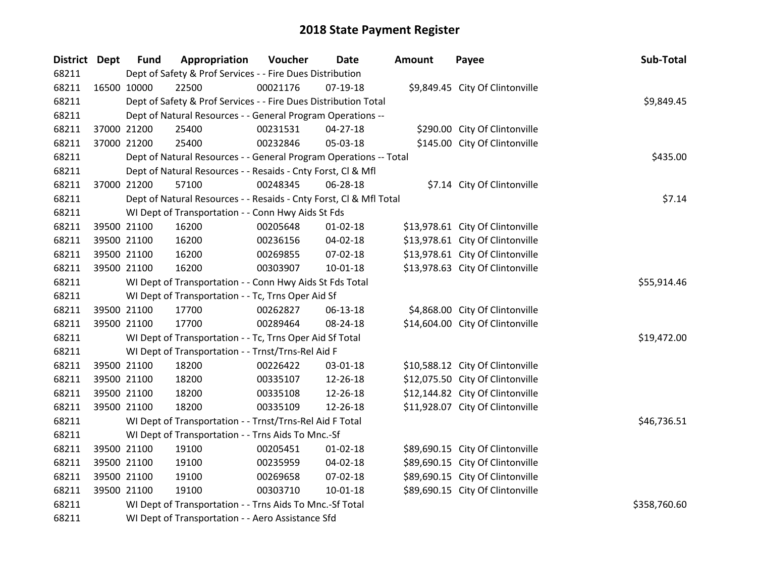# 2018 State Payment Register

| District | Dept | Fund | Appropriation | Voucher | Date | Amount | Payee | Sub-Total |
|---|---|---|---|---|---|---|---|---|
| 68211 | | Dept of Safety & Prof Services - - Fire Dues Distribution | | | | | | |
| 68211 | 16500 | 10000 | 22500 | 00021176 | 07-19-18 | $9,849.45 | City Of Clintonville | |
| 68211 | | Dept of Safety & Prof Services - - Fire Dues Distribution Total | | | | | | $9,849.45 |
| 68211 | | Dept of Natural Resources - - General Program Operations -- | | | | | | |
| 68211 | 37000 | 21200 | 25400 | 00231531 | 04-27-18 | $290.00 | City Of Clintonville | |
| 68211 | 37000 | 21200 | 25400 | 00232846 | 05-03-18 | $145.00 | City Of Clintonville | |
| 68211 | | Dept of Natural Resources - - General Program Operations -- Total | | | | | | $435.00 |
| 68211 | | Dept of Natural Resources - - Resaids - Cnty Forst, Cl & Mfl | | | | | | |
| 68211 | 37000 | 21200 | 57100 | 00248345 | 06-28-18 | $7.14 | City Of Clintonville | |
| 68211 | | Dept of Natural Resources - - Resaids - Cnty Forst, Cl & Mfl Total | | | | | | $7.14 |
| 68211 | | WI Dept of Transportation - - Conn Hwy Aids St Fds | | | | | | |
| 68211 | 39500 | 21100 | 16200 | 00205648 | 01-02-18 | $13,978.61 | City Of Clintonville | |
| 68211 | 39500 | 21100 | 16200 | 00236156 | 04-02-18 | $13,978.61 | City Of Clintonville | |
| 68211 | 39500 | 21100 | 16200 | 00269855 | 07-02-18 | $13,978.61 | City Of Clintonville | |
| 68211 | 39500 | 21100 | 16200 | 00303907 | 10-01-18 | $13,978.63 | City Of Clintonville | |
| 68211 | | WI Dept of Transportation - - Conn Hwy Aids St Fds Total | | | | | | $55,914.46 |
| 68211 | | WI Dept of Transportation - - Tc, Trns Oper Aid Sf | | | | | | |
| 68211 | 39500 | 21100 | 17700 | 00262827 | 06-13-18 | $4,868.00 | City Of Clintonville | |
| 68211 | 39500 | 21100 | 17700 | 00289464 | 08-24-18 | $14,604.00 | City Of Clintonville | |
| 68211 | | WI Dept of Transportation - - Tc, Trns Oper Aid Sf Total | | | | | | $19,472.00 |
| 68211 | | WI Dept of Transportation - - Trnst/Trns-Rel Aid F | | | | | | |
| 68211 | 39500 | 21100 | 18200 | 00226422 | 03-01-18 | $10,588.12 | City Of Clintonville | |
| 68211 | 39500 | 21100 | 18200 | 00335107 | 12-26-18 | $12,075.50 | City Of Clintonville | |
| 68211 | 39500 | 21100 | 18200 | 00335108 | 12-26-18 | $12,144.82 | City Of Clintonville | |
| 68211 | 39500 | 21100 | 18200 | 00335109 | 12-26-18 | $11,928.07 | City Of Clintonville | |
| 68211 | | WI Dept of Transportation - - Trnst/Trns-Rel Aid F Total | | | | | | $46,736.51 |
| 68211 | | WI Dept of Transportation - - Trns Aids To Mnc.-Sf | | | | | | |
| 68211 | 39500 | 21100 | 19100 | 00205451 | 01-02-18 | $89,690.15 | City Of Clintonville | |
| 68211 | 39500 | 21100 | 19100 | 00235959 | 04-02-18 | $89,690.15 | City Of Clintonville | |
| 68211 | 39500 | 21100 | 19100 | 00269658 | 07-02-18 | $89,690.15 | City Of Clintonville | |
| 68211 | 39500 | 21100 | 19100 | 00303710 | 10-01-18 | $89,690.15 | City Of Clintonville | |
| 68211 | | WI Dept of Transportation - - Trns Aids To Mnc.-Sf Total | | | | | | $358,760.60 |
| 68211 | | WI Dept of Transportation - - Aero Assistance Sfd | | | | | | |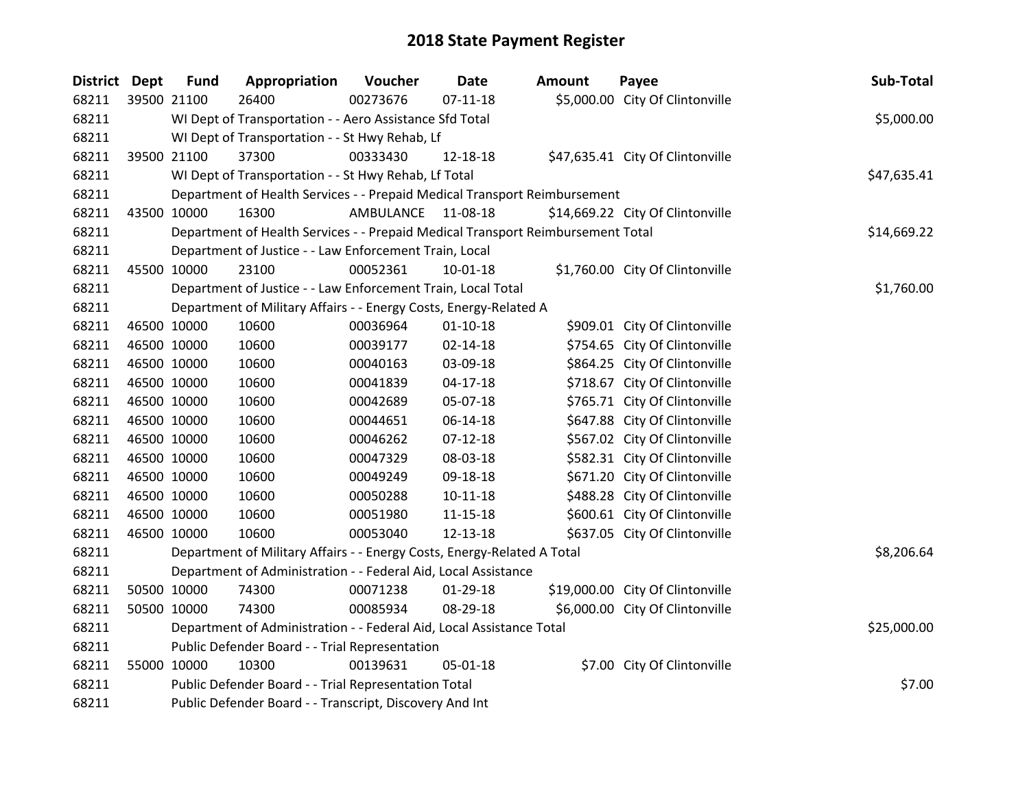# 2018 State Payment Register

| District | Dept | Fund | Appropriation | Voucher | Date | Amount | Payee | Sub-Total |
|---|---|---|---|---|---|---|---|---|
| 68211 | 39500 | 21100 | 26400 | 00273676 | 07-11-18 | $5,000.00 | City Of Clintonville | |
| 68211 | | WI Dept of Transportation - - Aero Assistance Sfd Total | | | | | | $5,000.00 |
| 68211 | | WI Dept of Transportation - - St Hwy Rehab, Lf | | | | | | |
| 68211 | 39500 | 21100 | 37300 | 00333430 | 12-18-18 | $47,635.41 | City Of Clintonville | |
| 68211 | | WI Dept of Transportation - - St Hwy Rehab, Lf Total | | | | | | $47,635.41 |
| 68211 | | Department of Health Services - - Prepaid Medical Transport Reimbursement | | | | | | |
| 68211 | 43500 | 10000 | 16300 | AMBULANCE | 11-08-18 | $14,669.22 | City Of Clintonville | |
| 68211 | | Department of Health Services - - Prepaid Medical Transport Reimbursement Total | | | | | | $14,669.22 |
| 68211 | | Department of Justice - - Law Enforcement Train, Local | | | | | | |
| 68211 | 45500 | 10000 | 23100 | 00052361 | 10-01-18 | $1,760.00 | City Of Clintonville | |
| 68211 | | Department of Justice - - Law Enforcement Train, Local Total | | | | | | $1,760.00 |
| 68211 | | Department of Military Affairs - - Energy Costs, Energy-Related A | | | | | | |
| 68211 | 46500 | 10000 | 10600 | 00036964 | 01-10-18 | $909.01 | City Of Clintonville | |
| 68211 | 46500 | 10000 | 10600 | 00039177 | 02-14-18 | $754.65 | City Of Clintonville | |
| 68211 | 46500 | 10000 | 10600 | 00040163 | 03-09-18 | $864.25 | City Of Clintonville | |
| 68211 | 46500 | 10000 | 10600 | 00041839 | 04-17-18 | $718.67 | City Of Clintonville | |
| 68211 | 46500 | 10000 | 10600 | 00042689 | 05-07-18 | $765.71 | City Of Clintonville | |
| 68211 | 46500 | 10000 | 10600 | 00044651 | 06-14-18 | $647.88 | City Of Clintonville | |
| 68211 | 46500 | 10000 | 10600 | 00046262 | 07-12-18 | $567.02 | City Of Clintonville | |
| 68211 | 46500 | 10000 | 10600 | 00047329 | 08-03-18 | $582.31 | City Of Clintonville | |
| 68211 | 46500 | 10000 | 10600 | 00049249 | 09-18-18 | $671.20 | City Of Clintonville | |
| 68211 | 46500 | 10000 | 10600 | 00050288 | 10-11-18 | $488.28 | City Of Clintonville | |
| 68211 | 46500 | 10000 | 10600 | 00051980 | 11-15-18 | $600.61 | City Of Clintonville | |
| 68211 | 46500 | 10000 | 10600 | 00053040 | 12-13-18 | $637.05 | City Of Clintonville | |
| 68211 | | Department of Military Affairs - - Energy Costs, Energy-Related A Total | | | | | | $8,206.64 |
| 68211 | | Department of Administration - - Federal Aid, Local Assistance | | | | | | |
| 68211 | 50500 | 10000 | 74300 | 00071238 | 01-29-18 | $19,000.00 | City Of Clintonville | |
| 68211 | 50500 | 10000 | 74300 | 00085934 | 08-29-18 | $6,000.00 | City Of Clintonville | |
| 68211 | | Department of Administration - - Federal Aid, Local Assistance Total | | | | | | $25,000.00 |
| 68211 | | Public Defender Board - - Trial Representation | | | | | | |
| 68211 | 55000 | 10000 | 10300 | 00139631 | 05-01-18 | $7.00 | City Of Clintonville | |
| 68211 | | Public Defender Board - - Trial Representation Total | | | | | | $7.00 |
| 68211 | | Public Defender Board - - Transcript, Discovery And Int | | | | | | |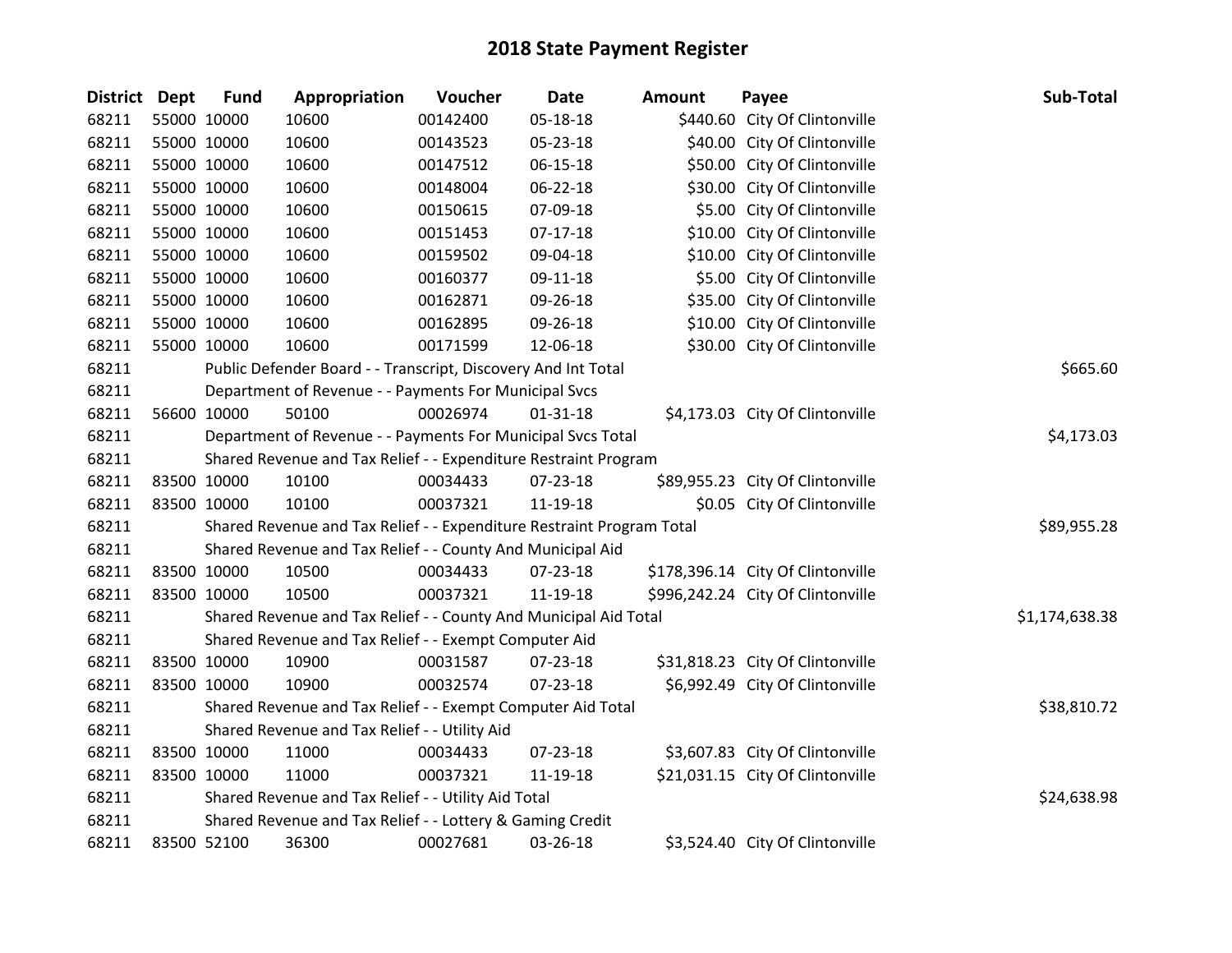# 2018 State Payment Register

| District | Dept | Fund | Appropriation | Voucher | Date | Amount | Payee | Sub-Total |
|---|---|---|---|---|---|---|---|---|
| 68211 | 55000 | 10000 | 10600 | 00142400 | 05-18-18 | $440.60 | City Of Clintonville | |
| 68211 | 55000 | 10000 | 10600 | 00143523 | 05-23-18 | $40.00 | City Of Clintonville | |
| 68211 | 55000 | 10000 | 10600 | 00147512 | 06-15-18 | $50.00 | City Of Clintonville | |
| 68211 | 55000 | 10000 | 10600 | 00148004 | 06-22-18 | $30.00 | City Of Clintonville | |
| 68211 | 55000 | 10000 | 10600 | 00150615 | 07-09-18 | $5.00 | City Of Clintonville | |
| 68211 | 55000 | 10000 | 10600 | 00151453 | 07-17-18 | $10.00 | City Of Clintonville | |
| 68211 | 55000 | 10000 | 10600 | 00159502 | 09-04-18 | $10.00 | City Of Clintonville | |
| 68211 | 55000 | 10000 | 10600 | 00160377 | 09-11-18 | $5.00 | City Of Clintonville | |
| 68211 | 55000 | 10000 | 10600 | 00162871 | 09-26-18 | $35.00 | City Of Clintonville | |
| 68211 | 55000 | 10000 | 10600 | 00162895 | 09-26-18 | $10.00 | City Of Clintonville | |
| 68211 | 55000 | 10000 | 10600 | 00171599 | 12-06-18 | $30.00 | City Of Clintonville | |
| 68211 | | Public Defender Board - - Transcript, Discovery And Int Total | | | | | | $665.60 |
| 68211 | | Department of Revenue - - Payments For Municipal Svcs | | | | | | |
| 68211 | 56600 | 10000 | 50100 | 00026974 | 01-31-18 | $4,173.03 | City Of Clintonville | |
| 68211 | | Department of Revenue - - Payments For Municipal Svcs Total | | | | | | $4,173.03 |
| 68211 | | Shared Revenue and Tax Relief - - Expenditure Restraint Program | | | | | | |
| 68211 | 83500 | 10000 | 10100 | 00034433 | 07-23-18 | $89,955.23 | City Of Clintonville | |
| 68211 | 83500 | 10000 | 10100 | 00037321 | 11-19-18 | $0.05 | City Of Clintonville | |
| 68211 | | Shared Revenue and Tax Relief - - Expenditure Restraint Program Total | | | | | | $89,955.28 |
| 68211 | | Shared Revenue and Tax Relief - - County And Municipal Aid | | | | | | |
| 68211 | 83500 | 10000 | 10500 | 00034433 | 07-23-18 | $178,396.14 | City Of Clintonville | |
| 68211 | 83500 | 10000 | 10500 | 00037321 | 11-19-18 | $996,242.24 | City Of Clintonville | |
| 68211 | | Shared Revenue and Tax Relief - - County And Municipal Aid Total | | | | | | $1,174,638.38 |
| 68211 | | Shared Revenue and Tax Relief - - Exempt Computer Aid | | | | | | |
| 68211 | 83500 | 10000 | 10900 | 00031587 | 07-23-18 | $31,818.23 | City Of Clintonville | |
| 68211 | 83500 | 10000 | 10900 | 00032574 | 07-23-18 | $6,992.49 | City Of Clintonville | |
| 68211 | | Shared Revenue and Tax Relief - - Exempt Computer Aid Total | | | | | | $38,810.72 |
| 68211 | | Shared Revenue and Tax Relief - - Utility Aid | | | | | | |
| 68211 | 83500 | 10000 | 11000 | 00034433 | 07-23-18 | $3,607.83 | City Of Clintonville | |
| 68211 | 83500 | 10000 | 11000 | 00037321 | 11-19-18 | $21,031.15 | City Of Clintonville | |
| 68211 | | Shared Revenue and Tax Relief - - Utility Aid Total | | | | | | $24,638.98 |
| 68211 | | Shared Revenue and Tax Relief - - Lottery & Gaming Credit | | | | | | |
| 68211 | 83500 | 52100 | 36300 | 00027681 | 03-26-18 | $3,524.40 | City Of Clintonville | |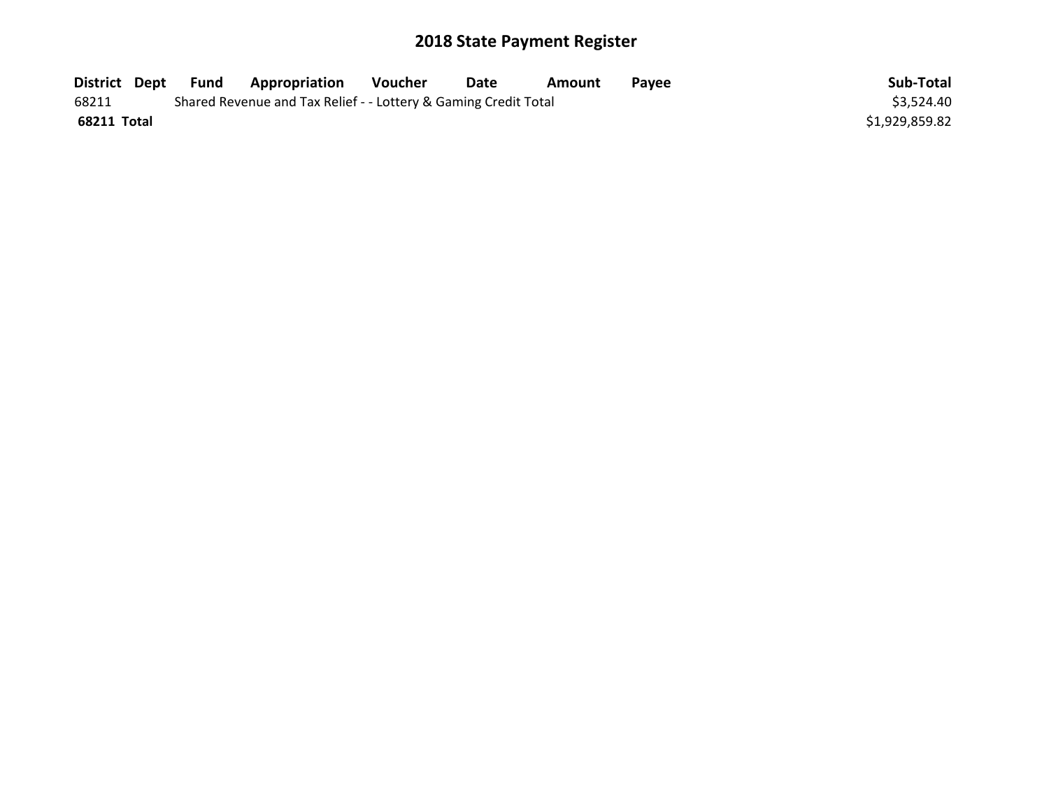## 2018 State Payment Register

| District | Dept | Fund | Appropriation | Voucher | Date | Amount | Payee | Sub-Total |
|---|---|---|---|---|---|---|---|---|
| 68211 | | Shared Revenue and Tax Relief - - Lottery & Gaming Credit Total | | | | | | $3,524.40 |
| **68211 Total** | | | | | | | | $1,929,859.82 |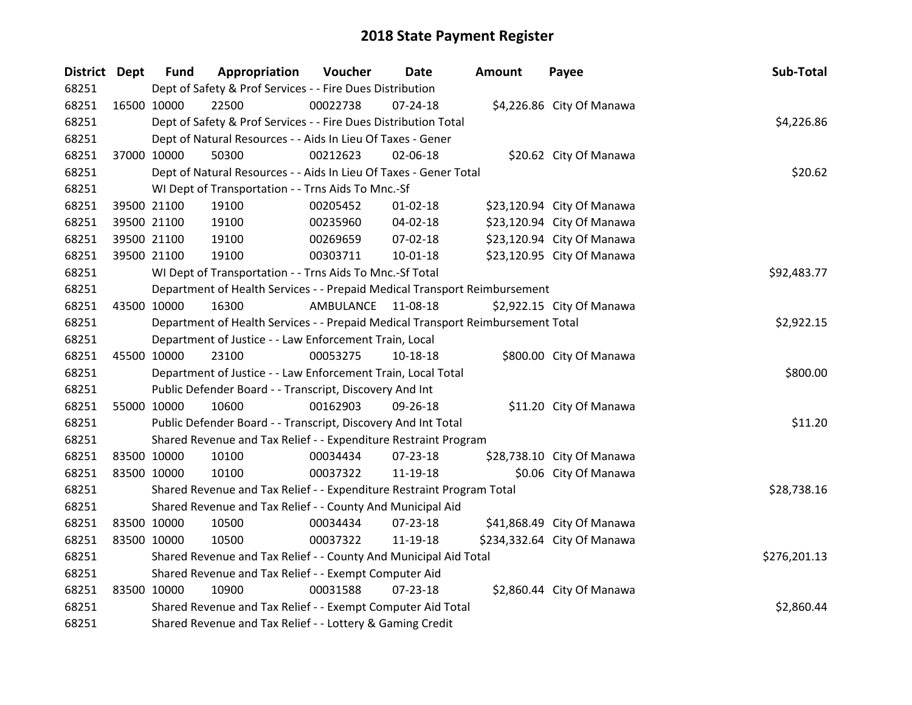# 2018 State Payment Register

| District | Dept | Fund | Appropriation | Voucher | Date | Amount | Payee | Sub-Total |
|---|---|---|---|---|---|---|---|---|
| 68251 | | Dept of Safety & Prof Services - - Fire Dues Distribution | | | | | | |
| 68251 | 16500 | 10000 | 22500 | 00022738 | 07-24-18 | $4,226.86 | City Of Manawa | |
| 68251 | | Dept of Safety & Prof Services - - Fire Dues Distribution Total | | | | | | $4,226.86 |
| 68251 | | Dept of Natural Resources - - Aids In Lieu Of Taxes - Gener | | | | | | |
| 68251 | 37000 | 10000 | 50300 | 00212623 | 02-06-18 | $20.62 | City Of Manawa | |
| 68251 | | Dept of Natural Resources - - Aids In Lieu Of Taxes - Gener Total | | | | | | $20.62 |
| 68251 | | WI Dept of Transportation - - Trns Aids To Mnc.-Sf | | | | | | |
| 68251 | 39500 | 21100 | 19100 | 00205452 | 01-02-18 | $23,120.94 | City Of Manawa | |
| 68251 | 39500 | 21100 | 19100 | 00235960 | 04-02-18 | $23,120.94 | City Of Manawa | |
| 68251 | 39500 | 21100 | 19100 | 00269659 | 07-02-18 | $23,120.94 | City Of Manawa | |
| 68251 | 39500 | 21100 | 19100 | 00303711 | 10-01-18 | $23,120.95 | City Of Manawa | |
| 68251 | | WI Dept of Transportation - - Trns Aids To Mnc.-Sf Total | | | | | | $92,483.77 |
| 68251 | | Department of Health Services - - Prepaid Medical Transport Reimbursement | | | | | | |
| 68251 | 43500 | 10000 | 16300 | AMBULANCE | 11-08-18 | $2,922.15 | City Of Manawa | |
| 68251 | | Department of Health Services - - Prepaid Medical Transport Reimbursement Total | | | | | | $2,922.15 |
| 68251 | | Department of Justice - - Law Enforcement Train, Local | | | | | | |
| 68251 | 45500 | 10000 | 23100 | 00053275 | 10-18-18 | $800.00 | City Of Manawa | |
| 68251 | | Department of Justice - - Law Enforcement Train, Local Total | | | | | | $800.00 |
| 68251 | | Public Defender Board - - Transcript, Discovery And Int | | | | | | |
| 68251 | 55000 | 10000 | 10600 | 00162903 | 09-26-18 | $11.20 | City Of Manawa | |
| 68251 | | Public Defender Board - - Transcript, Discovery And Int Total | | | | | | $11.20 |
| 68251 | | Shared Revenue and Tax Relief - - Expenditure Restraint Program | | | | | | |
| 68251 | 83500 | 10000 | 10100 | 00034434 | 07-23-18 | $28,738.10 | City Of Manawa | |
| 68251 | 83500 | 10000 | 10100 | 00037322 | 11-19-18 | $0.06 | City Of Manawa | |
| 68251 | | Shared Revenue and Tax Relief - - Expenditure Restraint Program Total | | | | | | $28,738.16 |
| 68251 | | Shared Revenue and Tax Relief - - County And Municipal Aid | | | | | | |
| 68251 | 83500 | 10000 | 10500 | 00034434 | 07-23-18 | $41,868.49 | City Of Manawa | |
| 68251 | 83500 | 10000 | 10500 | 00037322 | 11-19-18 | $234,332.64 | City Of Manawa | |
| 68251 | | Shared Revenue and Tax Relief - - County And Municipal Aid Total | | | | | | $276,201.13 |
| 68251 | | Shared Revenue and Tax Relief - - Exempt Computer Aid | | | | | | |
| 68251 | 83500 | 10000 | 10900 | 00031588 | 07-23-18 | $2,860.44 | City Of Manawa | |
| 68251 | | Shared Revenue and Tax Relief - - Exempt Computer Aid Total | | | | | | $2,860.44 |
| 68251 | | Shared Revenue and Tax Relief - - Lottery & Gaming Credit | | | | | | |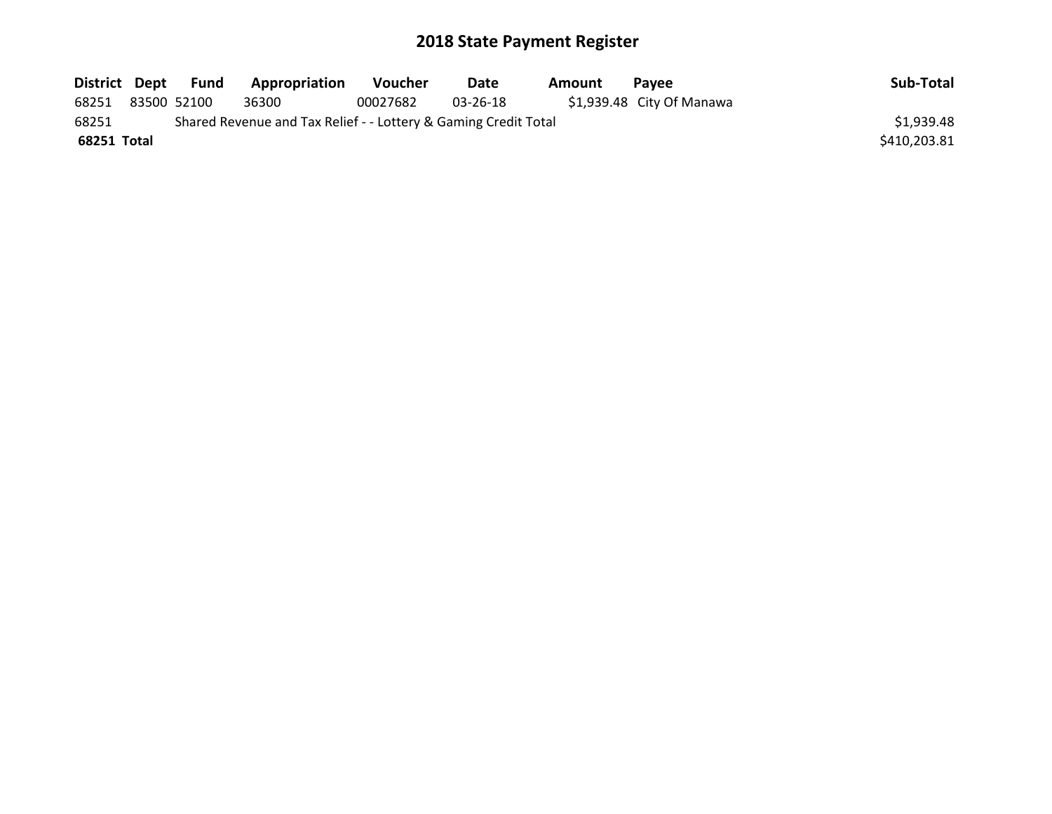# 2018 State Payment Register

| District | Dept | Fund | Appropriation | Voucher | Date | Amount | Payee | Sub-Total |
|---|---|---|---|---|---|---|---|---|
| 68251 | 83500 | 52100 | 36300 | 00027682 | 03-26-18 | $1,939.48 | City Of Manawa | |
| 68251 | | Shared Revenue and Tax Relief - - Lottery & Gaming Credit Total | | | | | | $1,939.48 |
| **68251 Total** | | | | | | | | $410,203.81 |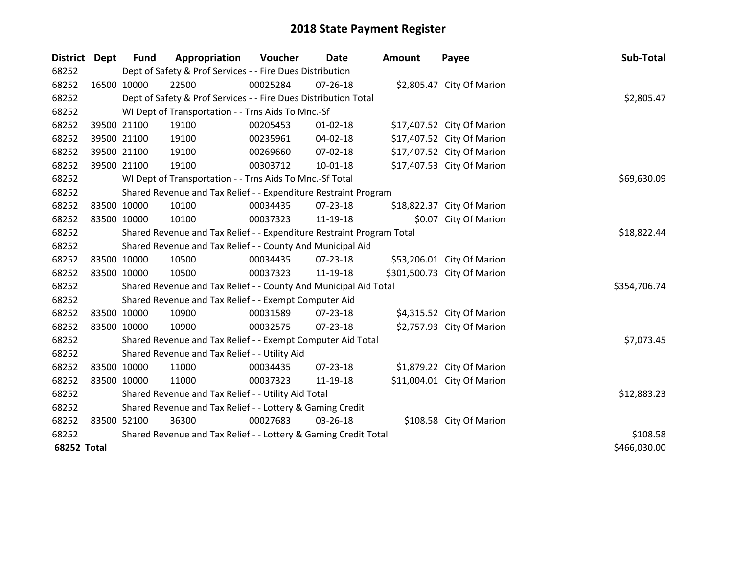# 2018 State Payment Register

| District | Dept | Fund | Appropriation | Voucher | Date | Amount | Payee | Sub-Total |
|---|---|---|---|---|---|---|---|---|
| 68252 | Dept of Safety & Prof Services - - Fire Dues Distribution | | | | | | | |
| 68252 | 16500 | 10000 | 22500 | 00025284 | 07-26-18 | $2,805.47 | City Of Marion | |
| 68252 | Dept of Safety & Prof Services - - Fire Dues Distribution Total | | | | | | | $2,805.47 |
| 68252 | WI Dept of Transportation - - Trns Aids To Mnc.-Sf | | | | | | | |
| 68252 | 39500 | 21100 | 19100 | 00205453 | 01-02-18 | $17,407.52 | City Of Marion | |
| 68252 | 39500 | 21100 | 19100 | 00235961 | 04-02-18 | $17,407.52 | City Of Marion | |
| 68252 | 39500 | 21100 | 19100 | 00269660 | 07-02-18 | $17,407.52 | City Of Marion | |
| 68252 | 39500 | 21100 | 19100 | 00303712 | 10-01-18 | $17,407.53 | City Of Marion | |
| 68252 | WI Dept of Transportation - - Trns Aids To Mnc.-Sf Total | | | | | | | $69,630.09 |
| 68252 | Shared Revenue and Tax Relief - - Expenditure Restraint Program | | | | | | | |
| 68252 | 83500 | 10000 | 10100 | 00034435 | 07-23-18 | $18,822.37 | City Of Marion | |
| 68252 | 83500 | 10000 | 10100 | 00037323 | 11-19-18 | $0.07 | City Of Marion | |
| 68252 | Shared Revenue and Tax Relief - - Expenditure Restraint Program Total | | | | | | | $18,822.44 |
| 68252 | Shared Revenue and Tax Relief - - County And Municipal Aid | | | | | | | |
| 68252 | 83500 | 10000 | 10500 | 00034435 | 07-23-18 | $53,206.01 | City Of Marion | |
| 68252 | 83500 | 10000 | 10500 | 00037323 | 11-19-18 | $301,500.73 | City Of Marion | |
| 68252 | Shared Revenue and Tax Relief - - County And Municipal Aid Total | | | | | | | $354,706.74 |
| 68252 | Shared Revenue and Tax Relief - - Exempt Computer Aid | | | | | | | |
| 68252 | 83500 | 10000 | 10900 | 00031589 | 07-23-18 | $4,315.52 | City Of Marion | |
| 68252 | 83500 | 10000 | 10900 | 00032575 | 07-23-18 | $2,757.93 | City Of Marion | |
| 68252 | Shared Revenue and Tax Relief - - Exempt Computer Aid Total | | | | | | | $7,073.45 |
| 68252 | Shared Revenue and Tax Relief - - Utility Aid | | | | | | | |
| 68252 | 83500 | 10000 | 11000 | 00034435 | 07-23-18 | $1,879.22 | City Of Marion | |
| 68252 | 83500 | 10000 | 11000 | 00037323 | 11-19-18 | $11,004.01 | City Of Marion | |
| 68252 | Shared Revenue and Tax Relief - - Utility Aid Total | | | | | | | $12,883.23 |
| 68252 | Shared Revenue and Tax Relief - - Lottery & Gaming Credit | | | | | | | |
| 68252 | 83500 | 52100 | 36300 | 00027683 | 03-26-18 | $108.58 | City Of Marion | |
| 68252 | Shared Revenue and Tax Relief - - Lottery & Gaming Credit Total | | | | | | | $108.58 |
| **68252 Total** | | | | | | | | $466,030.00 |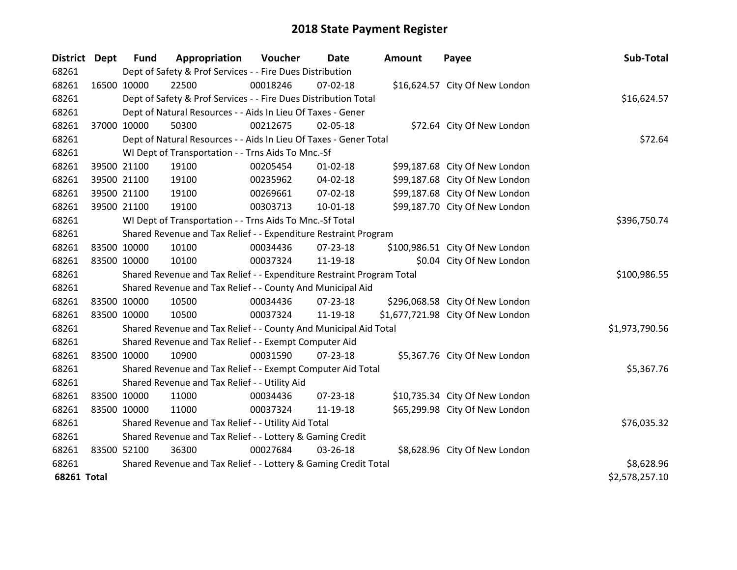# 2018 State Payment Register

| District | Dept | Fund | Appropriation | Voucher | Date | Amount | Payee | Sub-Total |
|---|---|---|---|---|---|---|---|---|
| 68261 | | Dept of Safety & Prof Services - - Fire Dues Distribution | | | | | | |
| 68261 | 16500 | 10000 | 22500 | 00018246 | 07-02-18 | $16,624.57 | City Of New London | |
| 68261 | | Dept of Safety & Prof Services - - Fire Dues Distribution Total | | | | | | $16,624.57 |
| 68261 | | Dept of Natural Resources - - Aids In Lieu Of Taxes - Gener | | | | | | |
| 68261 | 37000 | 10000 | 50300 | 00212675 | 02-05-18 | $72.64 | City Of New London | |
| 68261 | | Dept of Natural Resources - - Aids In Lieu Of Taxes - Gener Total | | | | | | $72.64 |
| 68261 | | WI Dept of Transportation - - Trns Aids To Mnc.-Sf | | | | | | |
| 68261 | 39500 | 21100 | 19100 | 00205454 | 01-02-18 | $99,187.68 | City Of New London | |
| 68261 | 39500 | 21100 | 19100 | 00235962 | 04-02-18 | $99,187.68 | City Of New London | |
| 68261 | 39500 | 21100 | 19100 | 00269661 | 07-02-18 | $99,187.68 | City Of New London | |
| 68261 | 39500 | 21100 | 19100 | 00303713 | 10-01-18 | $99,187.70 | City Of New London | |
| 68261 | | WI Dept of Transportation - - Trns Aids To Mnc.-Sf Total | | | | | | $396,750.74 |
| 68261 | | Shared Revenue and Tax Relief - - Expenditure Restraint Program | | | | | | |
| 68261 | 83500 | 10000 | 10100 | 00034436 | 07-23-18 | $100,986.51 | City Of New London | |
| 68261 | 83500 | 10000 | 10100 | 00037324 | 11-19-18 | $0.04 | City Of New London | |
| 68261 | | Shared Revenue and Tax Relief - - Expenditure Restraint Program Total | | | | | | $100,986.55 |
| 68261 | | Shared Revenue and Tax Relief - - County And Municipal Aid | | | | | | |
| 68261 | 83500 | 10000 | 10500 | 00034436 | 07-23-18 | $296,068.58 | City Of New London | |
| 68261 | 83500 | 10000 | 10500 | 00037324 | 11-19-18 | $1,677,721.98 | City Of New London | |
| 68261 | | Shared Revenue and Tax Relief - - County And Municipal Aid Total | | | | | | $1,973,790.56 |
| 68261 | | Shared Revenue and Tax Relief - - Exempt Computer Aid | | | | | | |
| 68261 | 83500 | 10000 | 10900 | 00031590 | 07-23-18 | $5,367.76 | City Of New London | |
| 68261 | | Shared Revenue and Tax Relief - - Exempt Computer Aid Total | | | | | | $5,367.76 |
| 68261 | | Shared Revenue and Tax Relief - - Utility Aid | | | | | | |
| 68261 | 83500 | 10000 | 11000 | 00034436 | 07-23-18 | $10,735.34 | City Of New London | |
| 68261 | 83500 | 10000 | 11000 | 00037324 | 11-19-18 | $65,299.98 | City Of New London | |
| 68261 | | Shared Revenue and Tax Relief - - Utility Aid Total | | | | | | $76,035.32 |
| 68261 | | Shared Revenue and Tax Relief - - Lottery & Gaming Credit | | | | | | |
| 68261 | 83500 | 52100 | 36300 | 00027684 | 03-26-18 | $8,628.96 | City Of New London | |
| 68261 | | Shared Revenue and Tax Relief - - Lottery & Gaming Credit Total | | | | | | $8,628.96 |
| **68261 Total** | | | | | | | | $2,578,257.10 |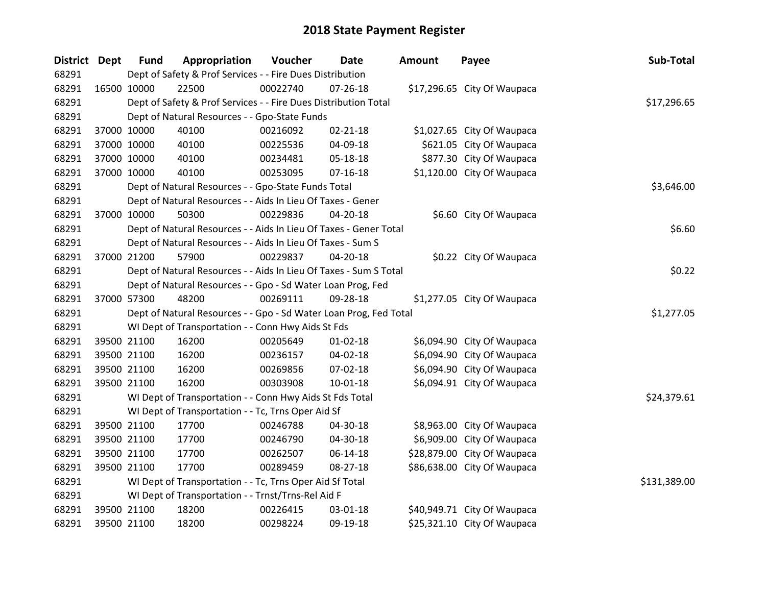# 2018 State Payment Register

| District | Dept | Fund | Appropriation | Voucher | Date | Amount | Payee | Sub-Total |
|---|---|---|---|---|---|---|---|---|
| 68291 | | Dept of Safety & Prof Services - - Fire Dues Distribution | | | | | | |
| 68291 | 16500 | 10000 | 22500 | 00022740 | 07-26-18 | $17,296.65 | City Of Waupaca | |
| 68291 | | Dept of Safety & Prof Services - - Fire Dues Distribution Total | | | | | | $17,296.65 |
| 68291 | | Dept of Natural Resources - - Gpo-State Funds | | | | | | |
| 68291 | 37000 | 10000 | 40100 | 00216092 | 02-21-18 | $1,027.65 | City Of Waupaca | |
| 68291 | 37000 | 10000 | 40100 | 00225536 | 04-09-18 | $621.05 | City Of Waupaca | |
| 68291 | 37000 | 10000 | 40100 | 00234481 | 05-18-18 | $877.30 | City Of Waupaca | |
| 68291 | 37000 | 10000 | 40100 | 00253095 | 07-16-18 | $1,120.00 | City Of Waupaca | |
| 68291 | | Dept of Natural Resources - - Gpo-State Funds Total | | | | | | $3,646.00 |
| 68291 | | Dept of Natural Resources - - Aids In Lieu Of Taxes - Gener | | | | | | |
| 68291 | 37000 | 10000 | 50300 | 00229836 | 04-20-18 | $6.60 | City Of Waupaca | |
| 68291 | | Dept of Natural Resources - - Aids In Lieu Of Taxes - Gener Total | | | | | | $6.60 |
| 68291 | | Dept of Natural Resources - - Aids In Lieu Of Taxes - Sum S | | | | | | |
| 68291 | 37000 | 21200 | 57900 | 00229837 | 04-20-18 | $0.22 | City Of Waupaca | |
| 68291 | | Dept of Natural Resources - - Aids In Lieu Of Taxes - Sum S Total | | | | | | $0.22 |
| 68291 | | Dept of Natural Resources - - Gpo - Sd Water Loan Prog, Fed | | | | | | |
| 68291 | 37000 | 57300 | 48200 | 00269111 | 09-28-18 | $1,277.05 | City Of Waupaca | |
| 68291 | | Dept of Natural Resources - - Gpo - Sd Water Loan Prog, Fed Total | | | | | | $1,277.05 |
| 68291 | | WI Dept of Transportation - - Conn Hwy Aids St Fds | | | | | | |
| 68291 | 39500 | 21100 | 16200 | 00205649 | 01-02-18 | $6,094.90 | City Of Waupaca | |
| 68291 | 39500 | 21100 | 16200 | 00236157 | 04-02-18 | $6,094.90 | City Of Waupaca | |
| 68291 | 39500 | 21100 | 16200 | 00269856 | 07-02-18 | $6,094.90 | City Of Waupaca | |
| 68291 | 39500 | 21100 | 16200 | 00303908 | 10-01-18 | $6,094.91 | City Of Waupaca | |
| 68291 | | WI Dept of Transportation - - Conn Hwy Aids St Fds Total | | | | | | $24,379.61 |
| 68291 | | WI Dept of Transportation - - Tc, Trns Oper Aid Sf | | | | | | |
| 68291 | 39500 | 21100 | 17700 | 00246788 | 04-30-18 | $8,963.00 | City Of Waupaca | |
| 68291 | 39500 | 21100 | 17700 | 00246790 | 04-30-18 | $6,909.00 | City Of Waupaca | |
| 68291 | 39500 | 21100 | 17700 | 00262507 | 06-14-18 | $28,879.00 | City Of Waupaca | |
| 68291 | 39500 | 21100 | 17700 | 00289459 | 08-27-18 | $86,638.00 | City Of Waupaca | |
| 68291 | | WI Dept of Transportation - - Tc, Trns Oper Aid Sf Total | | | | | | $131,389.00 |
| 68291 | | WI Dept of Transportation - - Trnst/Trns-Rel Aid F | | | | | | |
| 68291 | 39500 | 21100 | 18200 | 00226415 | 03-01-18 | $40,949.71 | City Of Waupaca | |
| 68291 | 39500 | 21100 | 18200 | 00298224 | 09-19-18 | $25,321.10 | City Of Waupaca | |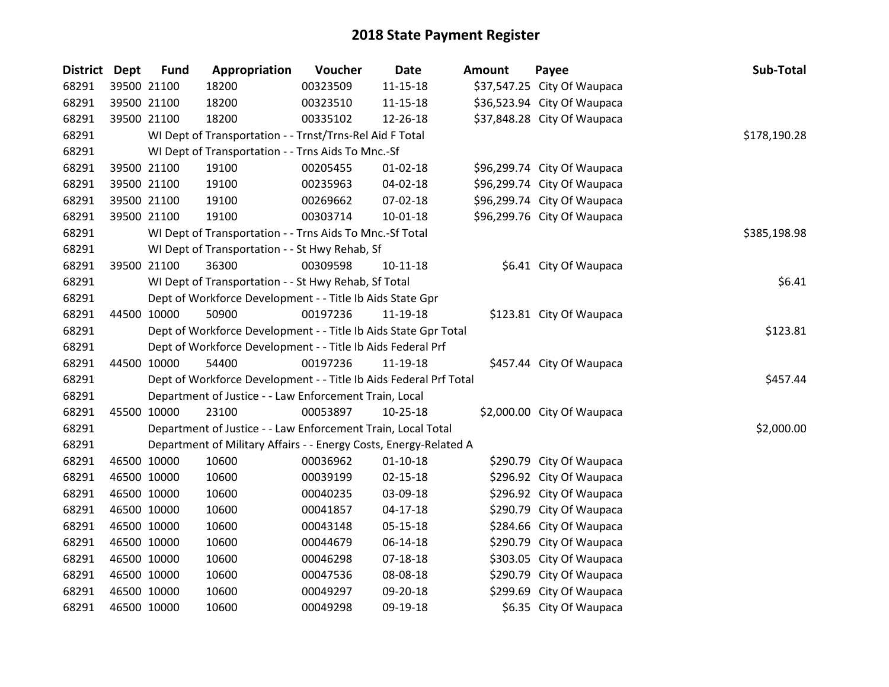# 2018 State Payment Register

| District | Dept | Fund | Appropriation | Voucher | Date | Amount | Payee | Sub-Total |
|---|---|---|---|---|---|---|---|---|
| 68291 | 39500 | 21100 | 18200 | 00323509 | 11-15-18 | $37,547.25 | City Of Waupaca | |
| 68291 | 39500 | 21100 | 18200 | 00323510 | 11-15-18 | $36,523.94 | City Of Waupaca | |
| 68291 | 39500 | 21100 | 18200 | 00335102 | 12-26-18 | $37,848.28 | City Of Waupaca | |
| 68291 | | WI Dept of Transportation - - Trnst/Trns-Rel Aid F Total | | | | | | $178,190.28 |
| 68291 | | WI Dept of Transportation - - Trns Aids To Mnc.-Sf | | | | | | |
| 68291 | 39500 | 21100 | 19100 | 00205455 | 01-02-18 | $96,299.74 | City Of Waupaca | |
| 68291 | 39500 | 21100 | 19100 | 00235963 | 04-02-18 | $96,299.74 | City Of Waupaca | |
| 68291 | 39500 | 21100 | 19100 | 00269662 | 07-02-18 | $96,299.74 | City Of Waupaca | |
| 68291 | 39500 | 21100 | 19100 | 00303714 | 10-01-18 | $96,299.76 | City Of Waupaca | |
| 68291 | | WI Dept of Transportation - - Trns Aids To Mnc.-Sf Total | | | | | | $385,198.98 |
| 68291 | | WI Dept of Transportation - - St Hwy Rehab, Sf | | | | | | |
| 68291 | 39500 | 21100 | 36300 | 00309598 | 10-11-18 | $6.41 | City Of Waupaca | |
| 68291 | | WI Dept of Transportation - - St Hwy Rehab, Sf Total | | | | | | $6.41 |
| 68291 | | Dept of Workforce Development - - Title Ib Aids State Gpr | | | | | | |
| 68291 | 44500 | 10000 | 50900 | 00197236 | 11-19-18 | $123.81 | City Of Waupaca | |
| 68291 | | Dept of Workforce Development - - Title Ib Aids State Gpr Total | | | | | | $123.81 |
| 68291 | | Dept of Workforce Development - - Title Ib Aids Federal Prf | | | | | | |
| 68291 | 44500 | 10000 | 54400 | 00197236 | 11-19-18 | $457.44 | City Of Waupaca | |
| 68291 | | Dept of Workforce Development - - Title Ib Aids Federal Prf Total | | | | | | $457.44 |
| 68291 | | Department of Justice - - Law Enforcement Train, Local | | | | | | |
| 68291 | 45500 | 10000 | 23100 | 00053897 | 10-25-18 | $2,000.00 | City Of Waupaca | |
| 68291 | | Department of Justice - - Law Enforcement Train, Local Total | | | | | | $2,000.00 |
| 68291 | | Department of Military Affairs - - Energy Costs, Energy-Related A | | | | | | |
| 68291 | 46500 | 10000 | 10600 | 00036962 | 01-10-18 | $290.79 | City Of Waupaca | |
| 68291 | 46500 | 10000 | 10600 | 00039199 | 02-15-18 | $296.92 | City Of Waupaca | |
| 68291 | 46500 | 10000 | 10600 | 00040235 | 03-09-18 | $296.92 | City Of Waupaca | |
| 68291 | 46500 | 10000 | 10600 | 00041857 | 04-17-18 | $290.79 | City Of Waupaca | |
| 68291 | 46500 | 10000 | 10600 | 00043148 | 05-15-18 | $284.66 | City Of Waupaca | |
| 68291 | 46500 | 10000 | 10600 | 00044679 | 06-14-18 | $290.79 | City Of Waupaca | |
| 68291 | 46500 | 10000 | 10600 | 00046298 | 07-18-18 | $303.05 | City Of Waupaca | |
| 68291 | 46500 | 10000 | 10600 | 00047536 | 08-08-18 | $290.79 | City Of Waupaca | |
| 68291 | 46500 | 10000 | 10600 | 00049297 | 09-20-18 | $299.69 | City Of Waupaca | |
| 68291 | 46500 | 10000 | 10600 | 00049298 | 09-19-18 | $6.35 | City Of Waupaca | |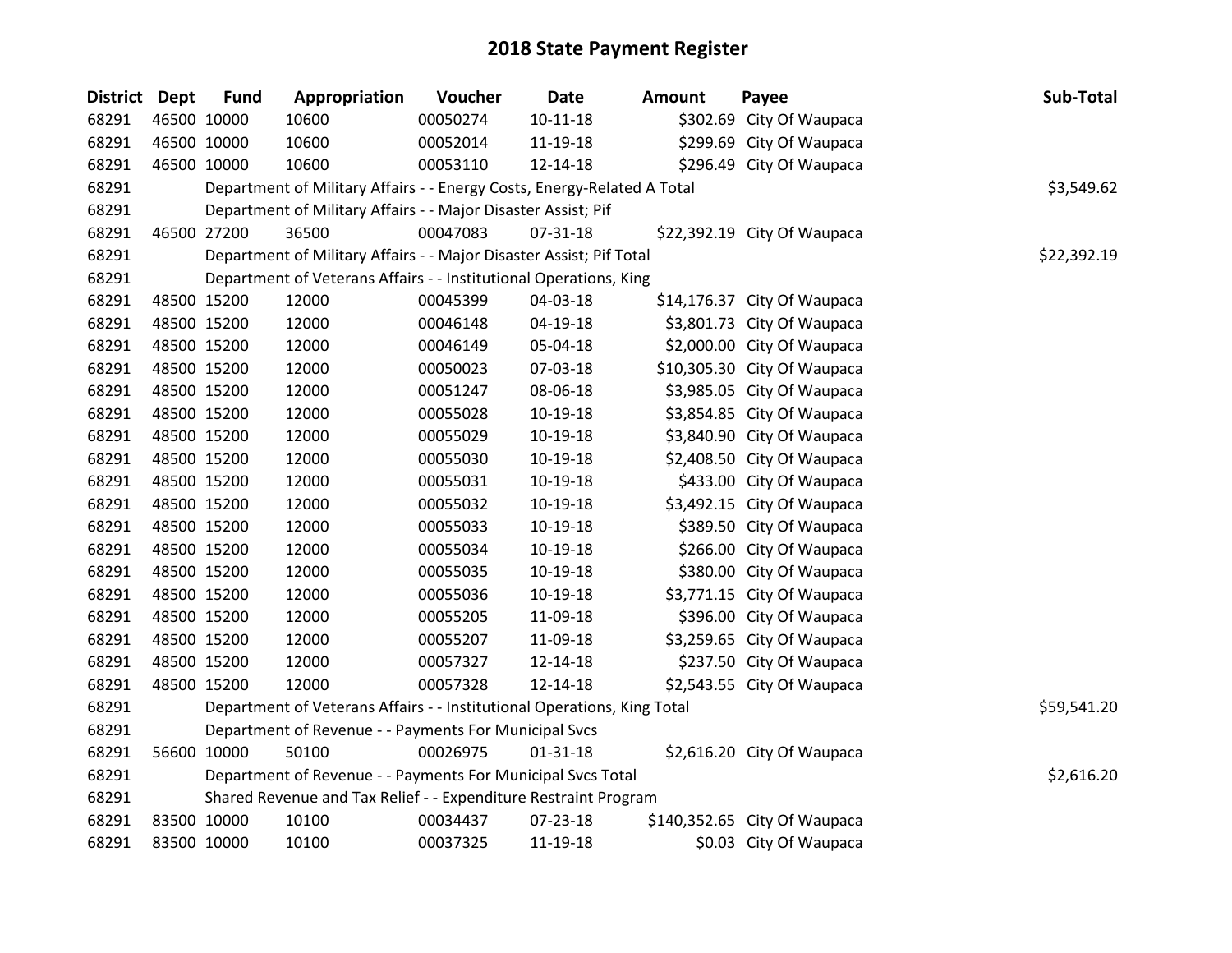# 2018 State Payment Register

| District | Dept | Fund | Appropriation | Voucher | Date | Amount | Payee | Sub-Total |
|---|---|---|---|---|---|---|---|---|
| 68291 | 46500 | 10000 | 10600 | 00050274 | 10-11-18 | $302.69 | City Of Waupaca | |
| 68291 | 46500 | 10000 | 10600 | 00052014 | 11-19-18 | $299.69 | City Of Waupaca | |
| 68291 | 46500 | 10000 | 10600 | 00053110 | 12-14-18 | $296.49 | City Of Waupaca | |
| 68291 | | Department of Military Affairs - - Energy Costs, Energy-Related A Total | | | | | | $3,549.62 |
| 68291 | | Department of Military Affairs - - Major Disaster Assist; Pif | | | | | | |
| 68291 | 46500 | 27200 | 36500 | 00047083 | 07-31-18 | $22,392.19 | City Of Waupaca | |
| 68291 | | Department of Military Affairs - - Major Disaster Assist; Pif Total | | | | | | $22,392.19 |
| 68291 | | Department of Veterans Affairs - - Institutional Operations, King | | | | | | |
| 68291 | 48500 | 15200 | 12000 | 00045399 | 04-03-18 | $14,176.37 | City Of Waupaca | |
| 68291 | 48500 | 15200 | 12000 | 00046148 | 04-19-18 | $3,801.73 | City Of Waupaca | |
| 68291 | 48500 | 15200 | 12000 | 00046149 | 05-04-18 | $2,000.00 | City Of Waupaca | |
| 68291 | 48500 | 15200 | 12000 | 00050023 | 07-03-18 | $10,305.30 | City Of Waupaca | |
| 68291 | 48500 | 15200 | 12000 | 00051247 | 08-06-18 | $3,985.05 | City Of Waupaca | |
| 68291 | 48500 | 15200 | 12000 | 00055028 | 10-19-18 | $3,854.85 | City Of Waupaca | |
| 68291 | 48500 | 15200 | 12000 | 00055029 | 10-19-18 | $3,840.90 | City Of Waupaca | |
| 68291 | 48500 | 15200 | 12000 | 00055030 | 10-19-18 | $2,408.50 | City Of Waupaca | |
| 68291 | 48500 | 15200 | 12000 | 00055031 | 10-19-18 | $433.00 | City Of Waupaca | |
| 68291 | 48500 | 15200 | 12000 | 00055032 | 10-19-18 | $3,492.15 | City Of Waupaca | |
| 68291 | 48500 | 15200 | 12000 | 00055033 | 10-19-18 | $389.50 | City Of Waupaca | |
| 68291 | 48500 | 15200 | 12000 | 00055034 | 10-19-18 | $266.00 | City Of Waupaca | |
| 68291 | 48500 | 15200 | 12000 | 00055035 | 10-19-18 | $380.00 | City Of Waupaca | |
| 68291 | 48500 | 15200 | 12000 | 00055036 | 10-19-18 | $3,771.15 | City Of Waupaca | |
| 68291 | 48500 | 15200 | 12000 | 00055205 | 11-09-18 | $396.00 | City Of Waupaca | |
| 68291 | 48500 | 15200 | 12000 | 00055207 | 11-09-18 | $3,259.65 | City Of Waupaca | |
| 68291 | 48500 | 15200 | 12000 | 00057327 | 12-14-18 | $237.50 | City Of Waupaca | |
| 68291 | 48500 | 15200 | 12000 | 00057328 | 12-14-18 | $2,543.55 | City Of Waupaca | |
| 68291 | | Department of Veterans Affairs - - Institutional Operations, King Total | | | | | | $59,541.20 |
| 68291 | | Department of Revenue - - Payments For Municipal Svcs | | | | | | |
| 68291 | 56600 | 10000 | 50100 | 00026975 | 01-31-18 | $2,616.20 | City Of Waupaca | |
| 68291 | | Department of Revenue - - Payments For Municipal Svcs Total | | | | | | $2,616.20 |
| 68291 | | Shared Revenue and Tax Relief - - Expenditure Restraint Program | | | | | | |
| 68291 | 83500 | 10000 | 10100 | 00034437 | 07-23-18 | $140,352.65 | City Of Waupaca | |
| 68291 | 83500 | 10000 | 10100 | 00037325 | 11-19-18 | $0.03 | City Of Waupaca | |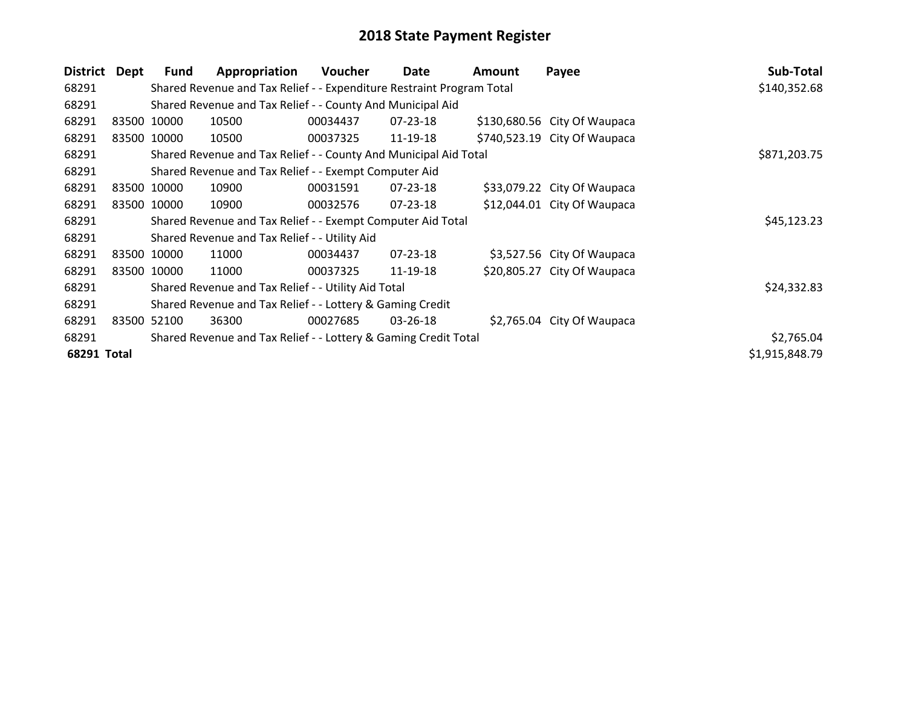# 2018 State Payment Register

| District | Dept | Fund | Appropriation | Voucher | Date | Amount | Payee | Sub-Total |
|---|---|---|---|---|---|---|---|---|
| 68291 | | Shared Revenue and Tax Relief - - Expenditure Restraint Program Total | | | | | | $140,352.68 |
| 68291 | | Shared Revenue and Tax Relief - - County And Municipal Aid | | | | | | |
| 68291 | 83500 | 10000 | 10500 | 00034437 | 07-23-18 | $130,680.56 | City Of Waupaca | |
| 68291 | 83500 | 10000 | 10500 | 00037325 | 11-19-18 | $740,523.19 | City Of Waupaca | |
| 68291 | | Shared Revenue and Tax Relief - - County And Municipal Aid Total | | | | | | $871,203.75 |
| 68291 | | Shared Revenue and Tax Relief - - Exempt Computer Aid | | | | | | |
| 68291 | 83500 | 10000 | 10900 | 00031591 | 07-23-18 | $33,079.22 | City Of Waupaca | |
| 68291 | 83500 | 10000 | 10900 | 00032576 | 07-23-18 | $12,044.01 | City Of Waupaca | |
| 68291 | | Shared Revenue and Tax Relief - - Exempt Computer Aid Total | | | | | | $45,123.23 |
| 68291 | | Shared Revenue and Tax Relief - - Utility Aid | | | | | | |
| 68291 | 83500 | 10000 | 11000 | 00034437 | 07-23-18 | $3,527.56 | City Of Waupaca | |
| 68291 | 83500 | 10000 | 11000 | 00037325 | 11-19-18 | $20,805.27 | City Of Waupaca | |
| 68291 | | Shared Revenue and Tax Relief - - Utility Aid Total | | | | | | $24,332.83 |
| 68291 | | Shared Revenue and Tax Relief - - Lottery & Gaming Credit | | | | | | |
| 68291 | 83500 | 52100 | 36300 | 00027685 | 03-26-18 | $2,765.04 | City Of Waupaca | |
| 68291 | | Shared Revenue and Tax Relief - - Lottery & Gaming Credit Total | | | | | | $2,765.04 |
| **68291** | **Total** | | | | | | | $1,915,848.79 |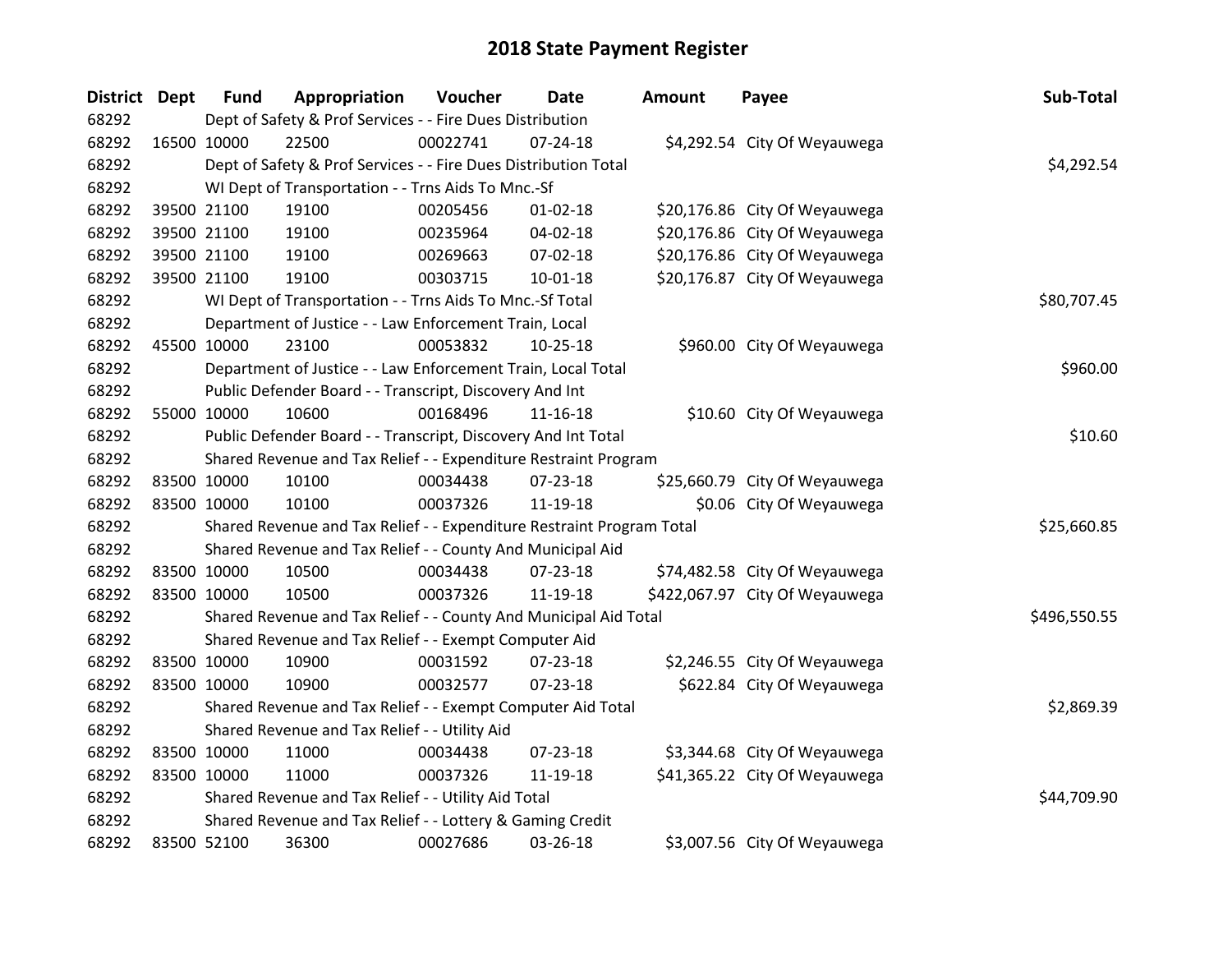# 2018 State Payment Register

| District | Dept | Fund | Appropriation | Voucher | Date | Amount | Payee | Sub-Total |
|---|---|---|---|---|---|---|---|---|
| 68292 | | Dept of Safety & Prof Services - - Fire Dues Distribution | | | | | | |
| 68292 | 16500 | 10000 | 22500 | 00022741 | 07-24-18 | $4,292.54 | City Of Weyauwega | |
| 68292 | | Dept of Safety & Prof Services - - Fire Dues Distribution Total | | | | | | $4,292.54 |
| 68292 | | WI Dept of Transportation - - Trns Aids To Mnc.-Sf | | | | | | |
| 68292 | 39500 | 21100 | 19100 | 00205456 | 01-02-18 | $20,176.86 | City Of Weyauwega | |
| 68292 | 39500 | 21100 | 19100 | 00235964 | 04-02-18 | $20,176.86 | City Of Weyauwega | |
| 68292 | 39500 | 21100 | 19100 | 00269663 | 07-02-18 | $20,176.86 | City Of Weyauwega | |
| 68292 | 39500 | 21100 | 19100 | 00303715 | 10-01-18 | $20,176.87 | City Of Weyauwega | |
| 68292 | | WI Dept of Transportation - - Trns Aids To Mnc.-Sf Total | | | | | | $80,707.45 |
| 68292 | | Department of Justice - - Law Enforcement Train, Local | | | | | | |
| 68292 | 45500 | 10000 | 23100 | 00053832 | 10-25-18 | $960.00 | City Of Weyauwega | |
| 68292 | | Department of Justice - - Law Enforcement Train, Local Total | | | | | | $960.00 |
| 68292 | | Public Defender Board - - Transcript, Discovery And Int | | | | | | |
| 68292 | 55000 | 10000 | 10600 | 00168496 | 11-16-18 | $10.60 | City Of Weyauwega | |
| 68292 | | Public Defender Board - - Transcript, Discovery And Int Total | | | | | | $10.60 |
| 68292 | | Shared Revenue and Tax Relief - - Expenditure Restraint Program | | | | | | |
| 68292 | 83500 | 10000 | 10100 | 00034438 | 07-23-18 | $25,660.79 | City Of Weyauwega | |
| 68292 | 83500 | 10000 | 10100 | 00037326 | 11-19-18 | $0.06 | City Of Weyauwega | |
| 68292 | | Shared Revenue and Tax Relief - - Expenditure Restraint Program Total | | | | | | $25,660.85 |
| 68292 | | Shared Revenue and Tax Relief - - County And Municipal Aid | | | | | | |
| 68292 | 83500 | 10000 | 10500 | 00034438 | 07-23-18 | $74,482.58 | City Of Weyauwega | |
| 68292 | 83500 | 10000 | 10500 | 00037326 | 11-19-18 | $422,067.97 | City Of Weyauwega | |
| 68292 | | Shared Revenue and Tax Relief - - County And Municipal Aid Total | | | | | | $496,550.55 |
| 68292 | | Shared Revenue and Tax Relief - - Exempt Computer Aid | | | | | | |
| 68292 | 83500 | 10000 | 10900 | 00031592 | 07-23-18 | $2,246.55 | City Of Weyauwega | |
| 68292 | 83500 | 10000 | 10900 | 00032577 | 07-23-18 | $622.84 | City Of Weyauwega | |
| 68292 | | Shared Revenue and Tax Relief - - Exempt Computer Aid Total | | | | | | $2,869.39 |
| 68292 | | Shared Revenue and Tax Relief - - Utility Aid | | | | | | |
| 68292 | 83500 | 10000 | 11000 | 00034438 | 07-23-18 | $3,344.68 | City Of Weyauwega | |
| 68292 | 83500 | 10000 | 11000 | 00037326 | 11-19-18 | $41,365.22 | City Of Weyauwega | |
| 68292 | | Shared Revenue and Tax Relief - - Utility Aid Total | | | | | | $44,709.90 |
| 68292 | | Shared Revenue and Tax Relief - - Lottery & Gaming Credit | | | | | | |
| 68292 | 83500 | 52100 | 36300 | 00027686 | 03-26-18 | $3,007.56 | City Of Weyauwega | |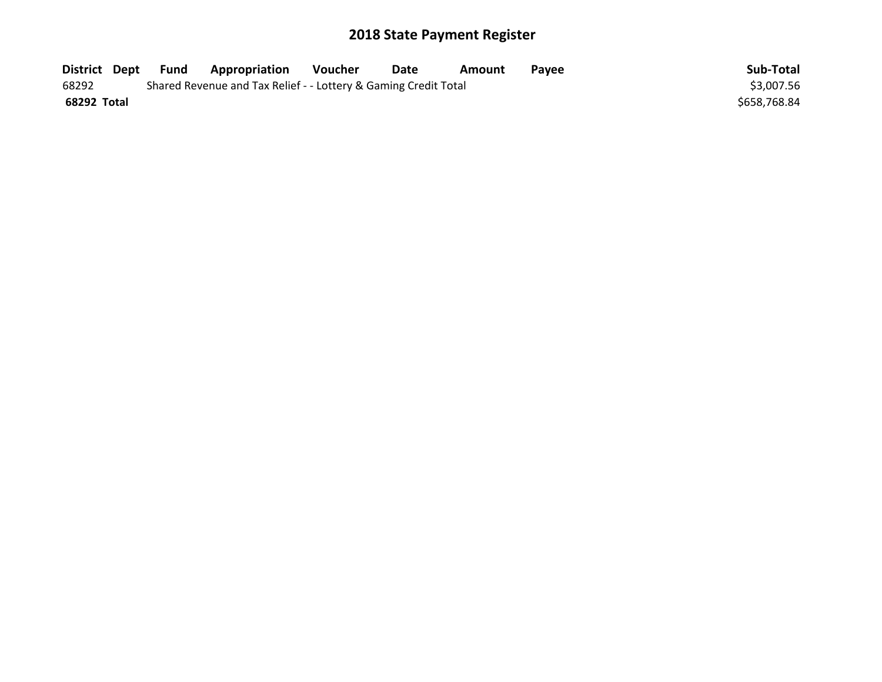# 2018 State Payment Register

| District | Dept | Fund | Appropriation | Voucher | Date | Amount | Payee | Sub-Total |
|---|---|---|---|---|---|---|---|---|
| 68292 | | Shared Revenue and Tax Relief - - Lottery & Gaming Credit Total | | | | | | $3,007.56 |
| **68292 Total** | | | | | | | | $658,768.84 |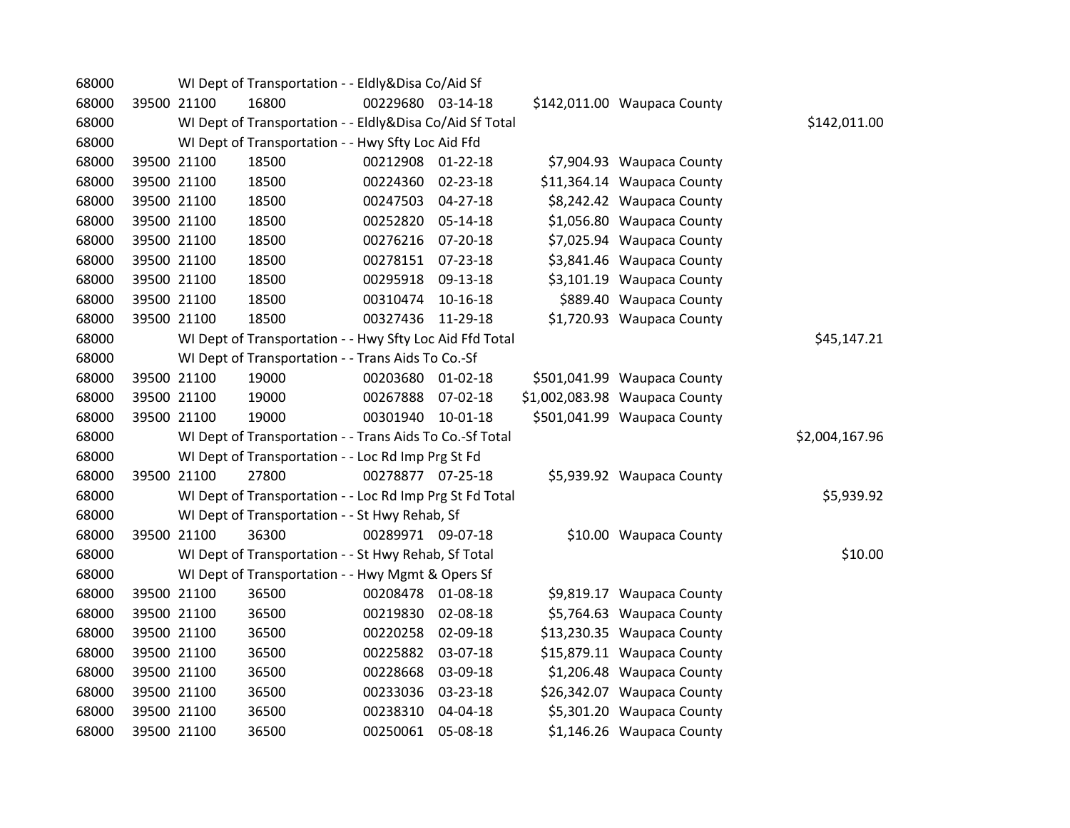| | | | | | | | | |
|---|---|---|---|---|---|---|---|---|
| 68000 | | WI Dept of Transportation - - Eldly&Disa Co/Aid Sf | | | | | | |
| 68000 | 39500 | 21100 | 16800 | 00229680 | 03-14-18 | $142,011.00 | Waupaca County | |
| 68000 | | WI Dept of Transportation - - Eldly&Disa Co/Aid Sf Total | | | | | | $142,011.00 |
| 68000 | | WI Dept of Transportation - - Hwy Sfty Loc Aid Ffd | | | | | | |
| 68000 | 39500 | 21100 | 18500 | 00212908 | 01-22-18 | $7,904.93 | Waupaca County | |
| 68000 | 39500 | 21100 | 18500 | 00224360 | 02-23-18 | $11,364.14 | Waupaca County | |
| 68000 | 39500 | 21100 | 18500 | 00247503 | 04-27-18 | $8,242.42 | Waupaca County | |
| 68000 | 39500 | 21100 | 18500 | 00252820 | 05-14-18 | $1,056.80 | Waupaca County | |
| 68000 | 39500 | 21100 | 18500 | 00276216 | 07-20-18 | $7,025.94 | Waupaca County | |
| 68000 | 39500 | 21100 | 18500 | 00278151 | 07-23-18 | $3,841.46 | Waupaca County | |
| 68000 | 39500 | 21100 | 18500 | 00295918 | 09-13-18 | $3,101.19 | Waupaca County | |
| 68000 | 39500 | 21100 | 18500 | 00310474 | 10-16-18 | $889.40 | Waupaca County | |
| 68000 | 39500 | 21100 | 18500 | 00327436 | 11-29-18 | $1,720.93 | Waupaca County | |
| 68000 | | WI Dept of Transportation - - Hwy Sfty Loc Aid Ffd Total | | | | | | $45,147.21 |
| 68000 | | WI Dept of Transportation - - Trans Aids To Co.-Sf | | | | | | |
| 68000 | 39500 | 21100 | 19000 | 00203680 | 01-02-18 | $501,041.99 | Waupaca County | |
| 68000 | 39500 | 21100 | 19000 | 00267888 | 07-02-18 | $1,002,083.98 | Waupaca County | |
| 68000 | 39500 | 21100 | 19000 | 00301940 | 10-01-18 | $501,041.99 | Waupaca County | |
| 68000 | | WI Dept of Transportation - - Trans Aids To Co.-Sf Total | | | | | | $2,004,167.96 |
| 68000 | | WI Dept of Transportation - - Loc Rd Imp Prg St Fd | | | | | | |
| 68000 | 39500 | 21100 | 27800 | 00278877 | 07-25-18 | $5,939.92 | Waupaca County | |
| 68000 | | WI Dept of Transportation - - Loc Rd Imp Prg St Fd Total | | | | | | $5,939.92 |
| 68000 | | WI Dept of Transportation - - St Hwy Rehab, Sf | | | | | | |
| 68000 | 39500 | 21100 | 36300 | 00289971 | 09-07-18 | $10.00 | Waupaca County | |
| 68000 | | WI Dept of Transportation - - St Hwy Rehab, Sf Total | | | | | | $10.00 |
| 68000 | | WI Dept of Transportation - - Hwy Mgmt & Opers Sf | | | | | | |
| 68000 | 39500 | 21100 | 36500 | 00208478 | 01-08-18 | $9,819.17 | Waupaca County | |
| 68000 | 39500 | 21100 | 36500 | 00219830 | 02-08-18 | $5,764.63 | Waupaca County | |
| 68000 | 39500 | 21100 | 36500 | 00220258 | 02-09-18 | $13,230.35 | Waupaca County | |
| 68000 | 39500 | 21100 | 36500 | 00225882 | 03-07-18 | $15,879.11 | Waupaca County | |
| 68000 | 39500 | 21100 | 36500 | 00228668 | 03-09-18 | $1,206.48 | Waupaca County | |
| 68000 | 39500 | 21100 | 36500 | 00233036 | 03-23-18 | $26,342.07 | Waupaca County | |
| 68000 | 39500 | 21100 | 36500 | 00238310 | 04-04-18 | $5,301.20 | Waupaca County | |
| 68000 | 39500 | 21100 | 36500 | 00250061 | 05-08-18 | $1,146.26 | Waupaca County | |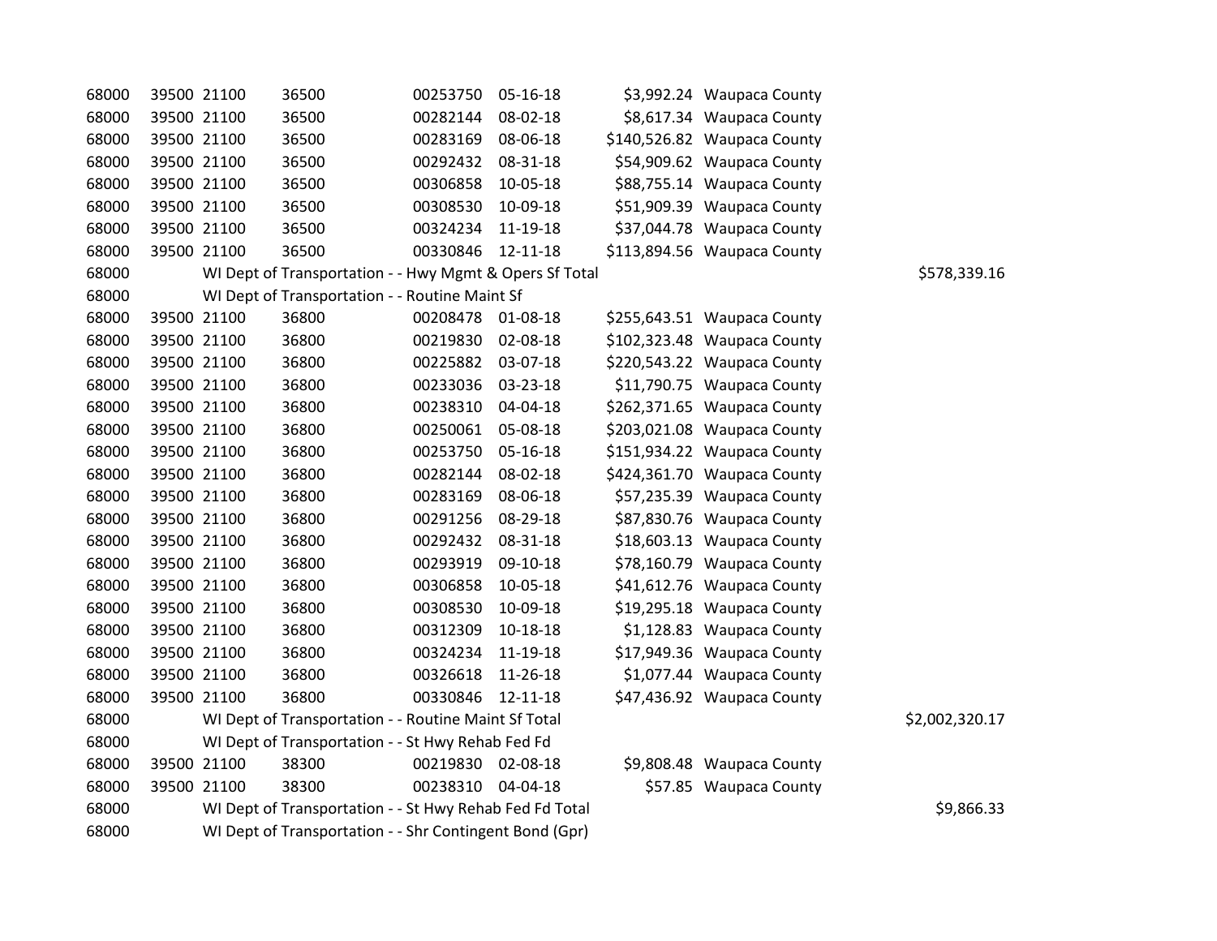| | | | | | | | | |
|---|---|---|---|---|---|---|---|---|
| 68000 | 39500 | 21100 | 36500 | 00253750 | 05-16-18 | $3,992.24 | Waupaca County | |
| 68000 | 39500 | 21100 | 36500 | 00282144 | 08-02-18 | $8,617.34 | Waupaca County | |
| 68000 | 39500 | 21100 | 36500 | 00283169 | 08-06-18 | $140,526.82 | Waupaca County | |
| 68000 | 39500 | 21100 | 36500 | 00292432 | 08-31-18 | $54,909.62 | Waupaca County | |
| 68000 | 39500 | 21100 | 36500 | 00306858 | 10-05-18 | $88,755.14 | Waupaca County | |
| 68000 | 39500 | 21100 | 36500 | 00308530 | 10-09-18 | $51,909.39 | Waupaca County | |
| 68000 | 39500 | 21100 | 36500 | 00324234 | 11-19-18 | $37,044.78 | Waupaca County | |
| 68000 | 39500 | 21100 | 36500 | 00330846 | 12-11-18 | $113,894.56 | Waupaca County | |
| 68000 | | WI Dept of Transportation - - Hwy Mgmt & Opers Sf Total | | | | | | $578,339.16 |
| 68000 | | WI Dept of Transportation - - Routine Maint Sf | | | | | | |
| 68000 | 39500 | 21100 | 36800 | 00208478 | 01-08-18 | $255,643.51 | Waupaca County | |
| 68000 | 39500 | 21100 | 36800 | 00219830 | 02-08-18 | $102,323.48 | Waupaca County | |
| 68000 | 39500 | 21100 | 36800 | 00225882 | 03-07-18 | $220,543.22 | Waupaca County | |
| 68000 | 39500 | 21100 | 36800 | 00233036 | 03-23-18 | $11,790.75 | Waupaca County | |
| 68000 | 39500 | 21100 | 36800 | 00238310 | 04-04-18 | $262,371.65 | Waupaca County | |
| 68000 | 39500 | 21100 | 36800 | 00250061 | 05-08-18 | $203,021.08 | Waupaca County | |
| 68000 | 39500 | 21100 | 36800 | 00253750 | 05-16-18 | $151,934.22 | Waupaca County | |
| 68000 | 39500 | 21100 | 36800 | 00282144 | 08-02-18 | $424,361.70 | Waupaca County | |
| 68000 | 39500 | 21100 | 36800 | 00283169 | 08-06-18 | $57,235.39 | Waupaca County | |
| 68000 | 39500 | 21100 | 36800 | 00291256 | 08-29-18 | $87,830.76 | Waupaca County | |
| 68000 | 39500 | 21100 | 36800 | 00292432 | 08-31-18 | $18,603.13 | Waupaca County | |
| 68000 | 39500 | 21100 | 36800 | 00293919 | 09-10-18 | $78,160.79 | Waupaca County | |
| 68000 | 39500 | 21100 | 36800 | 00306858 | 10-05-18 | $41,612.76 | Waupaca County | |
| 68000 | 39500 | 21100 | 36800 | 00308530 | 10-09-18 | $19,295.18 | Waupaca County | |
| 68000 | 39500 | 21100 | 36800 | 00312309 | 10-18-18 | $1,128.83 | Waupaca County | |
| 68000 | 39500 | 21100 | 36800 | 00324234 | 11-19-18 | $17,949.36 | Waupaca County | |
| 68000 | 39500 | 21100 | 36800 | 00326618 | 11-26-18 | $1,077.44 | Waupaca County | |
| 68000 | 39500 | 21100 | 36800 | 00330846 | 12-11-18 | $47,436.92 | Waupaca County | |
| 68000 | | WI Dept of Transportation - - Routine Maint Sf Total | | | | | | $2,002,320.17 |
| 68000 | | WI Dept of Transportation - - St Hwy Rehab Fed Fd | | | | | | |
| 68000 | 39500 | 21100 | 38300 | 00219830 | 02-08-18 | $9,808.48 | Waupaca County | |
| 68000 | 39500 | 21100 | 38300 | 00238310 | 04-04-18 | $57.85 | Waupaca County | |
| 68000 | | WI Dept of Transportation - - St Hwy Rehab Fed Fd Total | | | | | | $9,866.33 |
| 68000 | | WI Dept of Transportation - - Shr Contingent Bond (Gpr) | | | | | | |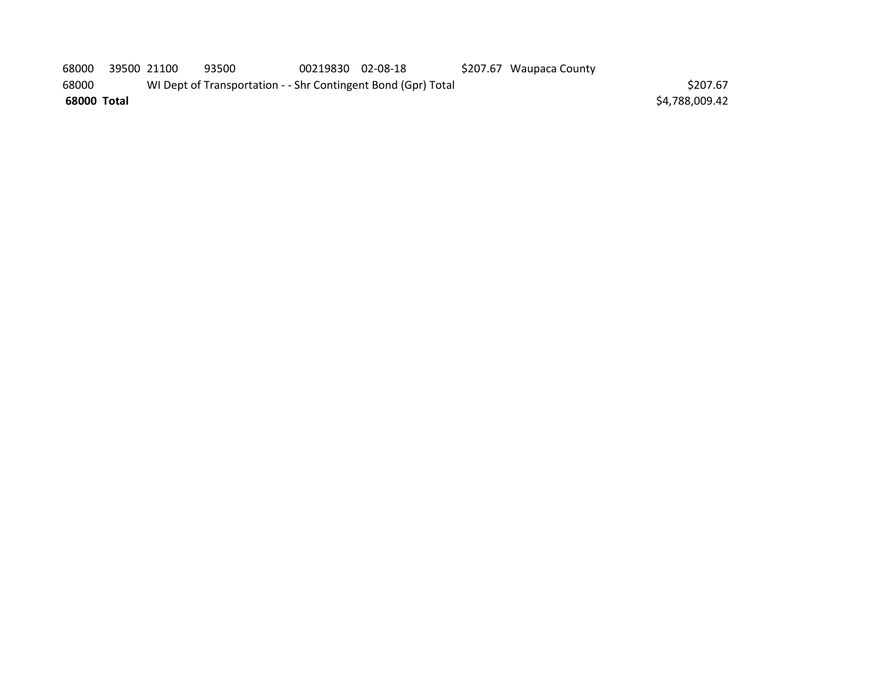| | | | | | | | | | |
|---|---|---|---|---|---|---|---|---|---|
| 68000 | 39500 | 21100 | 93500 | 00219830 | 02-08-18 | $207.67 | Waupaca County | | |
| 68000 | | WI Dept of Transportation - - Shr Contingent Bond (Gpr) Total | | | | | | | $207.67 |
| **68000** | **Total** | | | | | | | | $4,788,009.42 |